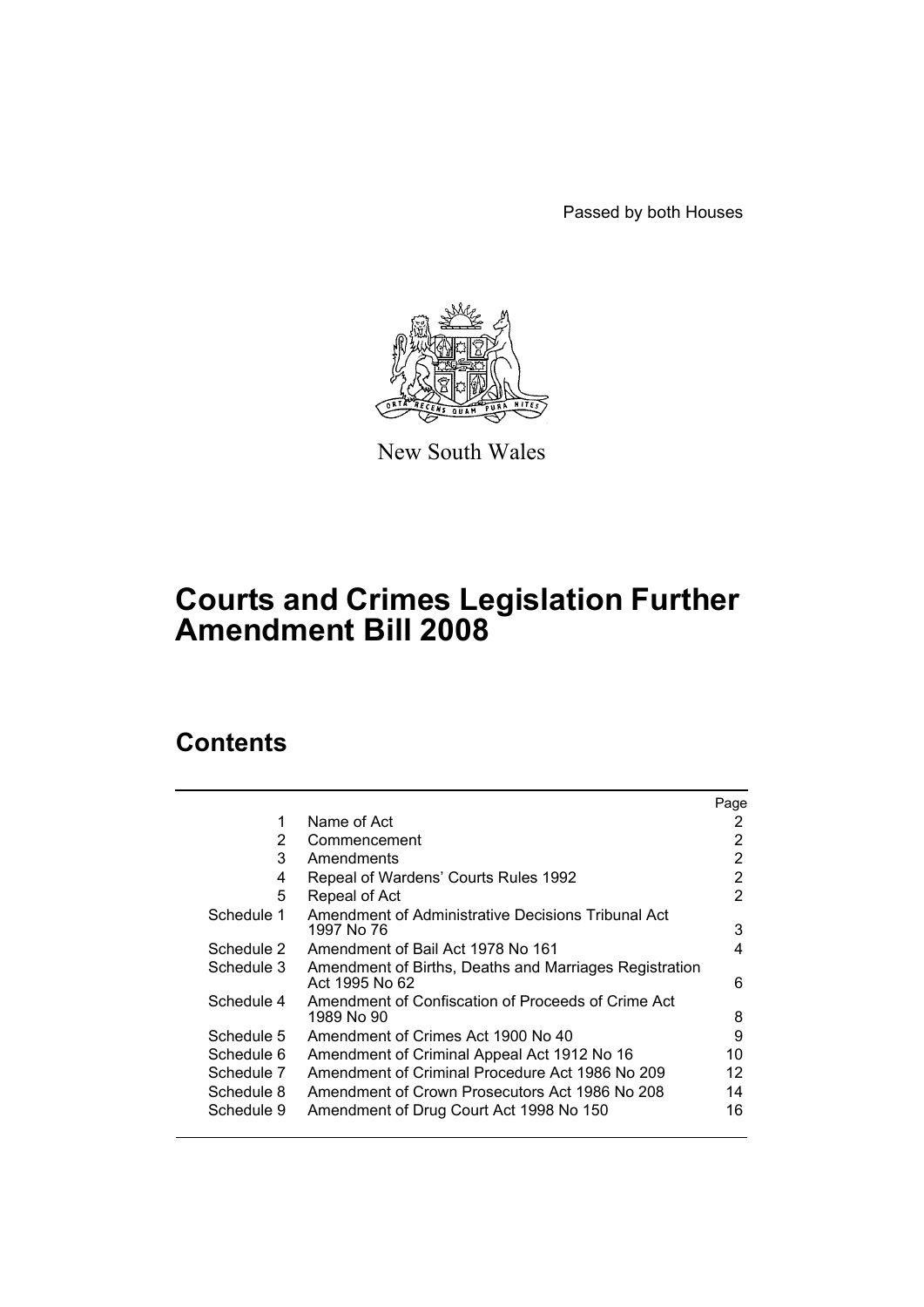Passed by both Houses

New South Wales

# Courts and Crimes Legislation Further Amendment Bill 2008

## Contents

| | | Page |
|---|---|---|
| 1 | Name of Act | 2 |
| 2 | Commencement | 2 |
| 3 | Amendments | 2 |
| 4 | Repeal of Wardens' Courts Rules 1992 | 2 |
| 5 | Repeal of Act | 2 |
| Schedule 1 | Amendment of Administrative Decisions Tribunal Act 1997 No 76 | 3 |
| Schedule 2 | Amendment of Bail Act 1978 No 161 | 4 |
| Schedule 3 | Amendment of Births, Deaths and Marriages Registration Act 1995 No 62 | 6 |
| Schedule 4 | Amendment of Confiscation of Proceeds of Crime Act 1989 No 90 | 8 |
| Schedule 5 | Amendment of Crimes Act 1900 No 40 | 9 |
| Schedule 6 | Amendment of Criminal Appeal Act 1912 No 16 | 10 |
| Schedule 7 | Amendment of Criminal Procedure Act 1986 No 209 | 12 |
| Schedule 8 | Amendment of Crown Prosecutors Act 1986 No 208 | 14 |
| Schedule 9 | Amendment of Drug Court Act 1998 No 150 | 16 |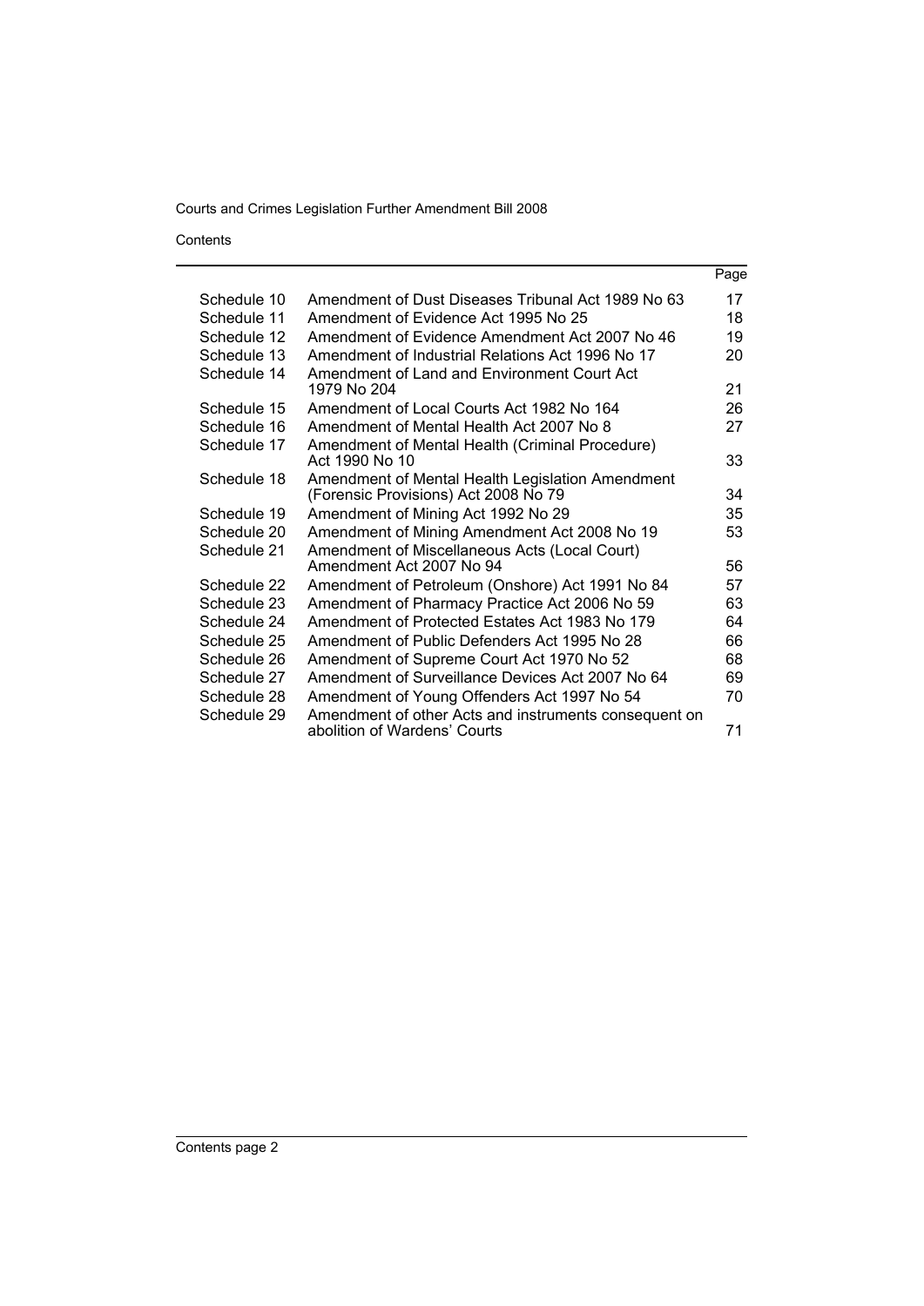Contents

| | | Page |
|---|---|---|
| Schedule 10 | Amendment of Dust Diseases Tribunal Act 1989 No 63 | 17 |
| Schedule 11 | Amendment of Evidence Act 1995 No 25 | 18 |
| Schedule 12 | Amendment of Evidence Amendment Act 2007 No 46 | 19 |
| Schedule 13 | Amendment of Industrial Relations Act 1996 No 17 | 20 |
| Schedule 14 | Amendment of Land and Environment Court Act 1979 No 204 | 21 |
| Schedule 15 | Amendment of Local Courts Act 1982 No 164 | 26 |
| Schedule 16 | Amendment of Mental Health Act 2007 No 8 | 27 |
| Schedule 17 | Amendment of Mental Health (Criminal Procedure) Act 1990 No 10 | 33 |
| Schedule 18 | Amendment of Mental Health Legislation Amendment (Forensic Provisions) Act 2008 No 79 | 34 |
| Schedule 19 | Amendment of Mining Act 1992 No 29 | 35 |
| Schedule 20 | Amendment of Mining Amendment Act 2008 No 19 | 53 |
| Schedule 21 | Amendment of Miscellaneous Acts (Local Court) Amendment Act 2007 No 94 | 56 |
| Schedule 22 | Amendment of Petroleum (Onshore) Act 1991 No 84 | 57 |
| Schedule 23 | Amendment of Pharmacy Practice Act 2006 No 59 | 63 |
| Schedule 24 | Amendment of Protected Estates Act 1983 No 179 | 64 |
| Schedule 25 | Amendment of Public Defenders Act 1995 No 28 | 66 |
| Schedule 26 | Amendment of Supreme Court Act 1970 No 52 | 68 |
| Schedule 27 | Amendment of Surveillance Devices Act 2007 No 64 | 69 |
| Schedule 28 | Amendment of Young Offenders Act 1997 No 54 | 70 |
| Schedule 29 | Amendment of other Acts and instruments consequent on abolition of Wardens' Courts | 71 |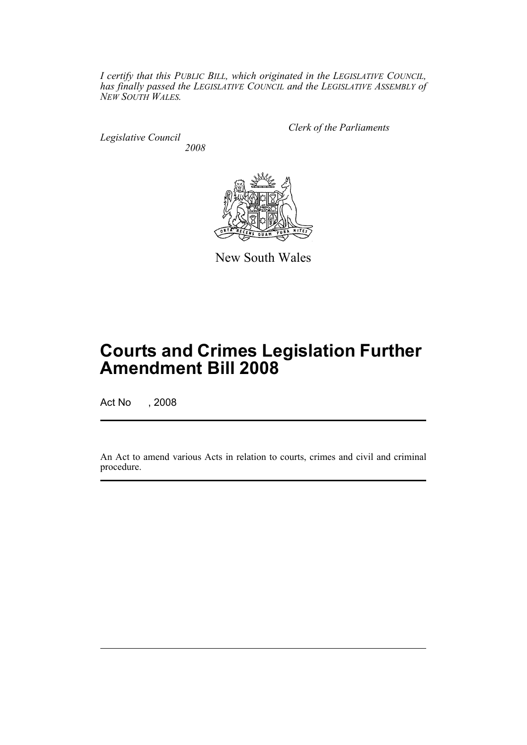*I certify that this PUBLIC BILL, which originated in the LEGISLATIVE COUNCIL, has finally passed the LEGISLATIVE COUNCIL and the LEGISLATIVE ASSEMBLY of NEW SOUTH WALES.*

*Clerk of the Parliaments*

*Legislative Council*
*2008*

New South Wales

# Courts and Crimes Legislation Further Amendment Bill 2008

Act No , 2008

An Act to amend various Acts in relation to courts, crimes and civil and criminal procedure.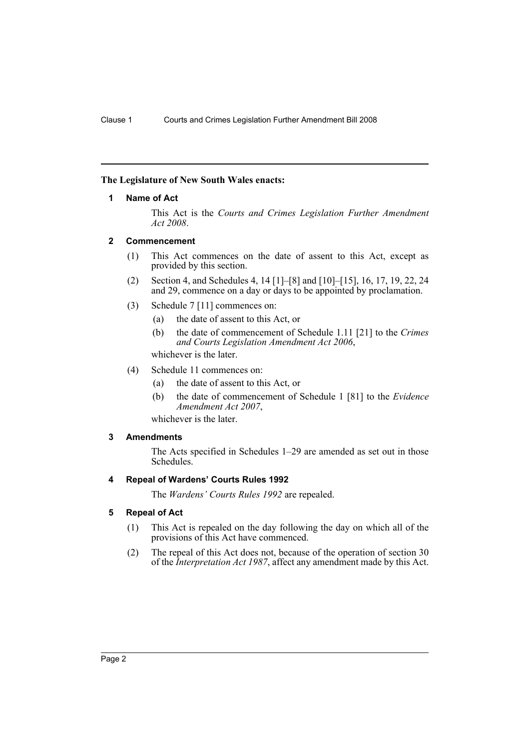**The Legislature of New South Wales enacts:**

## 1 Name of Act

This Act is the *Courts and Crimes Legislation Further Amendment Act 2008*.

## 2 Commencement

(1) This Act commences on the date of assent to this Act, except as provided by this section.

(2) Section 4, and Schedules 4, 14 [1]–[8] and [10]–[15], 16, 17, 19, 22, 24 and 29, commence on a day or days to be appointed by proclamation.

(3) Schedule 7 [11] commences on:

- (a) the date of assent to this Act, or
- (b) the date of commencement of Schedule 1.11 [21] to the *Crimes and Courts Legislation Amendment Act 2006*,

whichever is the later.

(4) Schedule 11 commences on:

- (a) the date of assent to this Act, or
- (b) the date of commencement of Schedule 1 [81] to the *Evidence Amendment Act 2007*,

whichever is the later.

## 3 Amendments

The Acts specified in Schedules 1–29 are amended as set out in those Schedules.

## 4 Repeal of Wardens' Courts Rules 1992

The *Wardens' Courts Rules 1992* are repealed.

## 5 Repeal of Act

(1) This Act is repealed on the day following the day on which all of the provisions of this Act have commenced.

(2) The repeal of this Act does not, because of the operation of section 30 of the *Interpretation Act 1987*, affect any amendment made by this Act.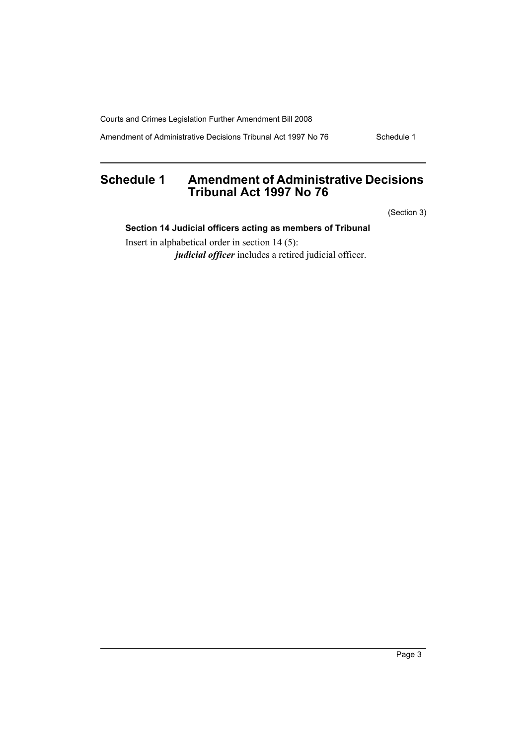# Schedule 1 Amendment of Administrative Decisions Tribunal Act 1997 No 76

(Section 3)

### Section 14 Judicial officers acting as members of Tribunal

Insert in alphabetical order in section 14 (5):

***judicial officer*** includes a retired judicial officer.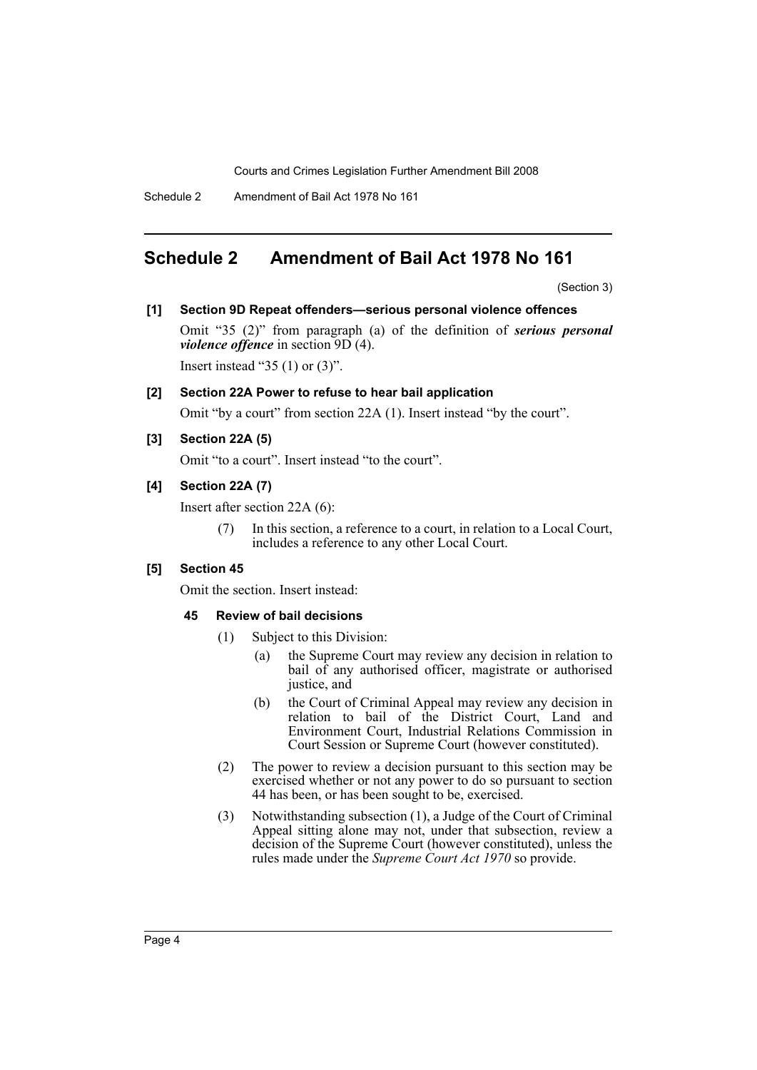## Schedule 2 Amendment of Bail Act 1978 No 161

(Section 3)

**[1] Section 9D Repeat offenders—serious personal violence offences**

Omit "35 (2)" from paragraph (a) of the definition of ***serious personal violence offence*** in section 9D (4).

Insert instead "35 (1) or (3)".

**[2] Section 22A Power to refuse to hear bail application**

Omit "by a court" from section 22A (1). Insert instead "by the court".

**[3] Section 22A (5)**

Omit "to a court". Insert instead "to the court".

**[4] Section 22A (7)**

Insert after section 22A (6):

> (7) In this section, a reference to a court, in relation to a Local Court, includes a reference to any other Local Court.

**[5] Section 45**

Omit the section. Insert instead:

> **45 Review of bail decisions**
>
> (1) Subject to this Division:
>
> (a) the Supreme Court may review any decision in relation to bail of any authorised officer, magistrate or authorised justice, and
>
> (b) the Court of Criminal Appeal may review any decision in relation to bail of the District Court, Land and Environment Court, Industrial Relations Commission in Court Session or Supreme Court (however constituted).
>
> (2) The power to review a decision pursuant to this section may be exercised whether or not any power to do so pursuant to section 44 has been, or has been sought to be, exercised.
>
> (3) Notwithstanding subsection (1), a Judge of the Court of Criminal Appeal sitting alone may not, under that subsection, review a decision of the Supreme Court (however constituted), unless the rules made under the *Supreme Court Act 1970* so provide.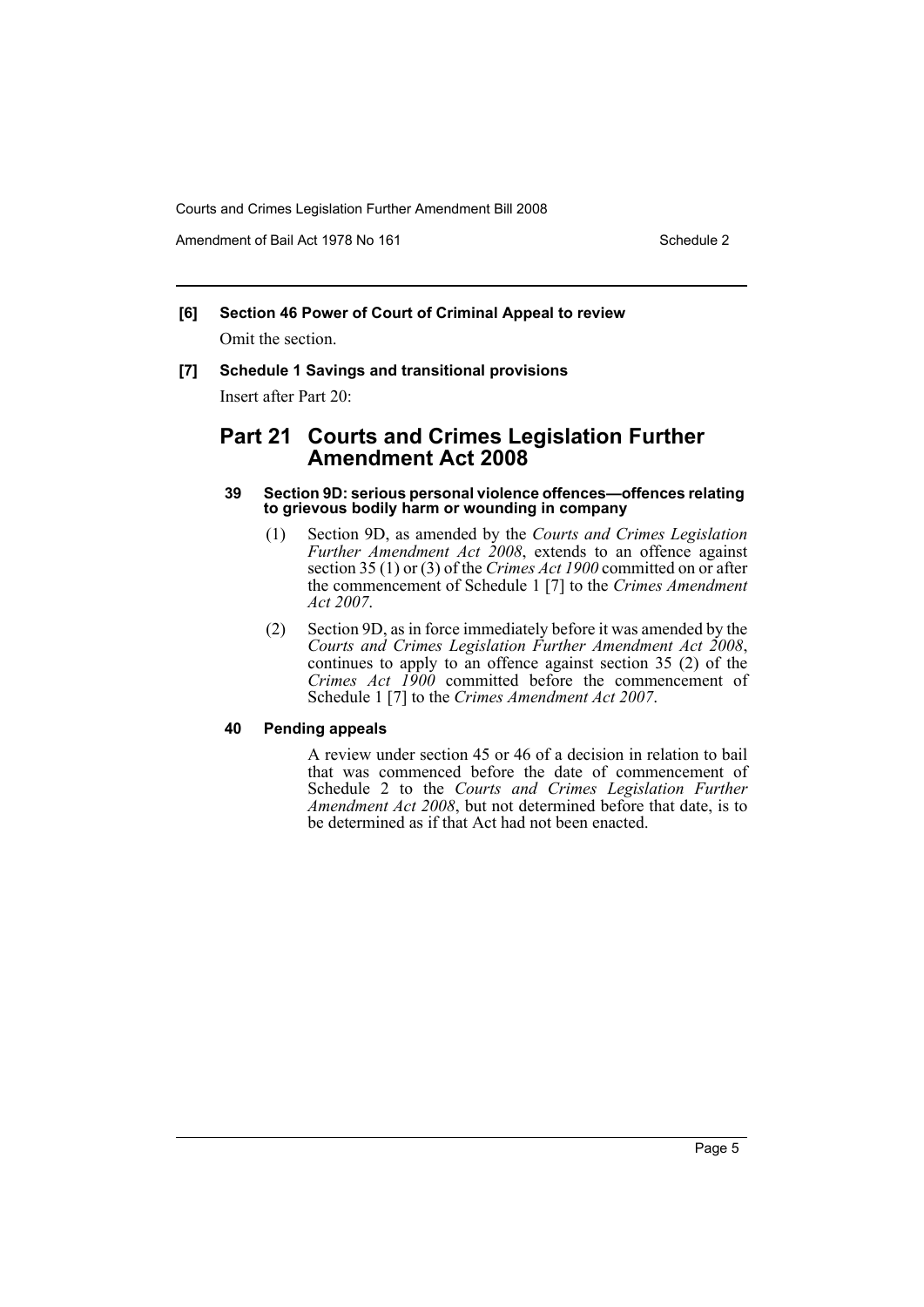**[6] Section 46 Power of Court of Criminal Appeal to review**

Omit the section.

**[7] Schedule 1 Savings and transitional provisions**

Insert after Part 20:

## Part 21 Courts and Crimes Legislation Further Amendment Act 2008

#### 39 Section 9D: serious personal violence offences—offences relating to grievous bodily harm or wounding in company

(1) Section 9D, as amended by the *Courts and Crimes Legislation Further Amendment Act 2008*, extends to an offence against section 35 (1) or (3) of the *Crimes Act 1900* committed on or after the commencement of Schedule 1 [7] to the *Crimes Amendment Act 2007*.

(2) Section 9D, as in force immediately before it was amended by the *Courts and Crimes Legislation Further Amendment Act 2008*, continues to apply to an offence against section 35 (2) of the *Crimes Act 1900* committed before the commencement of Schedule 1 [7] to the *Crimes Amendment Act 2007*.

#### 40 Pending appeals

A review under section 45 or 46 of a decision in relation to bail that was commenced before the date of commencement of Schedule 2 to the *Courts and Crimes Legislation Further Amendment Act 2008*, but not determined before that date, is to be determined as if that Act had not been enacted.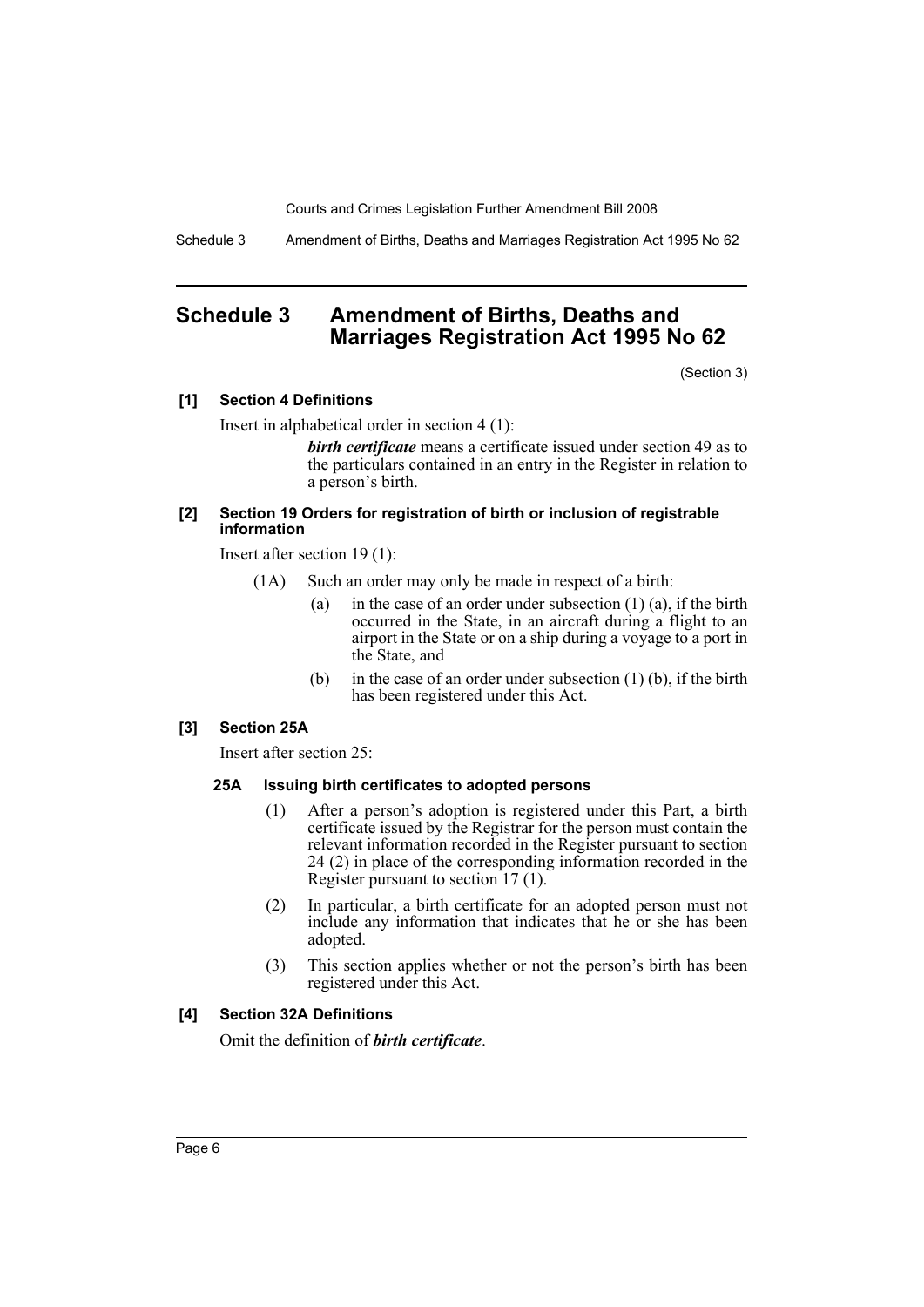# Schedule 3 Amendment of Births, Deaths and Marriages Registration Act 1995 No 62

(Section 3)

**[1] Section 4 Definitions**

Insert in alphabetical order in section 4 (1):

> ***birth certificate*** means a certificate issued under section 49 as to the particulars contained in an entry in the Register in relation to a person's birth.

**[2] Section 19 Orders for registration of birth or inclusion of registrable information**

Insert after section 19 (1):

> (1A) Such an order may only be made in respect of a birth:
>
> (a) in the case of an order under subsection (1) (a), if the birth occurred in the State, in an aircraft during a flight to an airport in the State or on a ship during a voyage to a port in the State, and
>
> (b) in the case of an order under subsection (1) (b), if the birth has been registered under this Act.

**[3] Section 25A**

Insert after section 25:

> **25A Issuing birth certificates to adopted persons**
>
> (1) After a person's adoption is registered under this Part, a birth certificate issued by the Registrar for the person must contain the relevant information recorded in the Register pursuant to section 24 (2) in place of the corresponding information recorded in the Register pursuant to section 17 (1).
>
> (2) In particular, a birth certificate for an adopted person must not include any information that indicates that he or she has been adopted.
>
> (3) This section applies whether or not the person's birth has been registered under this Act.

**[4] Section 32A Definitions**

Omit the definition of ***birth certificate***.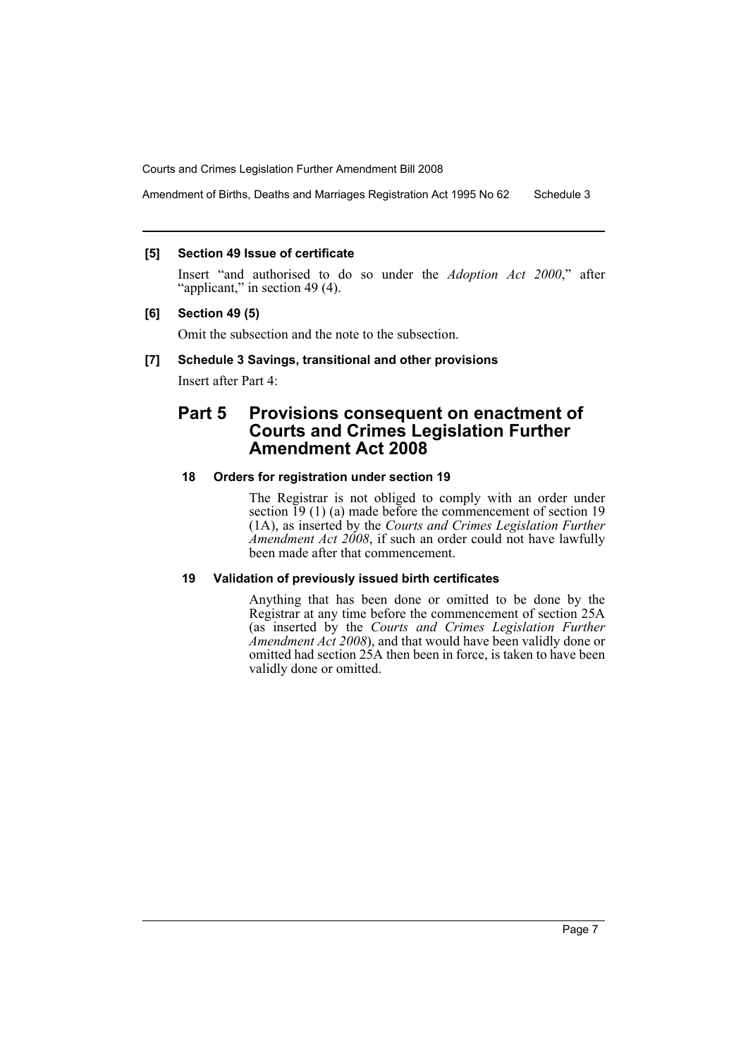### [5] Section 49 Issue of certificate

Insert "and authorised to do so under the *Adoption Act 2000*," after "applicant," in section 49 (4).

### [6] Section 49 (5)

Omit the subsection and the note to the subsection.

### [7] Schedule 3 Savings, transitional and other provisions

Insert after Part 4:

## Part 5 Provisions consequent on enactment of Courts and Crimes Legislation Further Amendment Act 2008

#### 18 Orders for registration under section 19

The Registrar is not obliged to comply with an order under section 19 (1) (a) made before the commencement of section 19 (1A), as inserted by the *Courts and Crimes Legislation Further Amendment Act 2008*, if such an order could not have lawfully been made after that commencement.

#### 19 Validation of previously issued birth certificates

Anything that has been done or omitted to be done by the Registrar at any time before the commencement of section 25A (as inserted by the *Courts and Crimes Legislation Further Amendment Act 2008*), and that would have been validly done or omitted had section 25A then been in force, is taken to have been validly done or omitted.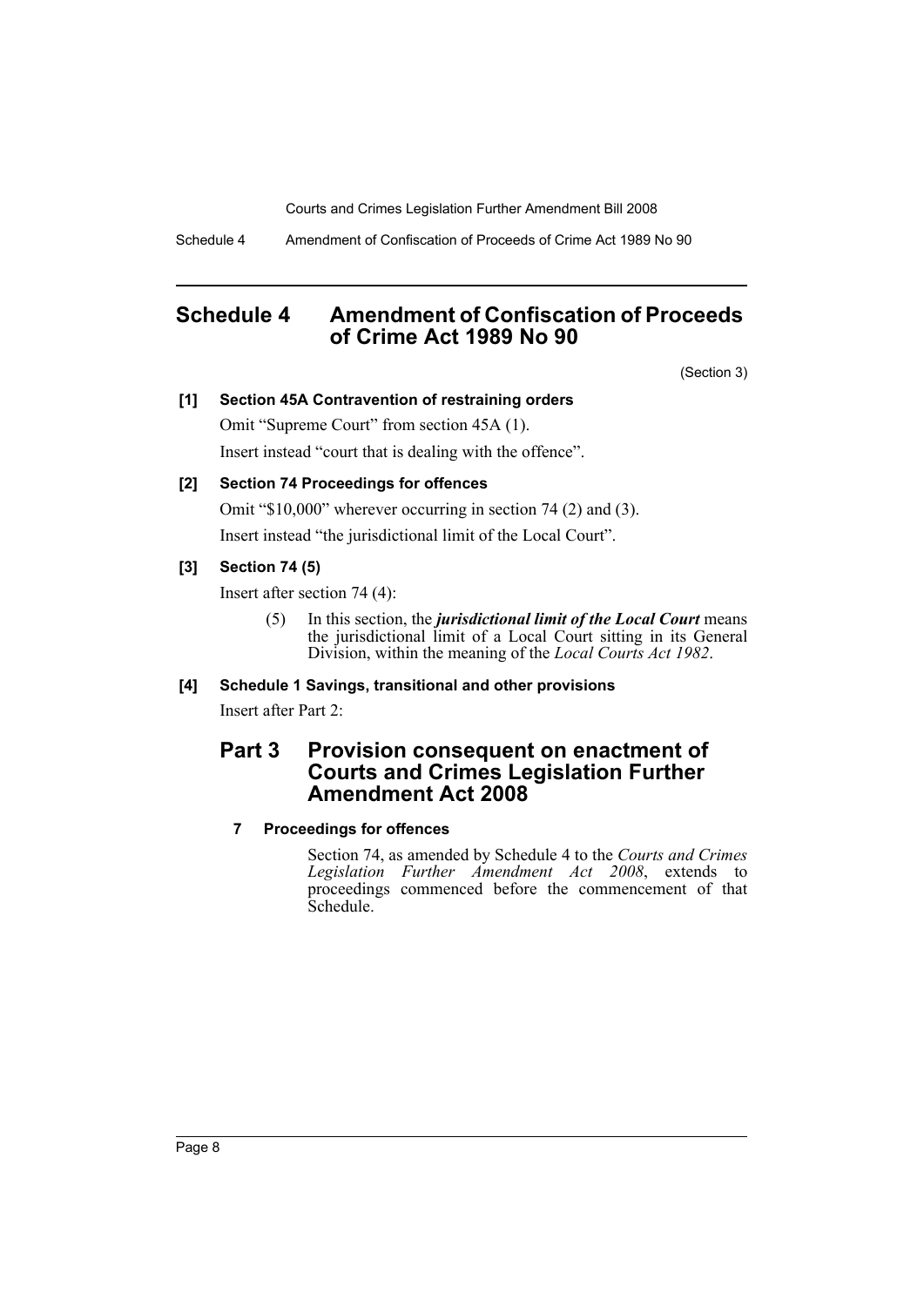# Schedule 4 Amendment of Confiscation of Proceeds of Crime Act 1989 No 90

(Section 3)

**[1] Section 45A Contravention of restraining orders**

Omit "Supreme Court" from section 45A (1).

Insert instead "court that is dealing with the offence".

**[2] Section 74 Proceedings for offences**

Omit "$10,000" wherever occurring in section 74 (2) and (3).

Insert instead "the jurisdictional limit of the Local Court".

**[3] Section 74 (5)**

Insert after section 74 (4):

> (5) In this section, the ***jurisdictional limit of the Local Court*** means the jurisdictional limit of a Local Court sitting in its General Division, within the meaning of the *Local Courts Act 1982*.

**[4] Schedule 1 Savings, transitional and other provisions**

Insert after Part 2:

## Part 3 Provision consequent on enactment of Courts and Crimes Legislation Further Amendment Act 2008

**7 Proceedings for offences**

Section 74, as amended by Schedule 4 to the *Courts and Crimes Legislation Further Amendment Act 2008*, extends to proceedings commenced before the commencement of that Schedule.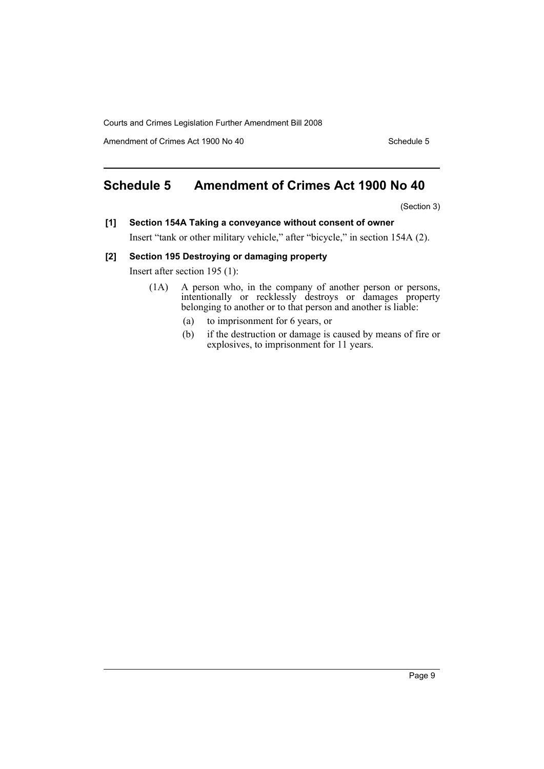# Schedule 5 Amendment of Crimes Act 1900 No 40

(Section 3)

**[1] Section 154A Taking a conveyance without consent of owner**

Insert "tank or other military vehicle," after "bicycle," in section 154A (2).

**[2] Section 195 Destroying or damaging property**

Insert after section 195 (1):

(1A) A person who, in the company of another person or persons, intentionally or recklessly destroys or damages property belonging to another or to that person and another is liable:

- (a) to imprisonment for 6 years, or
- (b) if the destruction or damage is caused by means of fire or explosives, to imprisonment for 11 years.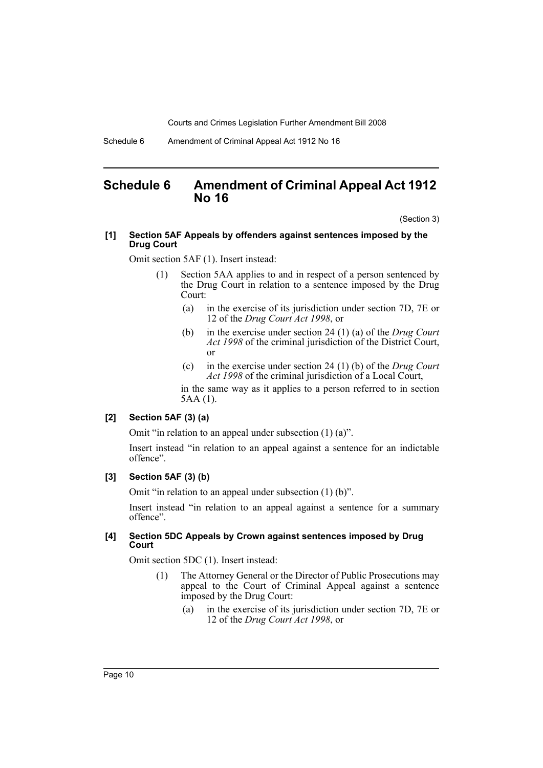## Schedule 6 Amendment of Criminal Appeal Act 1912 No 16

(Section 3)

**[1] Section 5AF Appeals by offenders against sentences imposed by the Drug Court**

Omit section 5AF (1). Insert instead:

> (1) Section 5AA applies to and in respect of a person sentenced by the Drug Court in relation to a sentence imposed by the Drug Court:
>
> (a) in the exercise of its jurisdiction under section 7D, 7E or 12 of the *Drug Court Act 1998*, or
>
> (b) in the exercise under section 24 (1) (a) of the *Drug Court Act 1998* of the criminal jurisdiction of the District Court, or
>
> (c) in the exercise under section 24 (1) (b) of the *Drug Court Act 1998* of the criminal jurisdiction of a Local Court,
>
> in the same way as it applies to a person referred to in section 5AA (1).

**[2] Section 5AF (3) (a)**

Omit "in relation to an appeal under subsection (1) (a)".

Insert instead "in relation to an appeal against a sentence for an indictable offence".

**[3] Section 5AF (3) (b)**

Omit "in relation to an appeal under subsection (1) (b)".

Insert instead "in relation to an appeal against a sentence for a summary offence".

**[4] Section 5DC Appeals by Crown against sentences imposed by Drug Court**

Omit section 5DC (1). Insert instead:

> (1) The Attorney General or the Director of Public Prosecutions may appeal to the Court of Criminal Appeal against a sentence imposed by the Drug Court:
>
> (a) in the exercise of its jurisdiction under section 7D, 7E or 12 of the *Drug Court Act 1998*, or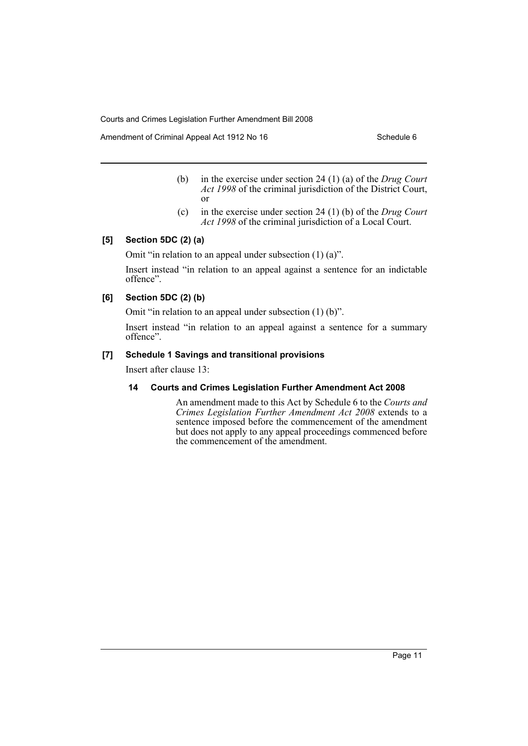(b) in the exercise under section 24 (1) (a) of the *Drug Court Act 1998* of the criminal jurisdiction of the District Court, or

(c) in the exercise under section 24 (1) (b) of the *Drug Court Act 1998* of the criminal jurisdiction of a Local Court.

**[5] Section 5DC (2) (a)**

Omit "in relation to an appeal under subsection (1) (a)".

Insert instead "in relation to an appeal against a sentence for an indictable offence".

**[6] Section 5DC (2) (b)**

Omit "in relation to an appeal under subsection (1) (b)".

Insert instead "in relation to an appeal against a sentence for a summary offence".

**[7] Schedule 1 Savings and transitional provisions**

Insert after clause 13:

**14 Courts and Crimes Legislation Further Amendment Act 2008**

An amendment made to this Act by Schedule 6 to the *Courts and Crimes Legislation Further Amendment Act 2008* extends to a sentence imposed before the commencement of the amendment but does not apply to any appeal proceedings commenced before the commencement of the amendment.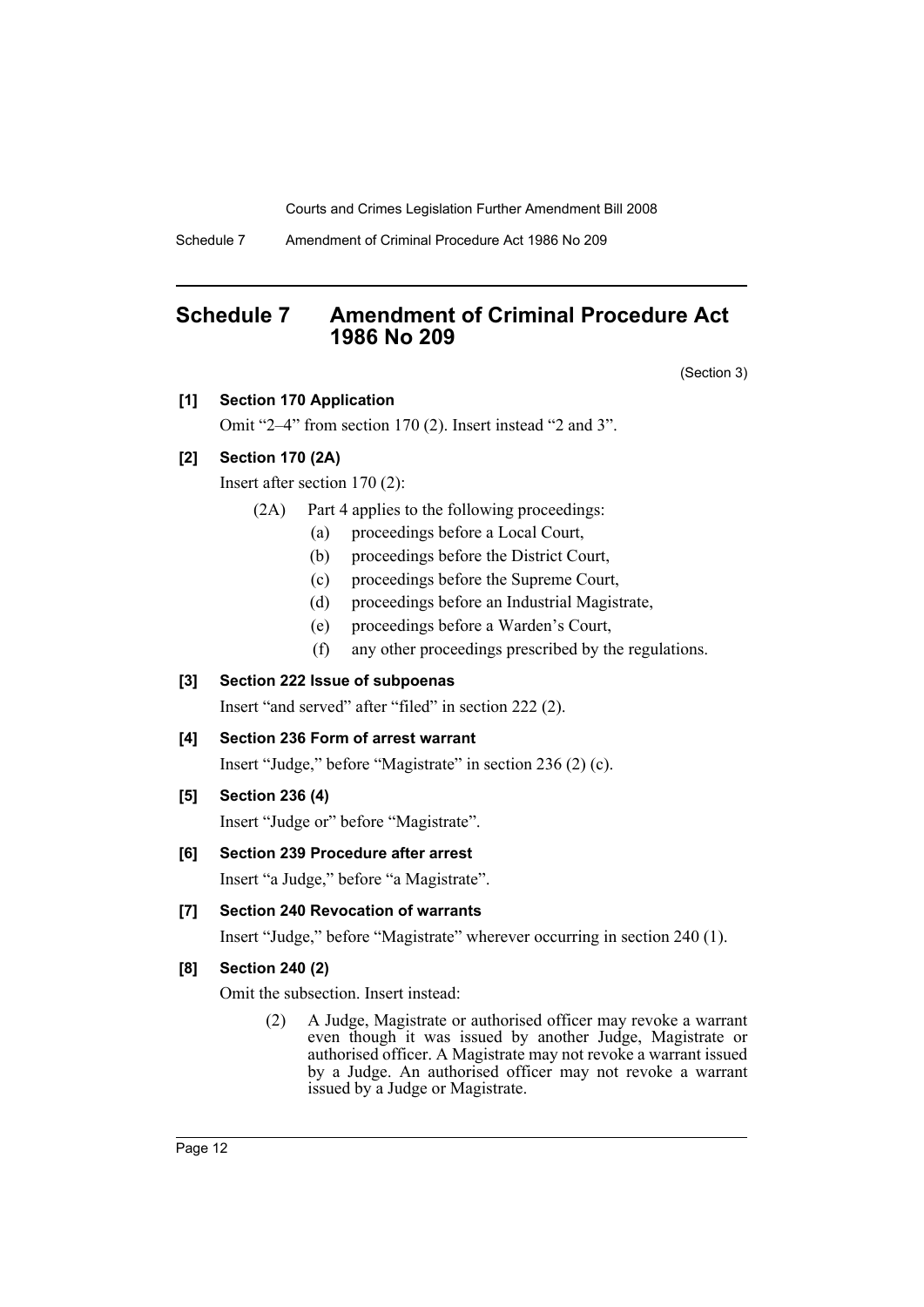## Schedule 7 Amendment of Criminal Procedure Act 1986 No 209

(Section 3)

**[1] Section 170 Application**

Omit "2–4" from section 170 (2). Insert instead "2 and 3".

**[2] Section 170 (2A)**

Insert after section 170 (2):

(2A) Part 4 applies to the following proceedings:

- (a) proceedings before a Local Court,
- (b) proceedings before the District Court,
- (c) proceedings before the Supreme Court,
- (d) proceedings before an Industrial Magistrate,
- (e) proceedings before a Warden's Court,
- (f) any other proceedings prescribed by the regulations.

**[3] Section 222 Issue of subpoenas**

Insert "and served" after "filed" in section 222 (2).

**[4] Section 236 Form of arrest warrant**

Insert "Judge," before "Magistrate" in section 236 (2) (c).

**[5] Section 236 (4)**

Insert "Judge or" before "Magistrate".

**[6] Section 239 Procedure after arrest**

Insert "a Judge," before "a Magistrate".

**[7] Section 240 Revocation of warrants**

Insert "Judge," before "Magistrate" wherever occurring in section 240 (1).

**[8] Section 240 (2)**

Omit the subsection. Insert instead:

(2) A Judge, Magistrate or authorised officer may revoke a warrant even though it was issued by another Judge, Magistrate or authorised officer. A Magistrate may not revoke a warrant issued by a Judge. An authorised officer may not revoke a warrant issued by a Judge or Magistrate.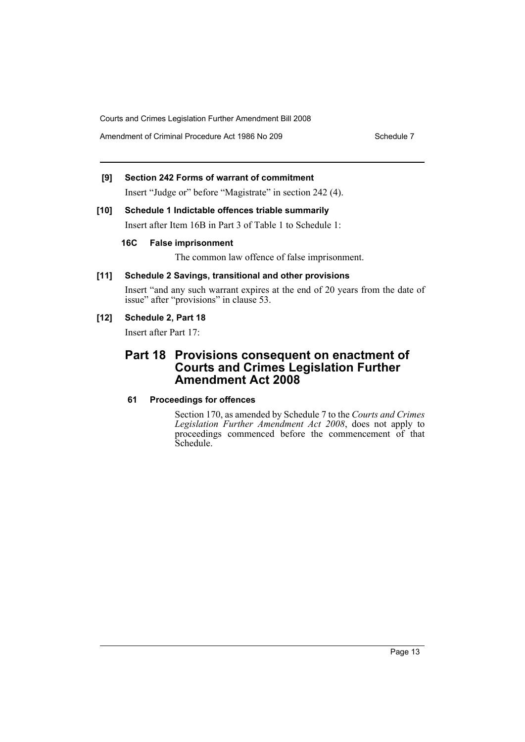**[9] Section 242 Forms of warrant of commitment**

Insert "Judge or" before "Magistrate" in section 242 (4).

**[10] Schedule 1 Indictable offences triable summarily**

Insert after Item 16B in Part 3 of Table 1 to Schedule 1:

**16C False imprisonment**

The common law offence of false imprisonment.

**[11] Schedule 2 Savings, transitional and other provisions**

Insert "and any such warrant expires at the end of 20 years from the date of issue" after "provisions" in clause 53.

**[12] Schedule 2, Part 18**

Insert after Part 17:

## Part 18 Provisions consequent on enactment of Courts and Crimes Legislation Further Amendment Act 2008

**61 Proceedings for offences**

Section 170, as amended by Schedule 7 to the *Courts and Crimes Legislation Further Amendment Act 2008*, does not apply to proceedings commenced before the commencement of that Schedule.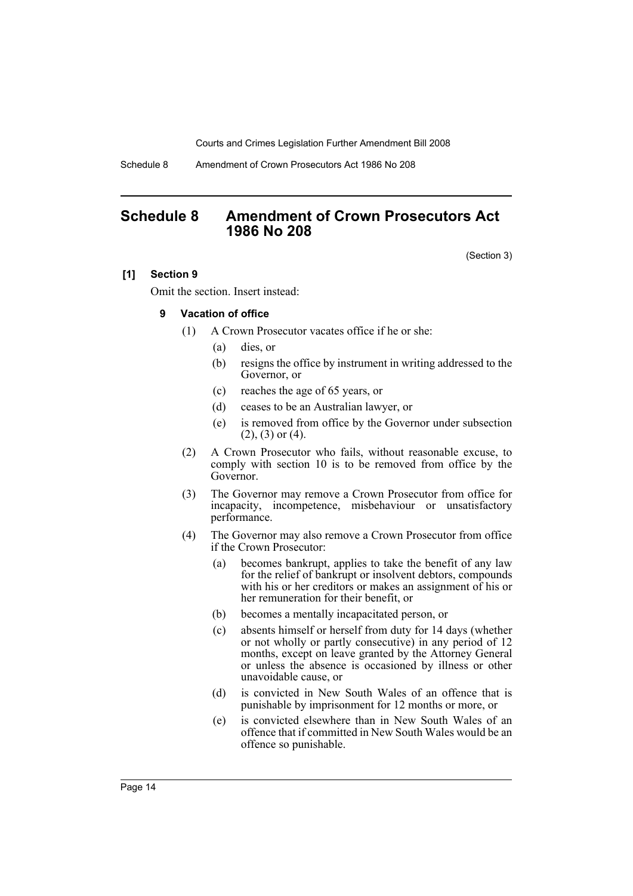## Schedule 8 Amendment of Crown Prosecutors Act 1986 No 208

(Section 3)

**[1] Section 9**

Omit the section. Insert instead:

**9 Vacation of office**

(1) A Crown Prosecutor vacates office if he or she:

(a) dies, or

(b) resigns the office by instrument in writing addressed to the Governor, or

(c) reaches the age of 65 years, or

(d) ceases to be an Australian lawyer, or

(e) is removed from office by the Governor under subsection (2), (3) or (4).

(2) A Crown Prosecutor who fails, without reasonable excuse, to comply with section 10 is to be removed from office by the Governor.

(3) The Governor may remove a Crown Prosecutor from office for incapacity, incompetence, misbehaviour or unsatisfactory performance.

(4) The Governor may also remove a Crown Prosecutor from office if the Crown Prosecutor:

(a) becomes bankrupt, applies to take the benefit of any law for the relief of bankrupt or insolvent debtors, compounds with his or her creditors or makes an assignment of his or her remuneration for their benefit, or

(b) becomes a mentally incapacitated person, or

(c) absents himself or herself from duty for 14 days (whether or not wholly or partly consecutive) in any period of 12 months, except on leave granted by the Attorney General or unless the absence is occasioned by illness or other unavoidable cause, or

(d) is convicted in New South Wales of an offence that is punishable by imprisonment for 12 months or more, or

(e) is convicted elsewhere than in New South Wales of an offence that if committed in New South Wales would be an offence so punishable.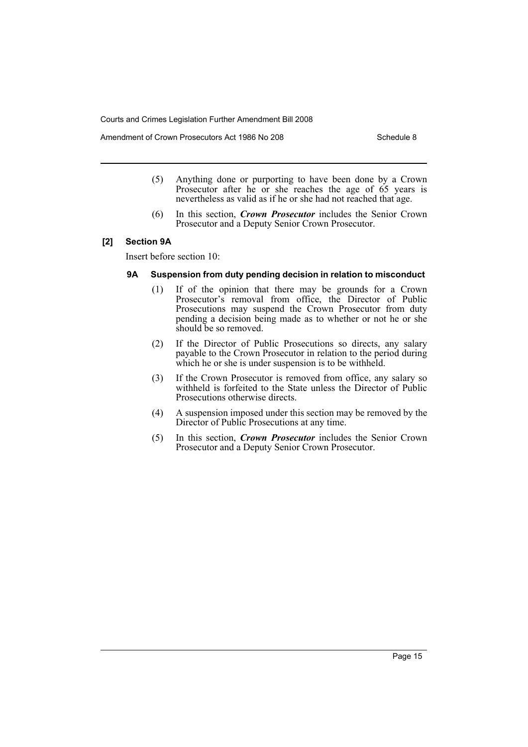(5) Anything done or purporting to have been done by a Crown Prosecutor after he or she reaches the age of 65 years is nevertheless as valid as if he or she had not reached that age.

(6) In this section, ***Crown Prosecutor*** includes the Senior Crown Prosecutor and a Deputy Senior Crown Prosecutor.

### [2] Section 9A

Insert before section 10:

#### 9A Suspension from duty pending decision in relation to misconduct

(1) If of the opinion that there may be grounds for a Crown Prosecutor's removal from office, the Director of Public Prosecutions may suspend the Crown Prosecutor from duty pending a decision being made as to whether or not he or she should be so removed.

(2) If the Director of Public Prosecutions so directs, any salary payable to the Crown Prosecutor in relation to the period during which he or she is under suspension is to be withheld.

(3) If the Crown Prosecutor is removed from office, any salary so withheld is forfeited to the State unless the Director of Public Prosecutions otherwise directs.

(4) A suspension imposed under this section may be removed by the Director of Public Prosecutions at any time.

(5) In this section, ***Crown Prosecutor*** includes the Senior Crown Prosecutor and a Deputy Senior Crown Prosecutor.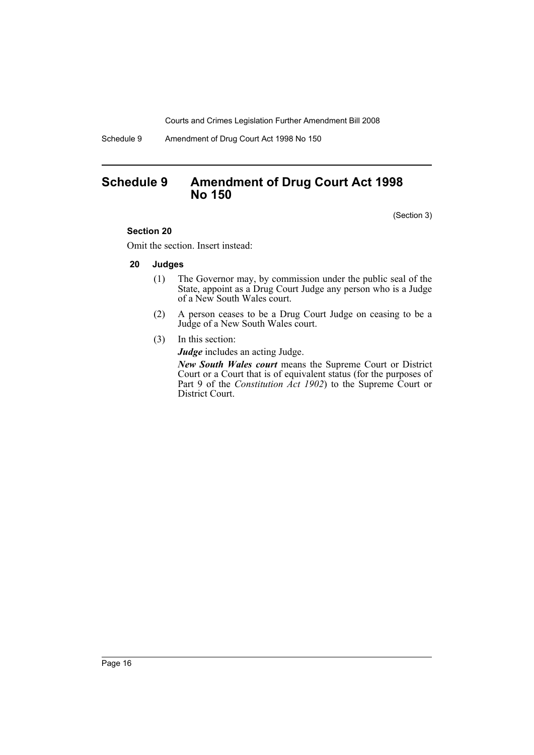# Schedule 9 Amendment of Drug Court Act 1998 No 150

(Section 3)

**Section 20**

Omit the section. Insert instead:

**20 Judges**

(1) The Governor may, by commission under the public seal of the State, appoint as a Drug Court Judge any person who is a Judge of a New South Wales court.

(2) A person ceases to be a Drug Court Judge on ceasing to be a Judge of a New South Wales court.

(3) In this section:

***Judge*** includes an acting Judge.

***New South Wales court*** means the Supreme Court or District Court or a Court that is of equivalent status (for the purposes of Part 9 of the *Constitution Act 1902*) to the Supreme Court or District Court.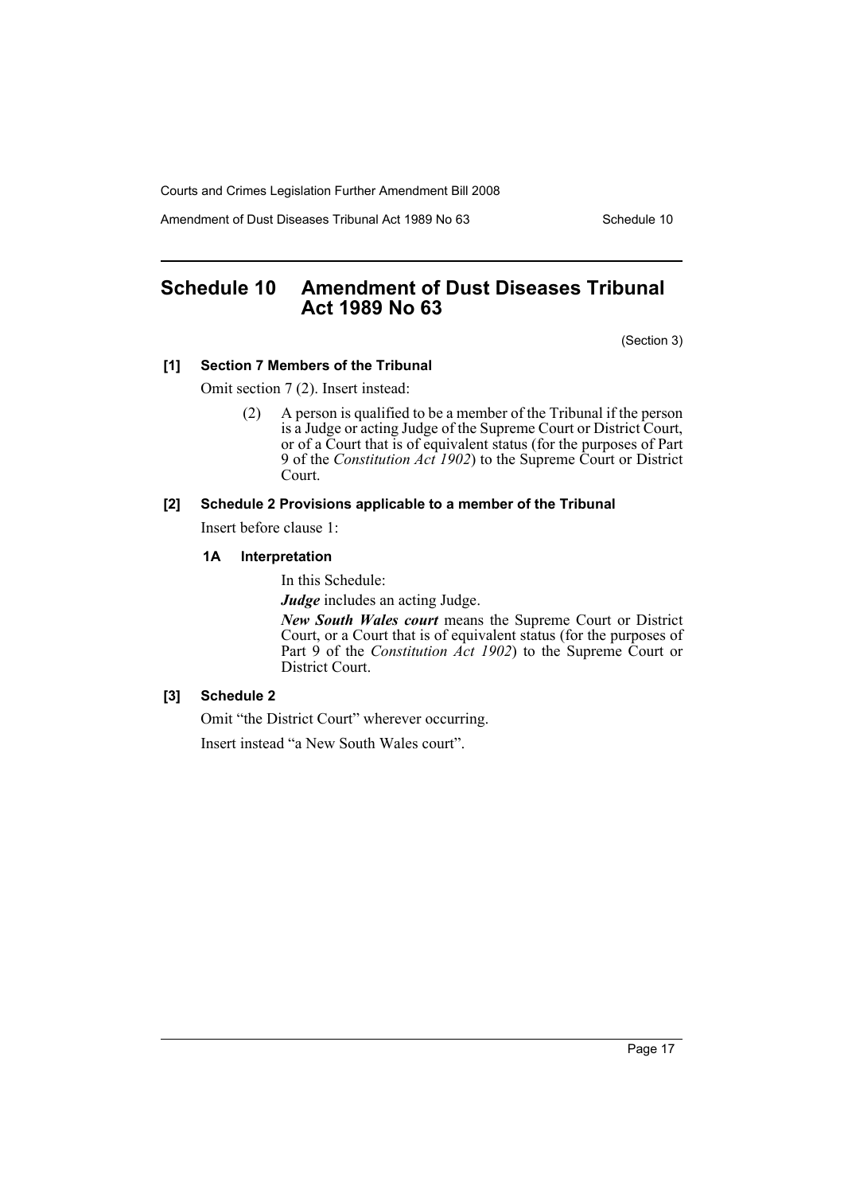# Schedule 10 Amendment of Dust Diseases Tribunal Act 1989 No 63

(Section 3)

**[1] Section 7 Members of the Tribunal**

Omit section 7 (2). Insert instead:

> (2) A person is qualified to be a member of the Tribunal if the person is a Judge or acting Judge of the Supreme Court or District Court, or of a Court that is of equivalent status (for the purposes of Part 9 of the *Constitution Act 1902*) to the Supreme Court or District Court.

**[2] Schedule 2 Provisions applicable to a member of the Tribunal**

Insert before clause 1:

> **1A Interpretation**
>
> In this Schedule:
>
> ***Judge*** includes an acting Judge.
>
> ***New South Wales court*** means the Supreme Court or District Court, or a Court that is of equivalent status (for the purposes of Part 9 of the *Constitution Act 1902*) to the Supreme Court or District Court.

**[3] Schedule 2**

Omit "the District Court" wherever occurring.

Insert instead "a New South Wales court".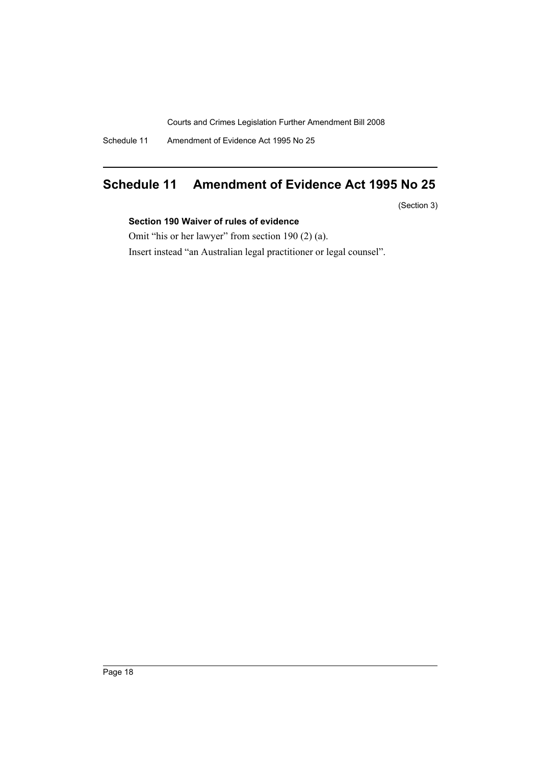# Schedule 11 Amendment of Evidence Act 1995 No 25

(Section 3)

**Section 190 Waiver of rules of evidence**

Omit "his or her lawyer" from section 190 (2) (a).

Insert instead "an Australian legal practitioner or legal counsel".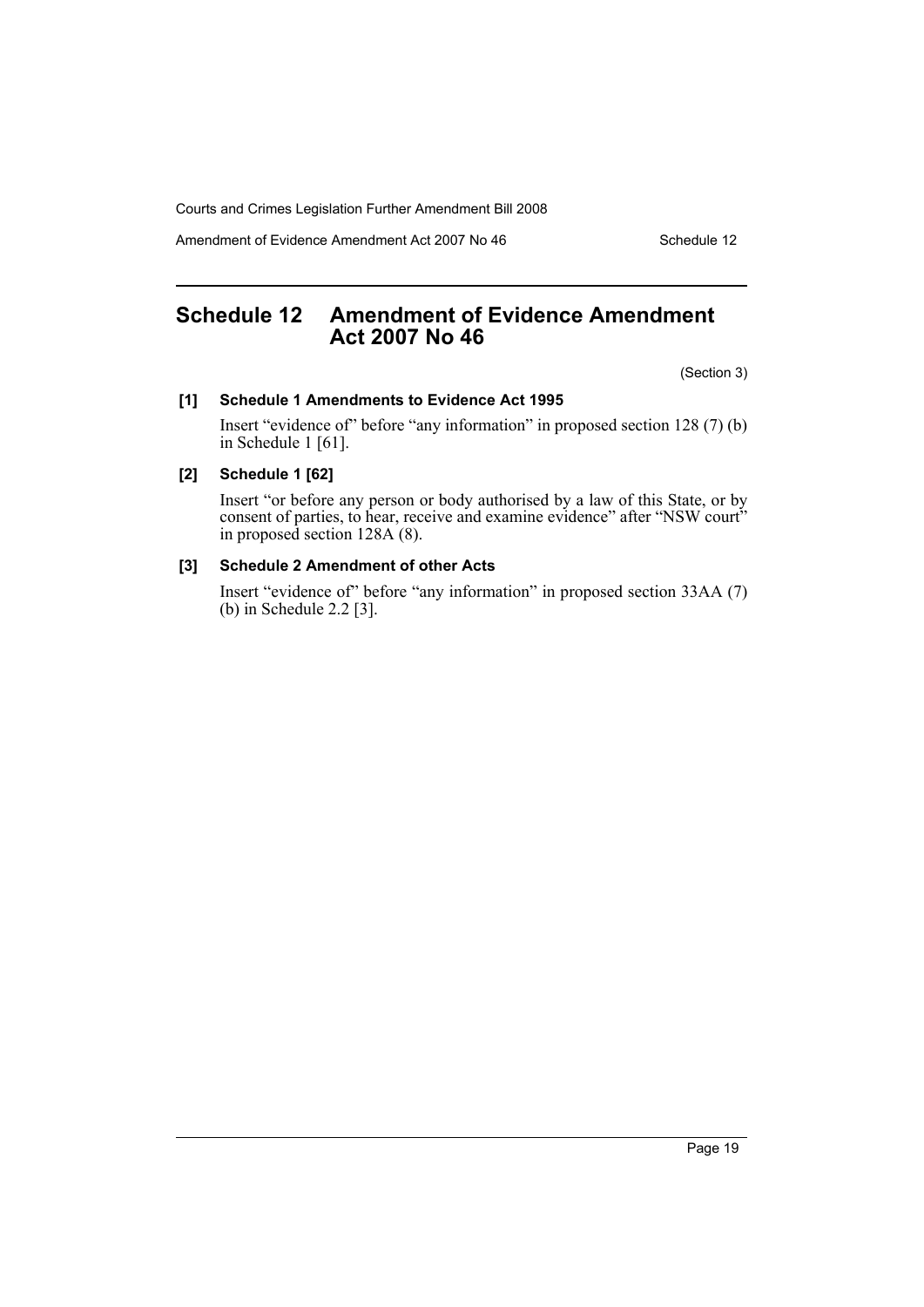# Schedule 12 Amendment of Evidence Amendment Act 2007 No 46

(Section 3)

**[1] Schedule 1 Amendments to Evidence Act 1995**

Insert "evidence of" before "any information" in proposed section 128 (7) (b) in Schedule 1 [61].

**[2] Schedule 1 [62]**

Insert "or before any person or body authorised by a law of this State, or by consent of parties, to hear, receive and examine evidence" after "NSW court" in proposed section 128A (8).

**[3] Schedule 2 Amendment of other Acts**

Insert "evidence of" before "any information" in proposed section 33AA (7) (b) in Schedule 2.2 [3].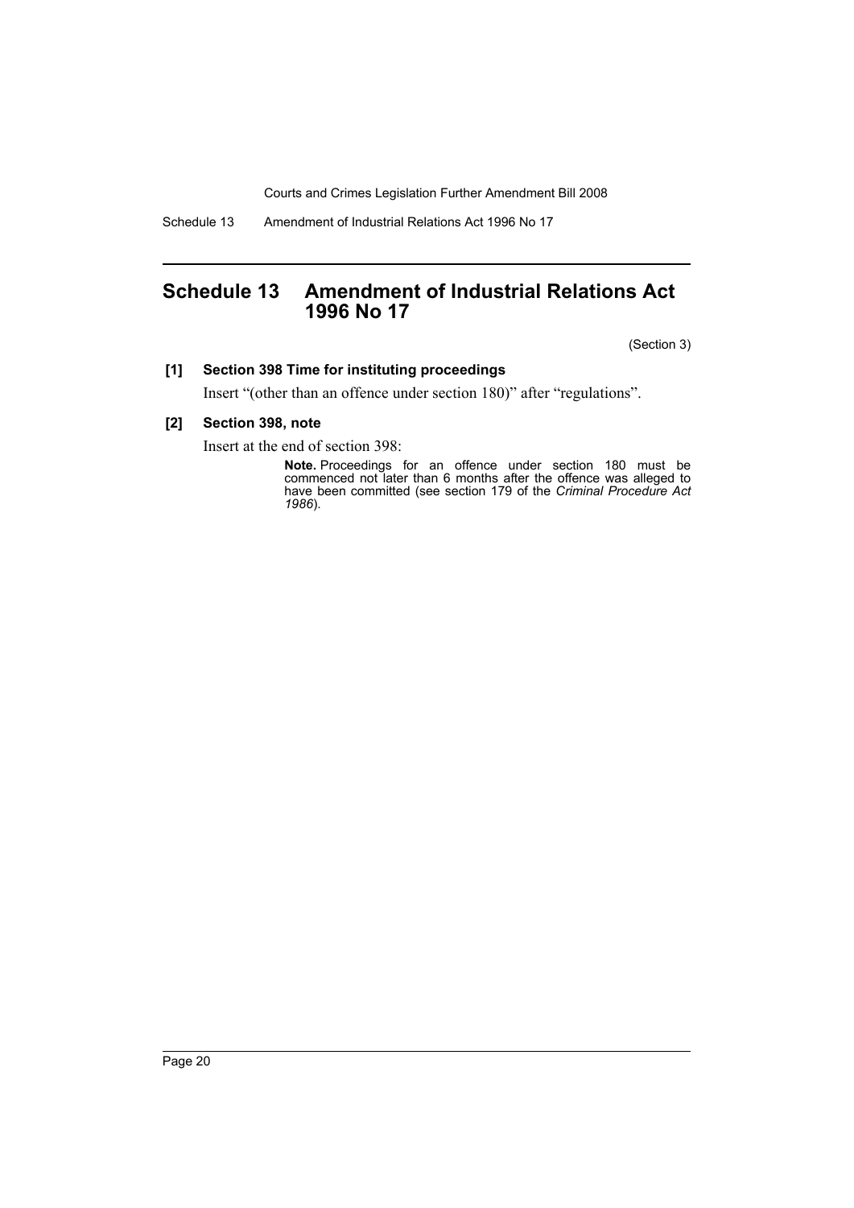# Schedule 13 Amendment of Industrial Relations Act 1996 No 17

(Section 3)

**[1] Section 398 Time for instituting proceedings**

Insert "(other than an offence under section 180)" after "regulations".

**[2] Section 398, note**

Insert at the end of section 398:

> **Note.** Proceedings for an offence under section 180 must be commenced not later than 6 months after the offence was alleged to have been committed (see section 179 of the *Criminal Procedure Act 1986*).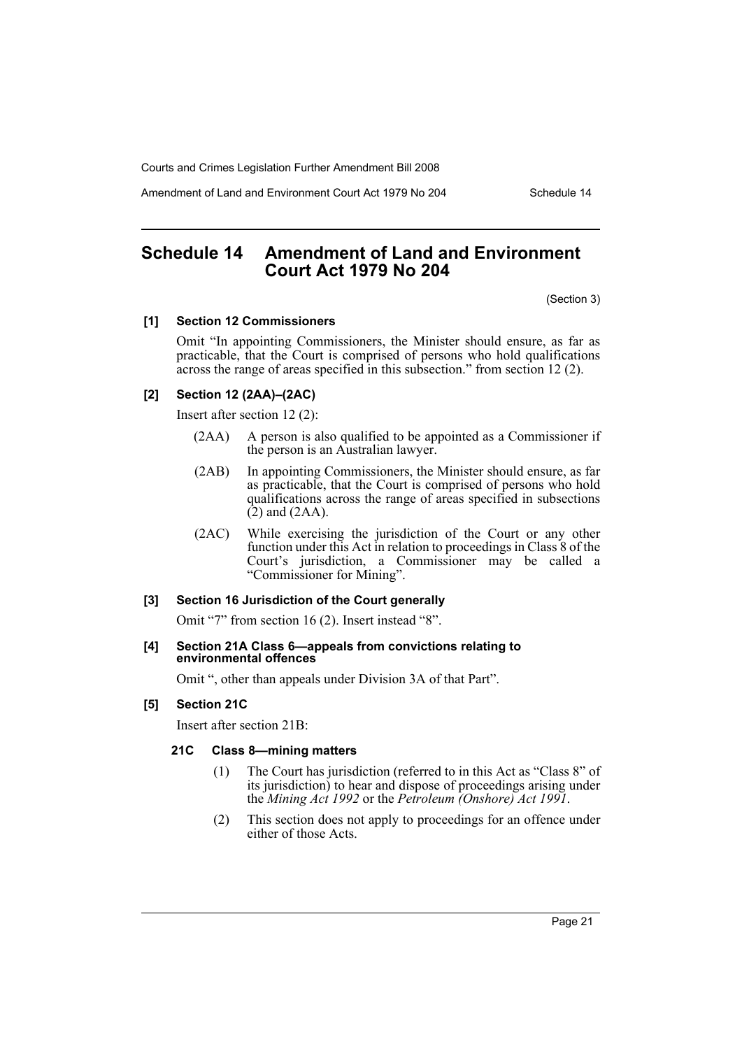## Schedule 14 Amendment of Land and Environment Court Act 1979 No 204

(Section 3)

**[1] Section 12 Commissioners**

Omit "In appointing Commissioners, the Minister should ensure, as far as practicable, that the Court is comprised of persons who hold qualifications across the range of areas specified in this subsection." from section 12 (2).

**[2] Section 12 (2AA)–(2AC)**

Insert after section 12 (2):

(2AA) A person is also qualified to be appointed as a Commissioner if the person is an Australian lawyer.

(2AB) In appointing Commissioners, the Minister should ensure, as far as practicable, that the Court is comprised of persons who hold qualifications across the range of areas specified in subsections (2) and (2AA).

(2AC) While exercising the jurisdiction of the Court or any other function under this Act in relation to proceedings in Class 8 of the Court's jurisdiction, a Commissioner may be called a "Commissioner for Mining".

**[3] Section 16 Jurisdiction of the Court generally**

Omit "7" from section 16 (2). Insert instead "8".

**[4] Section 21A Class 6—appeals from convictions relating to environmental offences**

Omit ", other than appeals under Division 3A of that Part".

**[5] Section 21C**

Insert after section 21B:

**21C Class 8—mining matters**

(1) The Court has jurisdiction (referred to in this Act as "Class 8" of its jurisdiction) to hear and dispose of proceedings arising under the *Mining Act 1992* or the *Petroleum (Onshore) Act 1991*.

(2) This section does not apply to proceedings for an offence under either of those Acts.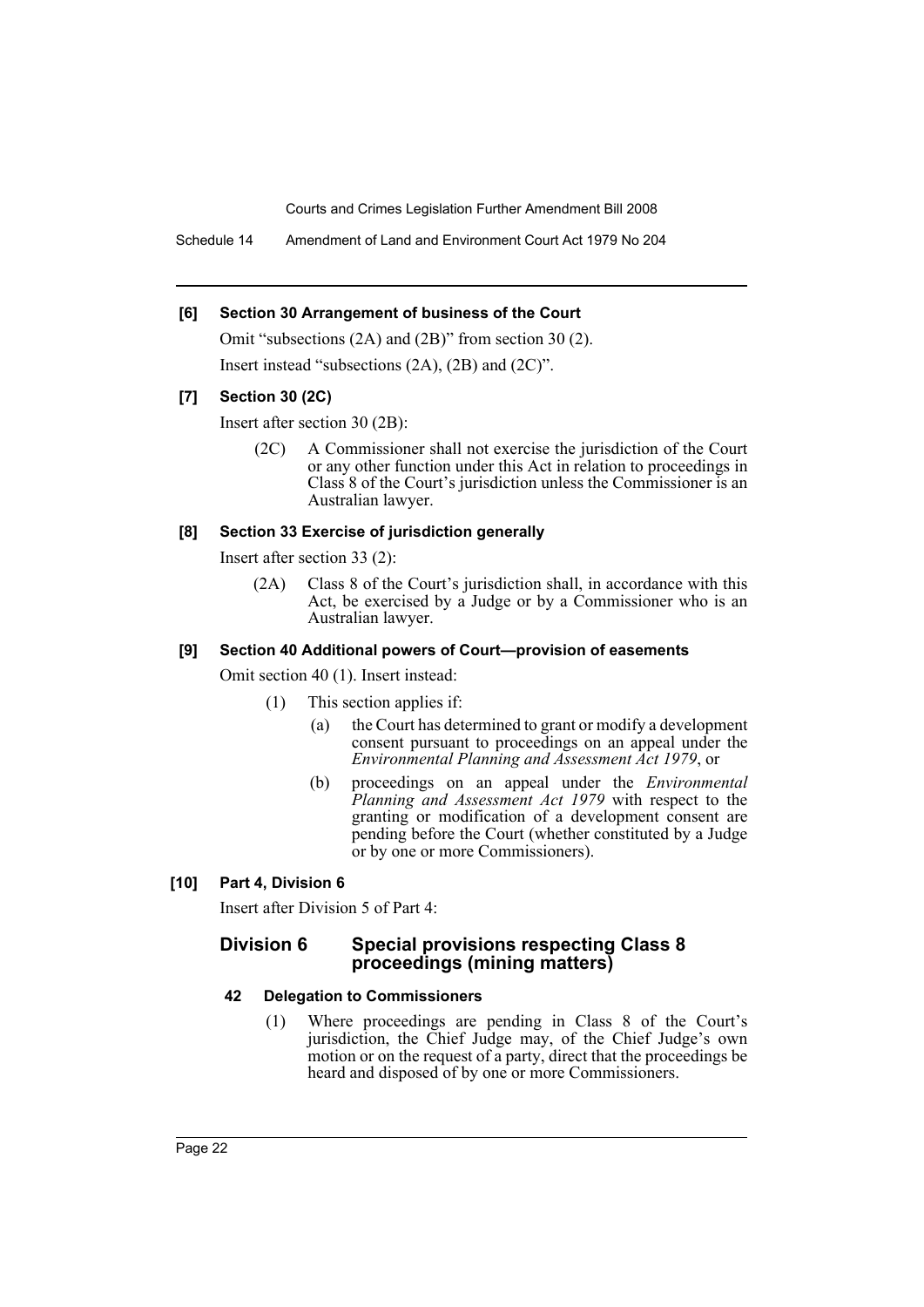**[6] Section 30 Arrangement of business of the Court**

Omit "subsections (2A) and (2B)" from section 30 (2).

Insert instead "subsections (2A), (2B) and (2C)".

**[7] Section 30 (2C)**

Insert after section 30 (2B):

> (2C) A Commissioner shall not exercise the jurisdiction of the Court or any other function under this Act in relation to proceedings in Class 8 of the Court's jurisdiction unless the Commissioner is an Australian lawyer.

**[8] Section 33 Exercise of jurisdiction generally**

Insert after section 33 (2):

> (2A) Class 8 of the Court's jurisdiction shall, in accordance with this Act, be exercised by a Judge or by a Commissioner who is an Australian lawyer.

**[9] Section 40 Additional powers of Court—provision of easements**

Omit section 40 (1). Insert instead:

> (1) This section applies if:
>
> (a) the Court has determined to grant or modify a development consent pursuant to proceedings on an appeal under the *Environmental Planning and Assessment Act 1979*, or
>
> (b) proceedings on an appeal under the *Environmental Planning and Assessment Act 1979* with respect to the granting or modification of a development consent are pending before the Court (whether constituted by a Judge or by one or more Commissioners).

**[10] Part 4, Division 6**

Insert after Division 5 of Part 4:

## Division 6 Special provisions respecting Class 8 proceedings (mining matters)

### 42 Delegation to Commissioners

> (1) Where proceedings are pending in Class 8 of the Court's jurisdiction, the Chief Judge may, of the Chief Judge's own motion or on the request of a party, direct that the proceedings be heard and disposed of by one or more Commissioners.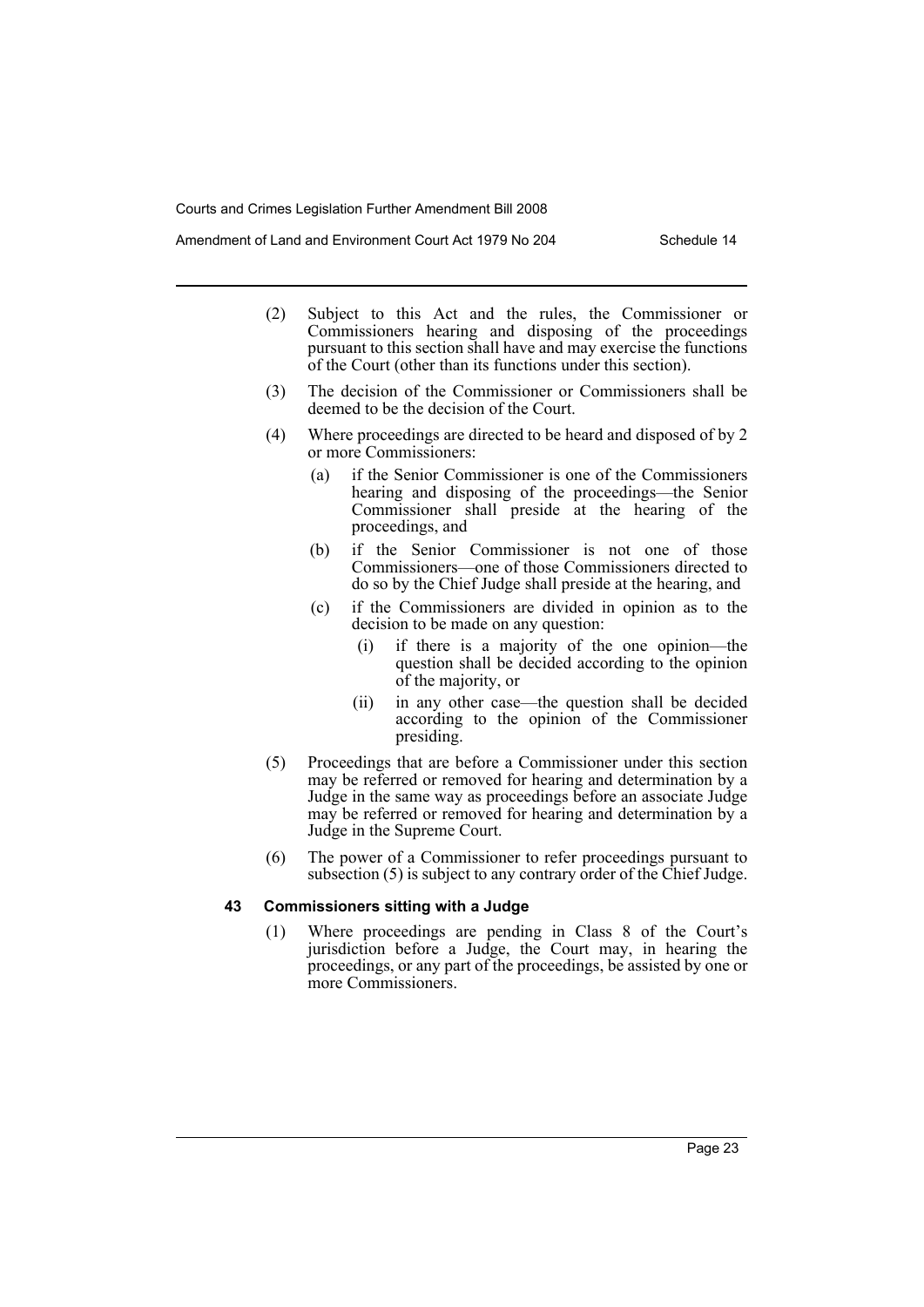(2) Subject to this Act and the rules, the Commissioner or Commissioners hearing and disposing of the proceedings pursuant to this section shall have and may exercise the functions of the Court (other than its functions under this section).

(3) The decision of the Commissioner or Commissioners shall be deemed to be the decision of the Court.

(4) Where proceedings are directed to be heard and disposed of by 2 or more Commissioners:

- (a) if the Senior Commissioner is one of the Commissioners hearing and disposing of the proceedings—the Senior Commissioner shall preside at the hearing of the proceedings, and
- (b) if the Senior Commissioner is not one of those Commissioners—one of those Commissioners directed to do so by the Chief Judge shall preside at the hearing, and
- (c) if the Commissioners are divided in opinion as to the decision to be made on any question:
  - (i) if there is a majority of the one opinion—the question shall be decided according to the opinion of the majority, or
  - (ii) in any other case—the question shall be decided according to the opinion of the Commissioner presiding.

(5) Proceedings that are before a Commissioner under this section may be referred or removed for hearing and determination by a Judge in the same way as proceedings before an associate Judge may be referred or removed for hearing and determination by a Judge in the Supreme Court.

(6) The power of a Commissioner to refer proceedings pursuant to subsection (5) is subject to any contrary order of the Chief Judge.

### 43 Commissioners sitting with a Judge

(1) Where proceedings are pending in Class 8 of the Court's jurisdiction before a Judge, the Court may, in hearing the proceedings, or any part of the proceedings, be assisted by one or more Commissioners.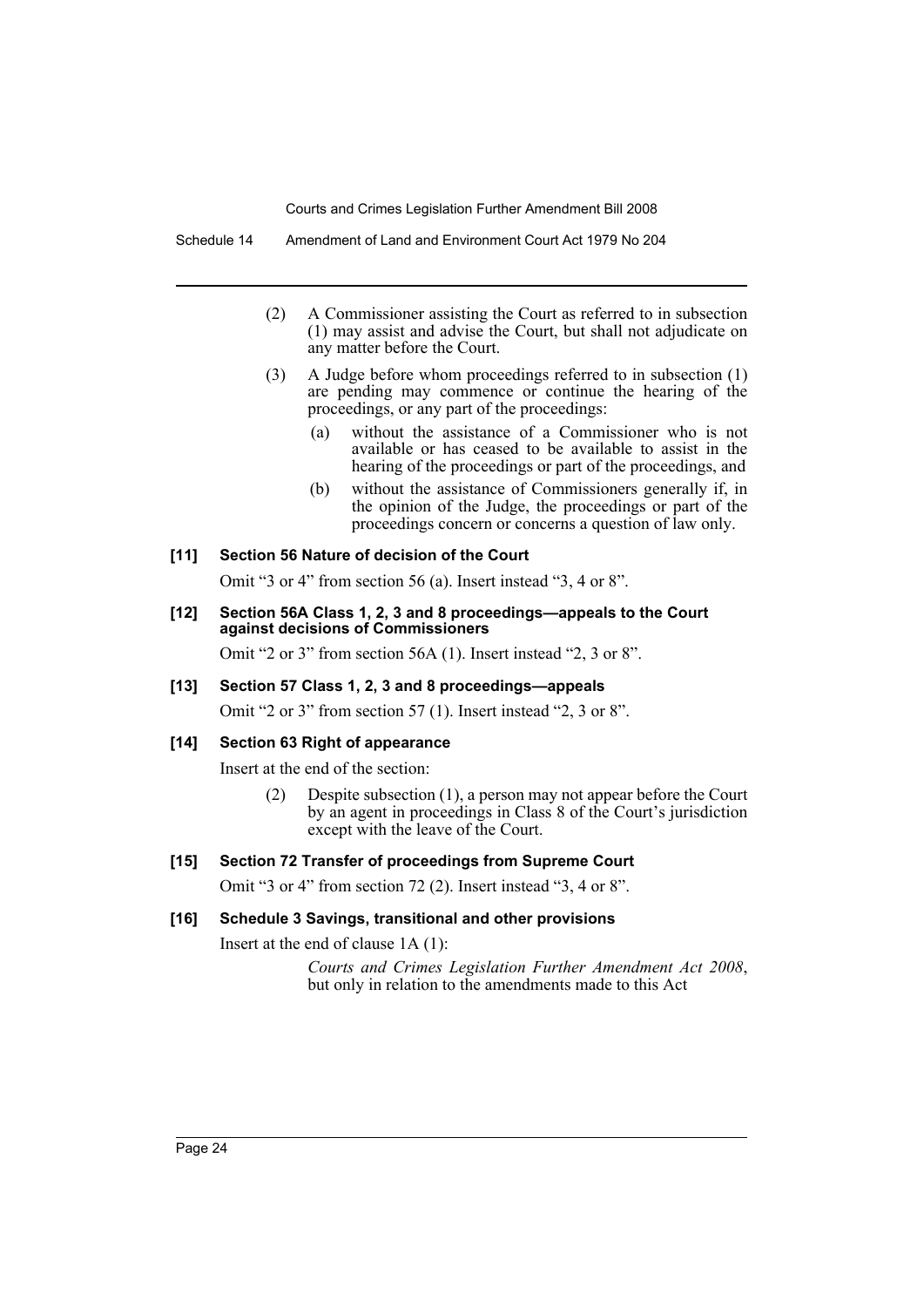(2) A Commissioner assisting the Court as referred to in subsection (1) may assist and advise the Court, but shall not adjudicate on any matter before the Court.

(3) A Judge before whom proceedings referred to in subsection (1) are pending may commence or continue the hearing of the proceedings, or any part of the proceedings:

(a) without the assistance of a Commissioner who is not available or has ceased to be available to assist in the hearing of the proceedings or part of the proceedings, and

(b) without the assistance of Commissioners generally if, in the opinion of the Judge, the proceedings or part of the proceedings concern or concerns a question of law only.

#### [11] Section 56 Nature of decision of the Court

Omit "3 or 4" from section 56 (a). Insert instead "3, 4 or 8".

#### [12] Section 56A Class 1, 2, 3 and 8 proceedings—appeals to the Court against decisions of Commissioners

Omit "2 or 3" from section 56A (1). Insert instead "2, 3 or 8".

#### [13] Section 57 Class 1, 2, 3 and 8 proceedings—appeals

Omit "2 or 3" from section 57 (1). Insert instead "2, 3 or 8".

#### [14] Section 63 Right of appearance

Insert at the end of the section:

(2) Despite subsection (1), a person may not appear before the Court by an agent in proceedings in Class 8 of the Court's jurisdiction except with the leave of the Court.

#### [15] Section 72 Transfer of proceedings from Supreme Court

Omit "3 or 4" from section 72 (2). Insert instead "3, 4 or 8".

#### [16] Schedule 3 Savings, transitional and other provisions

Insert at the end of clause 1A (1):

*Courts and Crimes Legislation Further Amendment Act 2008*, but only in relation to the amendments made to this Act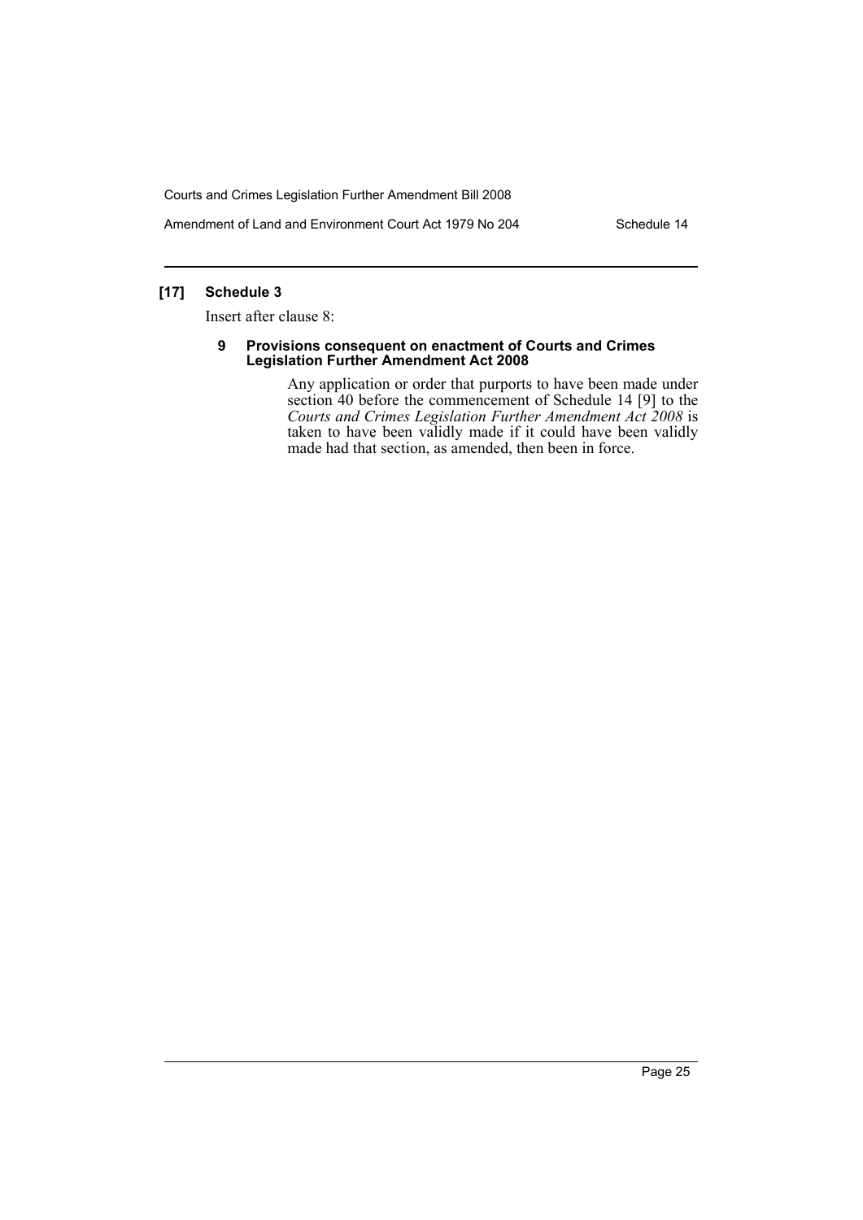### [17] Schedule 3

Insert after clause 8:

#### 9 Provisions consequent on enactment of Courts and Crimes Legislation Further Amendment Act 2008

Any application or order that purports to have been made under section 40 before the commencement of Schedule 14 [9] to the *Courts and Crimes Legislation Further Amendment Act 2008* is taken to have been validly made if it could have been validly made had that section, as amended, then been in force.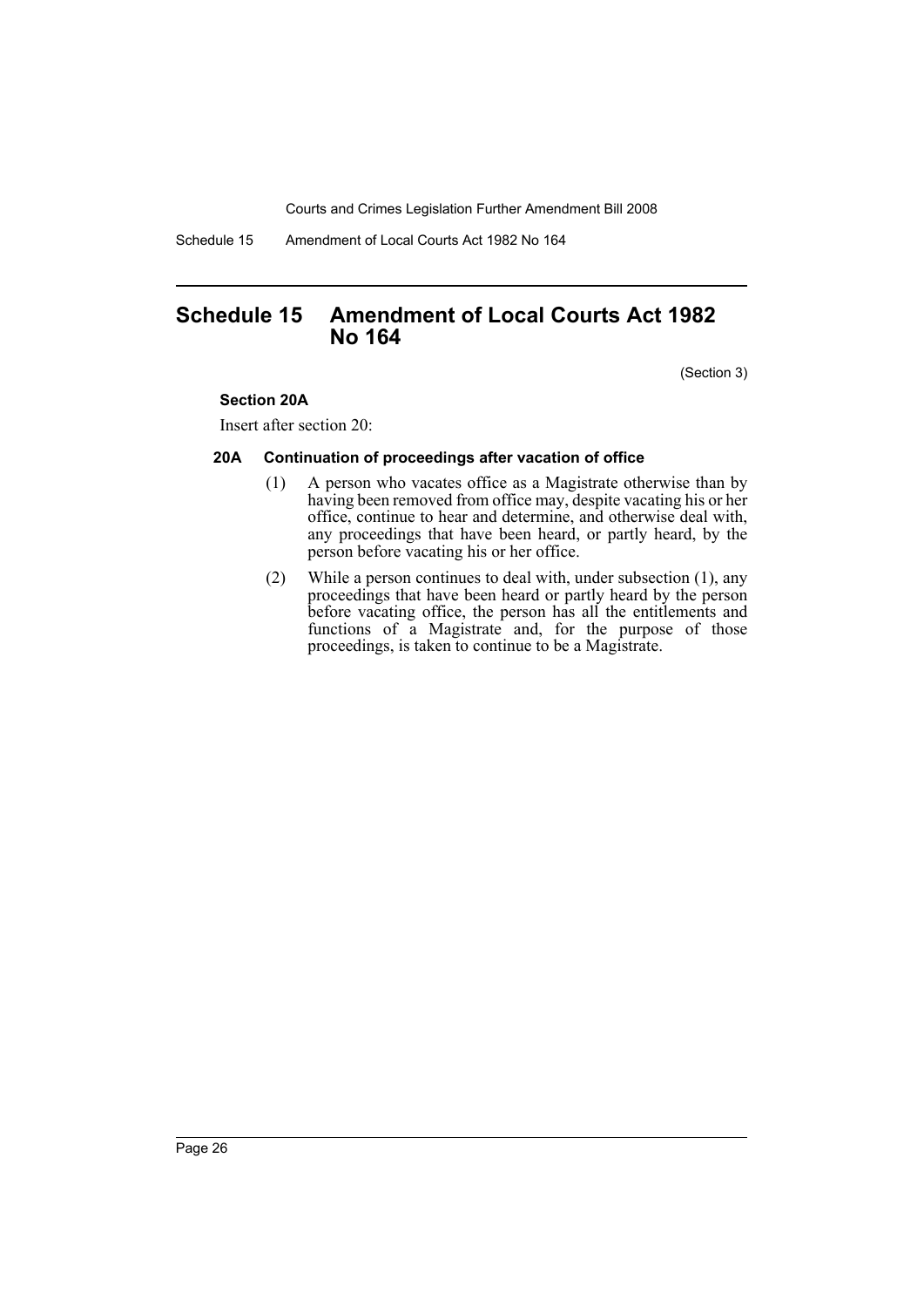# Schedule 15 Amendment of Local Courts Act 1982 No 164

(Section 3)

**Section 20A**

Insert after section 20:

**20A Continuation of proceedings after vacation of office**

(1) A person who vacates office as a Magistrate otherwise than by having been removed from office may, despite vacating his or her office, continue to hear and determine, and otherwise deal with, any proceedings that have been heard, or partly heard, by the person before vacating his or her office.

(2) While a person continues to deal with, under subsection (1), any proceedings that have been heard or partly heard by the person before vacating office, the person has all the entitlements and functions of a Magistrate and, for the purpose of those proceedings, is taken to continue to be a Magistrate.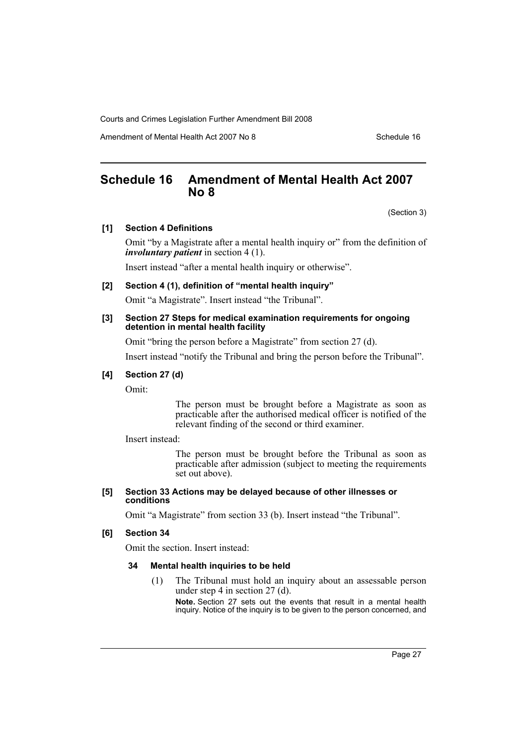## Schedule 16 Amendment of Mental Health Act 2007 No 8

(Section 3)

**[1] Section 4 Definitions**

Omit "by a Magistrate after a mental health inquiry or" from the definition of ***involuntary patient*** in section 4 (1).

Insert instead "after a mental health inquiry or otherwise".

**[2] Section 4 (1), definition of "mental health inquiry"**

Omit "a Magistrate". Insert instead "the Tribunal".

**[3] Section 27 Steps for medical examination requirements for ongoing detention in mental health facility**

Omit "bring the person before a Magistrate" from section 27 (d).

Insert instead "notify the Tribunal and bring the person before the Tribunal".

**[4] Section 27 (d)**

Omit:

> The person must be brought before a Magistrate as soon as practicable after the authorised medical officer is notified of the relevant finding of the second or third examiner.

Insert instead:

> The person must be brought before the Tribunal as soon as practicable after admission (subject to meeting the requirements set out above).

**[5] Section 33 Actions may be delayed because of other illnesses or conditions**

Omit "a Magistrate" from section 33 (b). Insert instead "the Tribunal".

**[6] Section 34**

Omit the section. Insert instead:

**34 Mental health inquiries to be held**

(1) The Tribunal must hold an inquiry about an assessable person under step 4 in section 27 (d).

**Note.** Section 27 sets out the events that result in a mental health inquiry. Notice of the inquiry is to be given to the person concerned, and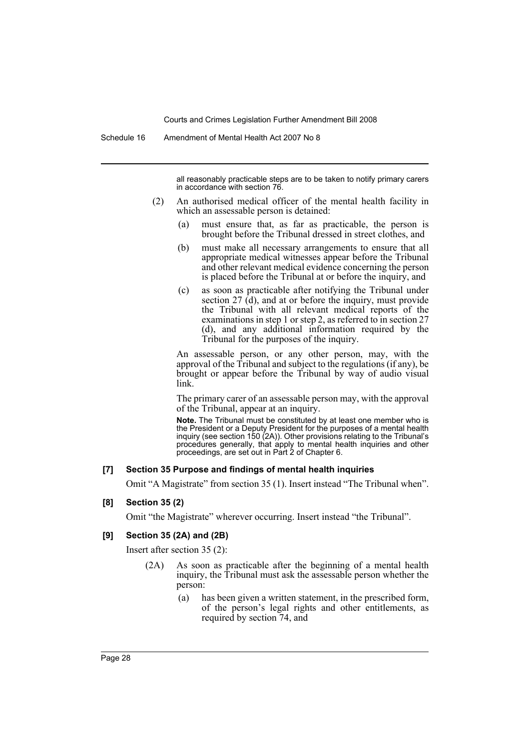all reasonably practicable steps are to be taken to notify primary carers in accordance with section 76.

(2) An authorised medical officer of the mental health facility in which an assessable person is detained:

(a) must ensure that, as far as practicable, the person is brought before the Tribunal dressed in street clothes, and

(b) must make all necessary arrangements to ensure that all appropriate medical witnesses appear before the Tribunal and other relevant medical evidence concerning the person is placed before the Tribunal at or before the inquiry, and

(c) as soon as practicable after notifying the Tribunal under section 27 (d), and at or before the inquiry, must provide the Tribunal with all relevant medical reports of the examinations in step 1 or step 2, as referred to in section 27 (d), and any additional information required by the Tribunal for the purposes of the inquiry.

An assessable person, or any other person, may, with the approval of the Tribunal and subject to the regulations (if any), be brought or appear before the Tribunal by way of audio visual link.

The primary carer of an assessable person may, with the approval of the Tribunal, appear at an inquiry.

**Note.** The Tribunal must be constituted by at least one member who is the President or a Deputy President for the purposes of a mental health inquiry (see section 150 (2A)). Other provisions relating to the Tribunal's procedures generally, that apply to mental health inquiries and other proceedings, are set out in Part 2 of Chapter 6.

### [7] Section 35 Purpose and findings of mental health inquiries

Omit "A Magistrate" from section 35 (1). Insert instead "The Tribunal when".

### [8] Section 35 (2)

Omit "the Magistrate" wherever occurring. Insert instead "the Tribunal".

### [9] Section 35 (2A) and (2B)

Insert after section 35 (2):

(2A) As soon as practicable after the beginning of a mental health inquiry, the Tribunal must ask the assessable person whether the person:

(a) has been given a written statement, in the prescribed form, of the person's legal rights and other entitlements, as required by section 74, and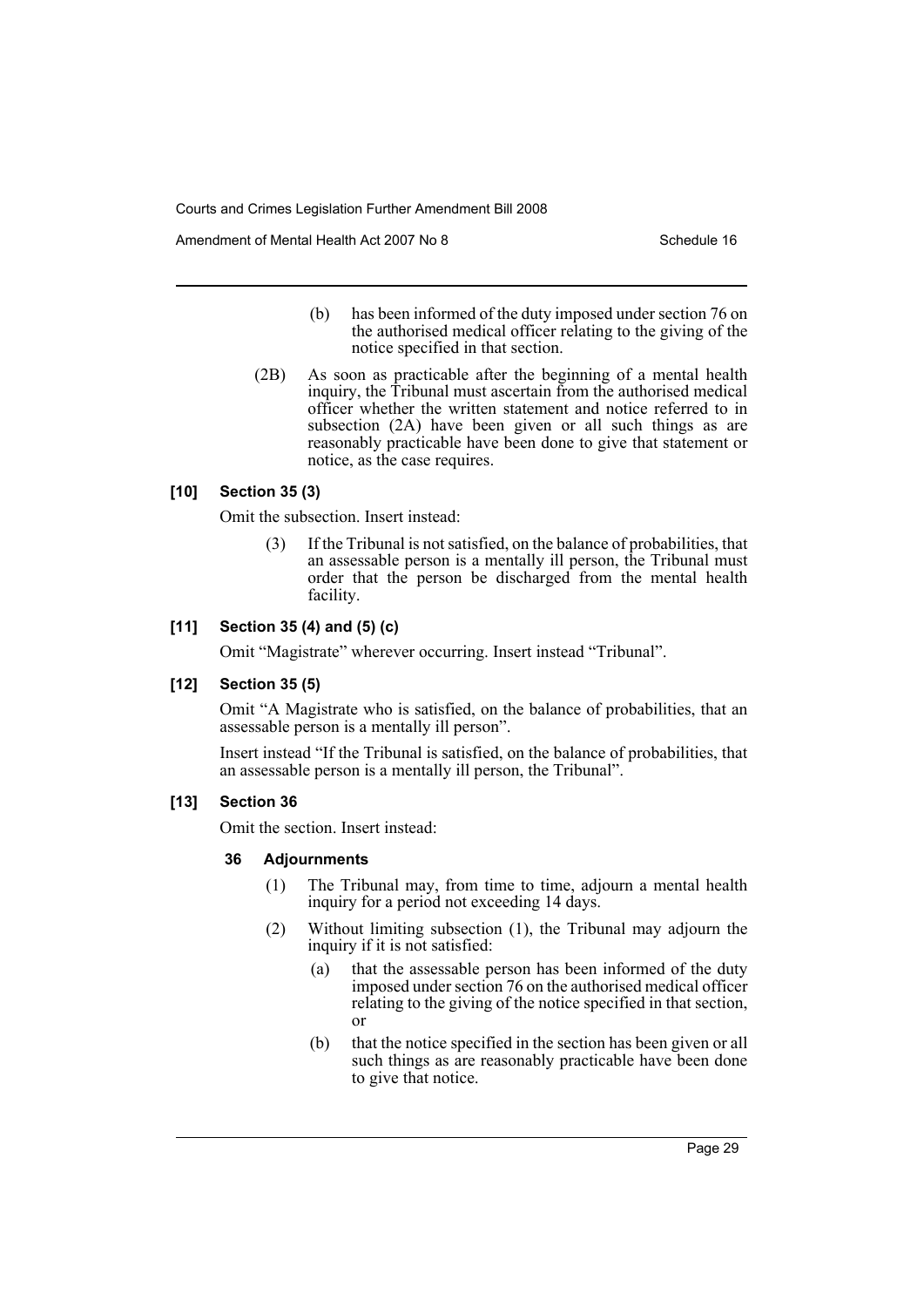(b) has been informed of the duty imposed under section 76 on the authorised medical officer relating to the giving of the notice specified in that section.

(2B) As soon as practicable after the beginning of a mental health inquiry, the Tribunal must ascertain from the authorised medical officer whether the written statement and notice referred to in subsection (2A) have been given or all such things as are reasonably practicable have been done to give that statement or notice, as the case requires.

### [10] Section 35 (3)

Omit the subsection. Insert instead:

(3) If the Tribunal is not satisfied, on the balance of probabilities, that an assessable person is a mentally ill person, the Tribunal must order that the person be discharged from the mental health facility.

### [11] Section 35 (4) and (5) (c)

Omit "Magistrate" wherever occurring. Insert instead "Tribunal".

### [12] Section 35 (5)

Omit "A Magistrate who is satisfied, on the balance of probabilities, that an assessable person is a mentally ill person".

Insert instead "If the Tribunal is satisfied, on the balance of probabilities, that an assessable person is a mentally ill person, the Tribunal".

### [13] Section 36

Omit the section. Insert instead:

**36 Adjournments**

(1) The Tribunal may, from time to time, adjourn a mental health inquiry for a period not exceeding 14 days.

(2) Without limiting subsection (1), the Tribunal may adjourn the inquiry if it is not satisfied:

(a) that the assessable person has been informed of the duty imposed under section 76 on the authorised medical officer relating to the giving of the notice specified in that section, or

(b) that the notice specified in the section has been given or all such things as are reasonably practicable have been done to give that notice.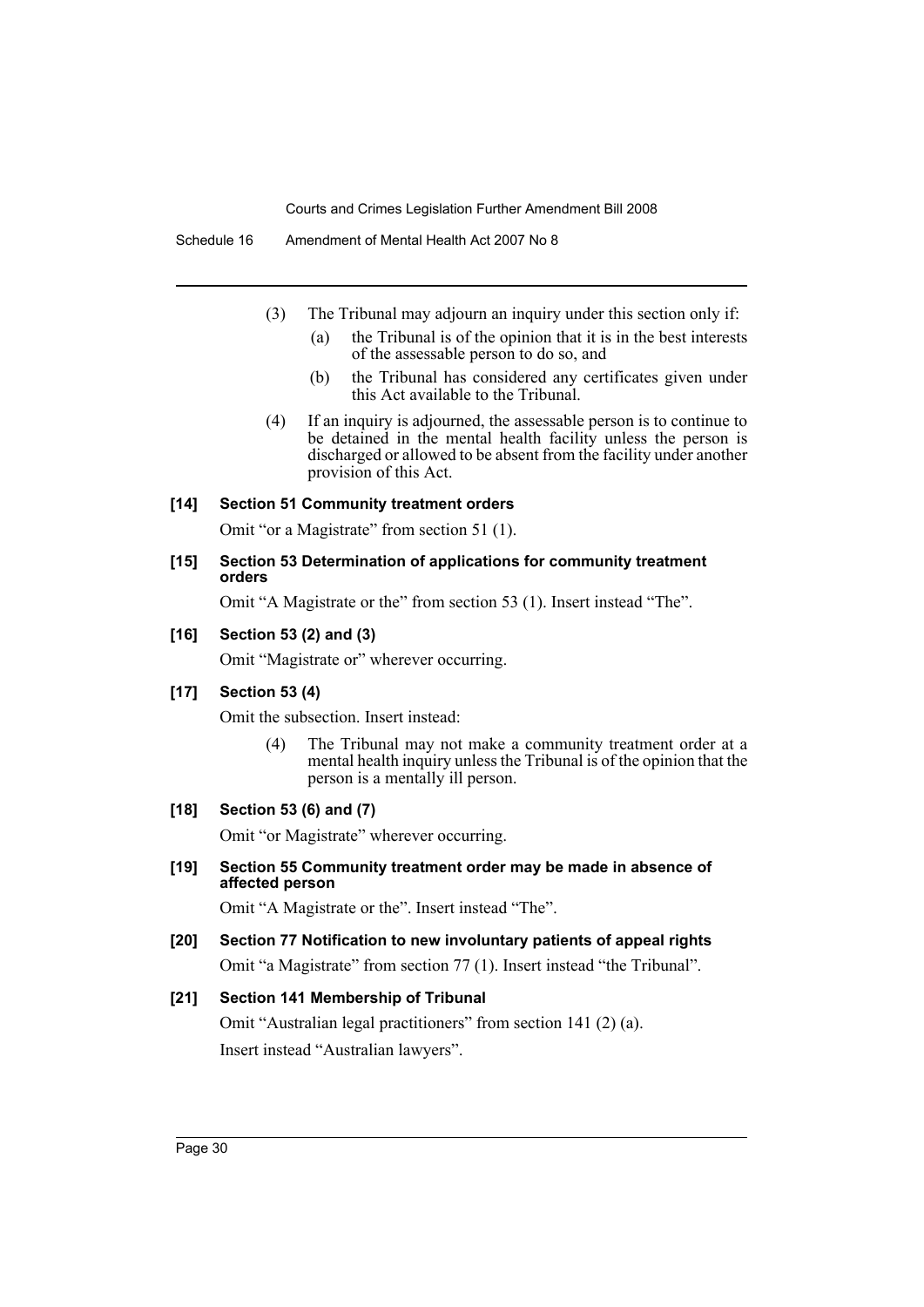(3) The Tribunal may adjourn an inquiry under this section only if:

(a) the Tribunal is of the opinion that it is in the best interests of the assessable person to do so, and

(b) the Tribunal has considered any certificates given under this Act available to the Tribunal.

(4) If an inquiry is adjourned, the assessable person is to continue to be detained in the mental health facility unless the person is discharged or allowed to be absent from the facility under another provision of this Act.

**[14] Section 51 Community treatment orders**

Omit "or a Magistrate" from section 51 (1).

**[15] Section 53 Determination of applications for community treatment orders**

Omit "A Magistrate or the" from section 53 (1). Insert instead "The".

**[16] Section 53 (2) and (3)**

Omit "Magistrate or" wherever occurring.

**[17] Section 53 (4)**

Omit the subsection. Insert instead:

(4) The Tribunal may not make a community treatment order at a mental health inquiry unless the Tribunal is of the opinion that the person is a mentally ill person.

**[18] Section 53 (6) and (7)**

Omit "or Magistrate" wherever occurring.

**[19] Section 55 Community treatment order may be made in absence of affected person**

Omit "A Magistrate or the". Insert instead "The".

**[20] Section 77 Notification to new involuntary patients of appeal rights**

Omit "a Magistrate" from section 77 (1). Insert instead "the Tribunal".

**[21] Section 141 Membership of Tribunal**

Omit "Australian legal practitioners" from section 141 (2) (a).

Insert instead "Australian lawyers".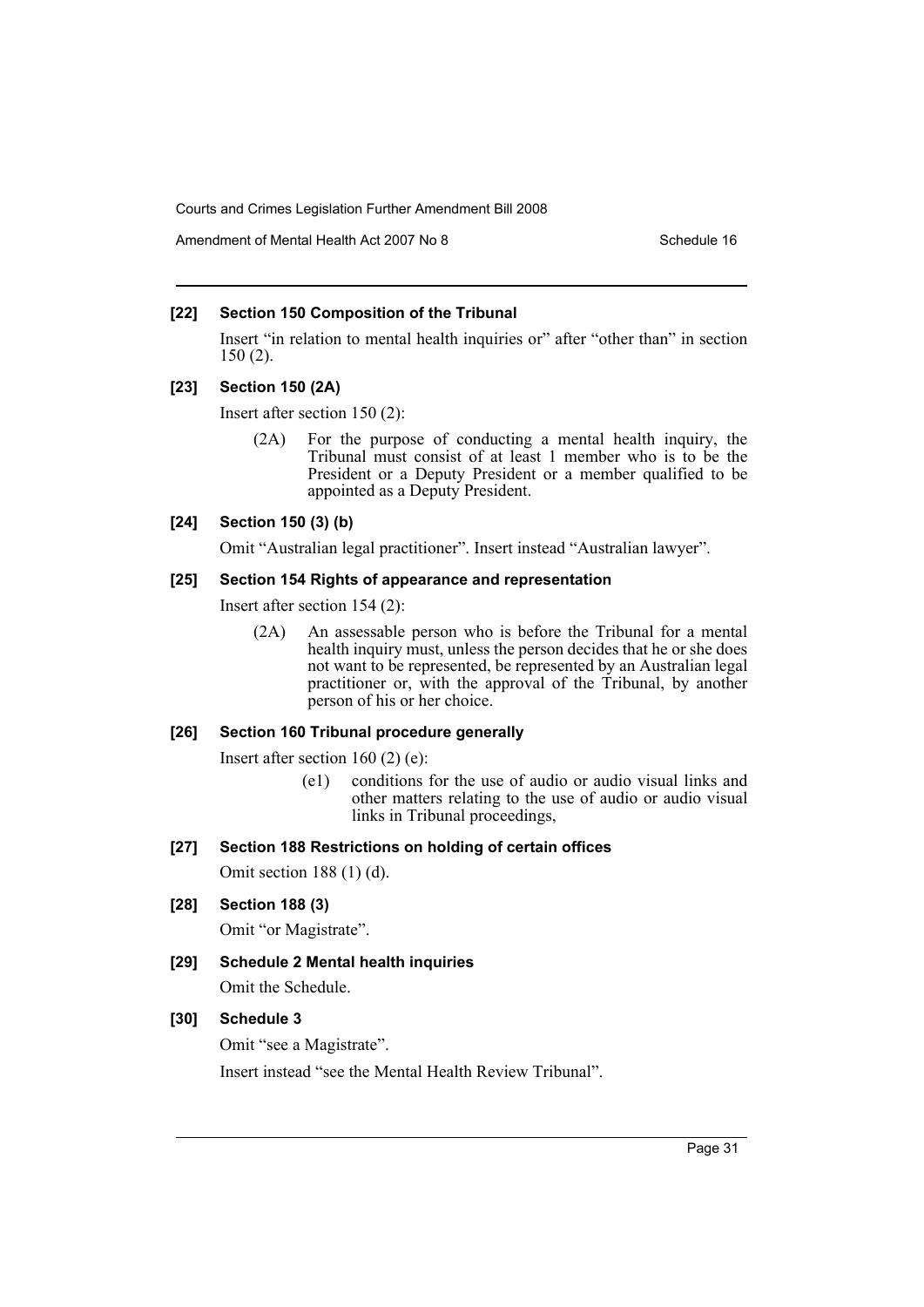**[22] Section 150 Composition of the Tribunal**

Insert "in relation to mental health inquiries or" after "other than" in section 150 (2).

**[23] Section 150 (2A)**

Insert after section 150 (2):

(2A) For the purpose of conducting a mental health inquiry, the Tribunal must consist of at least 1 member who is to be the President or a Deputy President or a member qualified to be appointed as a Deputy President.

**[24] Section 150 (3) (b)**

Omit "Australian legal practitioner". Insert instead "Australian lawyer".

**[25] Section 154 Rights of appearance and representation**

Insert after section 154 (2):

(2A) An assessable person who is before the Tribunal for a mental health inquiry must, unless the person decides that he or she does not want to be represented, be represented by an Australian legal practitioner or, with the approval of the Tribunal, by another person of his or her choice.

**[26] Section 160 Tribunal procedure generally**

Insert after section 160 (2) (e):

(e1) conditions for the use of audio or audio visual links and other matters relating to the use of audio or audio visual links in Tribunal proceedings,

**[27] Section 188 Restrictions on holding of certain offices**

Omit section 188 (1) (d).

**[28] Section 188 (3)**

Omit "or Magistrate".

**[29] Schedule 2 Mental health inquiries**

Omit the Schedule.

**[30] Schedule 3**

Omit "see a Magistrate".

Insert instead "see the Mental Health Review Tribunal".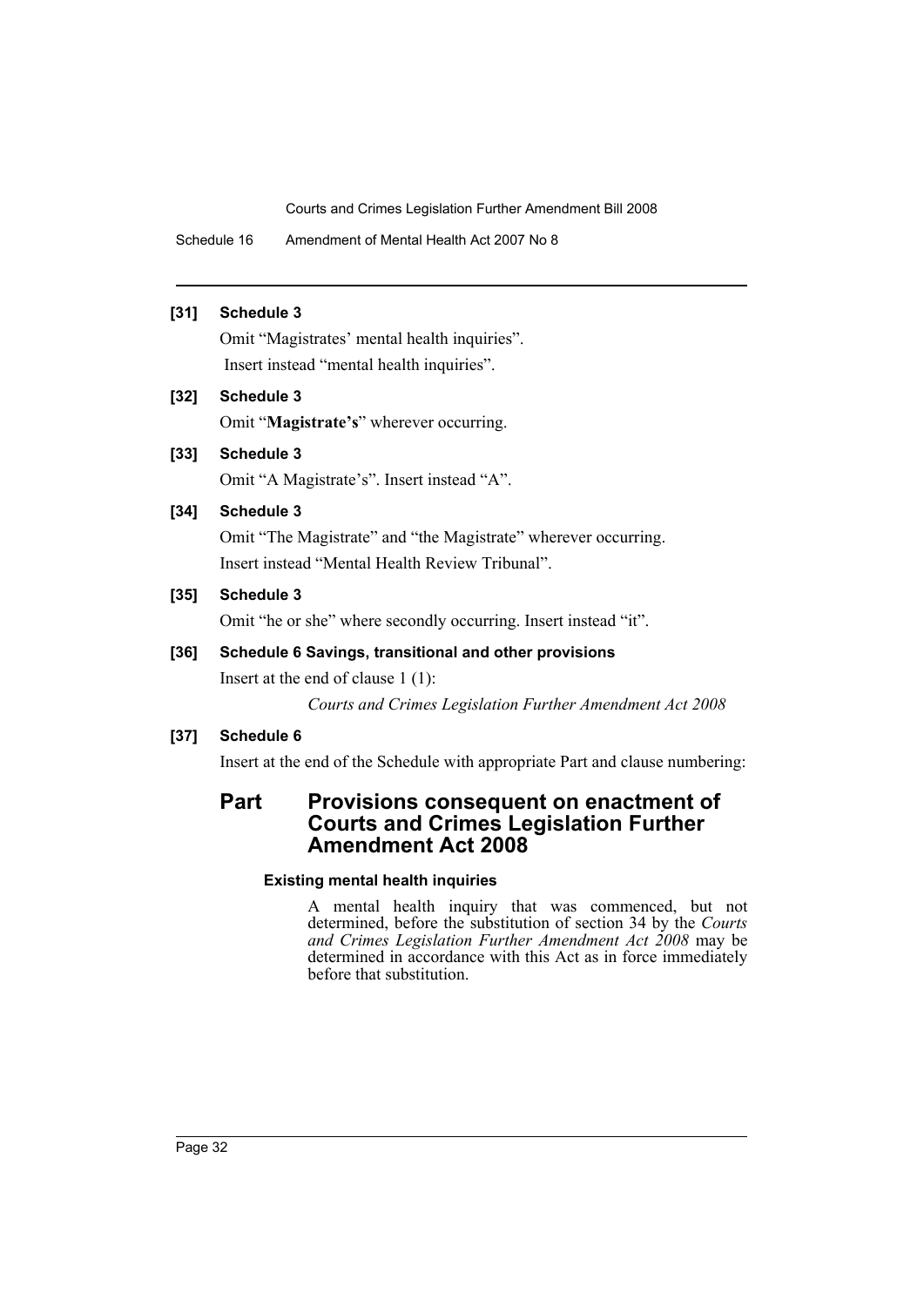**[31] Schedule 3**

Omit "Magistrates' mental health inquiries".
Insert instead "mental health inquiries".

**[32] Schedule 3**

Omit "**Magistrate's**" wherever occurring.

**[33] Schedule 3**

Omit "A Magistrate's". Insert instead "A".

**[34] Schedule 3**

Omit "The Magistrate" and "the Magistrate" wherever occurring.
Insert instead "Mental Health Review Tribunal".

**[35] Schedule 3**

Omit "he or she" where secondly occurring. Insert instead "it".

**[36] Schedule 6 Savings, transitional and other provisions**

Insert at the end of clause 1 (1):

*Courts and Crimes Legislation Further Amendment Act 2008*

**[37] Schedule 6**

Insert at the end of the Schedule with appropriate Part and clause numbering:

## Part Provisions consequent on enactment of Courts and Crimes Legislation Further Amendment Act 2008

#### Existing mental health inquiries

A mental health inquiry that was commenced, but not determined, before the substitution of section 34 by the *Courts and Crimes Legislation Further Amendment Act 2008* may be determined in accordance with this Act as in force immediately before that substitution.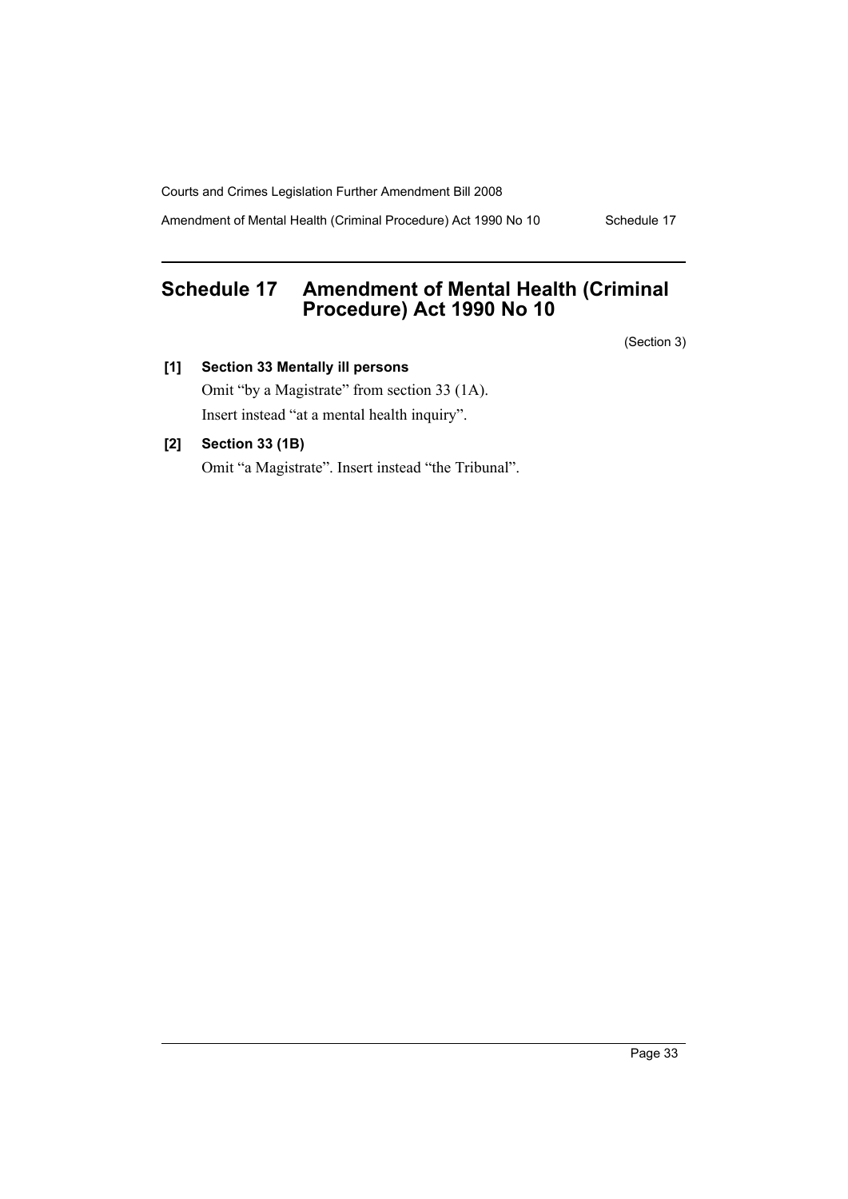# Schedule 17 Amendment of Mental Health (Criminal Procedure) Act 1990 No 10

(Section 3)

**[1] Section 33 Mentally ill persons**

Omit "by a Magistrate" from section 33 (1A).

Insert instead "at a mental health inquiry".

**[2] Section 33 (1B)**

Omit "a Magistrate". Insert instead "the Tribunal".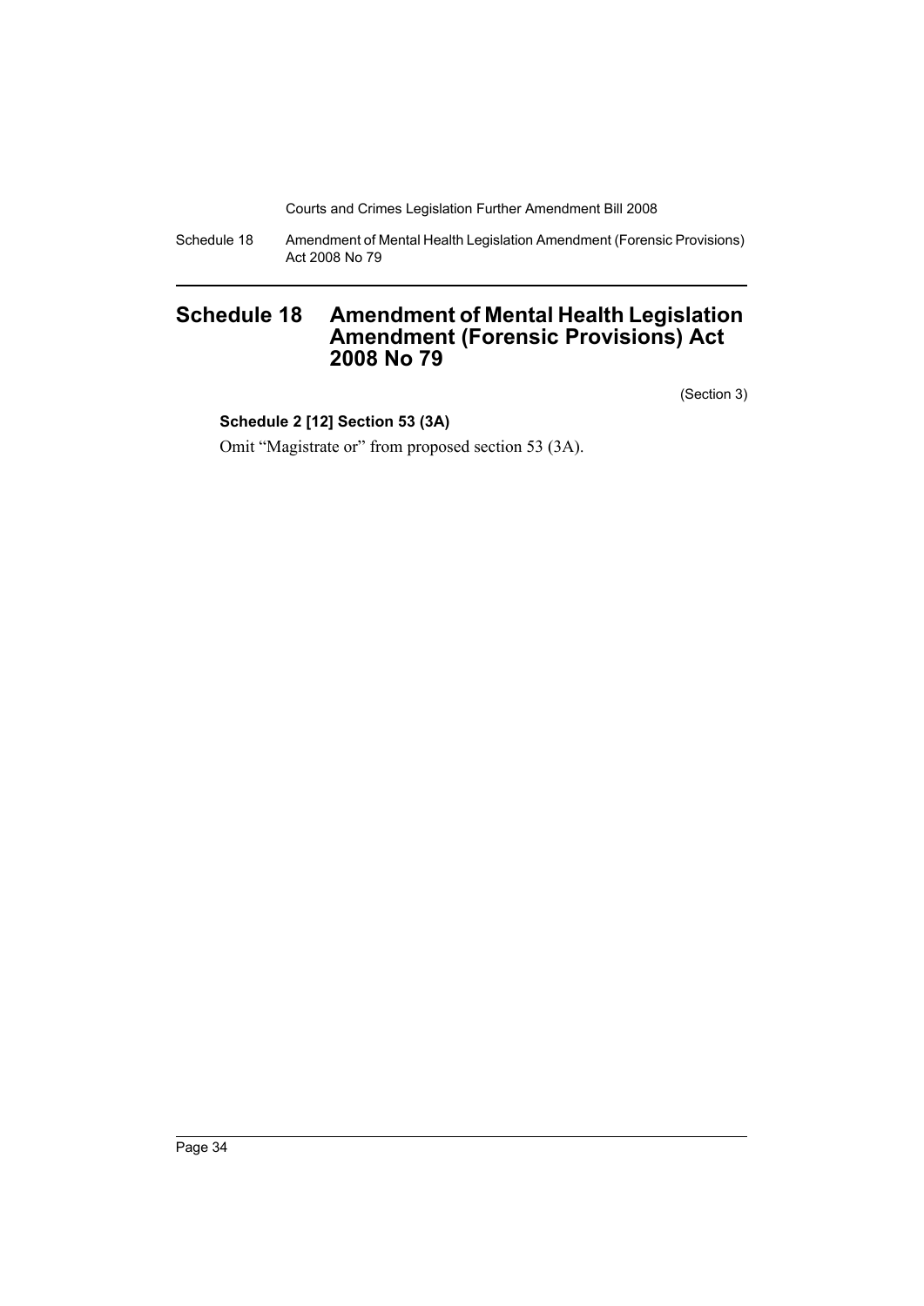# Schedule 18 Amendment of Mental Health Legislation Amendment (Forensic Provisions) Act 2008 No 79

(Section 3)

**Schedule 2 [12] Section 53 (3A)**

Omit "Magistrate or" from proposed section 53 (3A).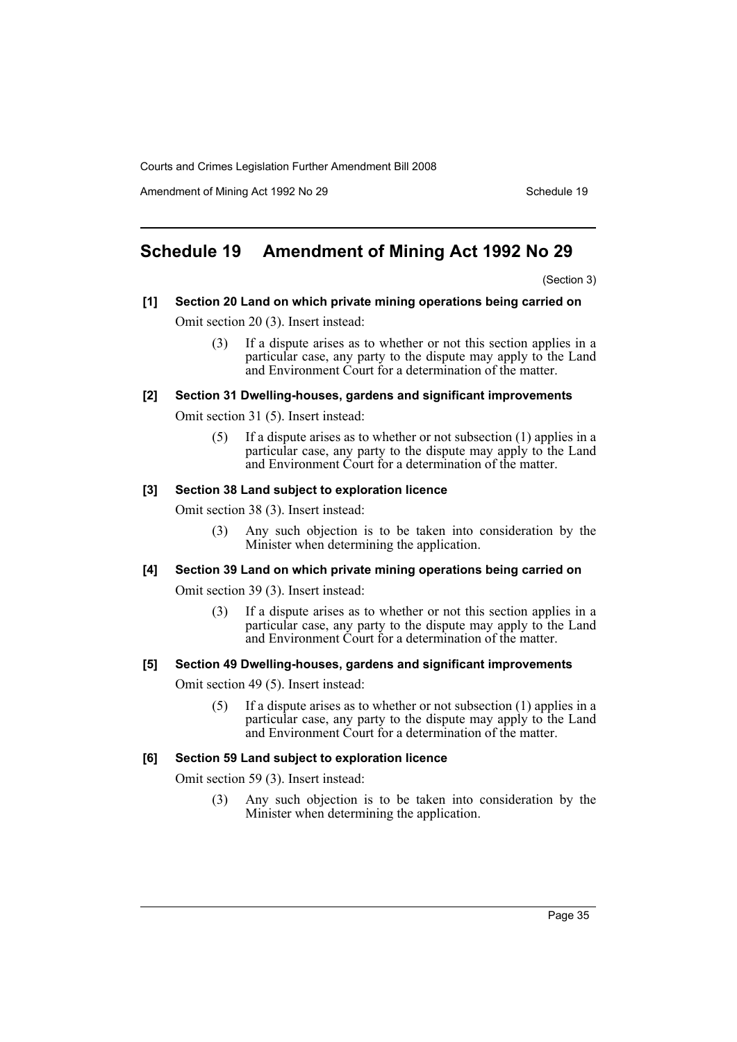# Schedule 19 Amendment of Mining Act 1992 No 29

(Section 3)

**[1] Section 20 Land on which private mining operations being carried on**

Omit section 20 (3). Insert instead:

> (3) If a dispute arises as to whether or not this section applies in a particular case, any party to the dispute may apply to the Land and Environment Court for a determination of the matter.

**[2] Section 31 Dwelling-houses, gardens and significant improvements**

Omit section 31 (5). Insert instead:

> (5) If a dispute arises as to whether or not subsection (1) applies in a particular case, any party to the dispute may apply to the Land and Environment Court for a determination of the matter.

**[3] Section 38 Land subject to exploration licence**

Omit section 38 (3). Insert instead:

> (3) Any such objection is to be taken into consideration by the Minister when determining the application.

**[4] Section 39 Land on which private mining operations being carried on**

Omit section 39 (3). Insert instead:

> (3) If a dispute arises as to whether or not this section applies in a particular case, any party to the dispute may apply to the Land and Environment Court for a determination of the matter.

**[5] Section 49 Dwelling-houses, gardens and significant improvements**

Omit section 49 (5). Insert instead:

> (5) If a dispute arises as to whether or not subsection (1) applies in a particular case, any party to the dispute may apply to the Land and Environment Court for a determination of the matter.

**[6] Section 59 Land subject to exploration licence**

Omit section 59 (3). Insert instead:

> (3) Any such objection is to be taken into consideration by the Minister when determining the application.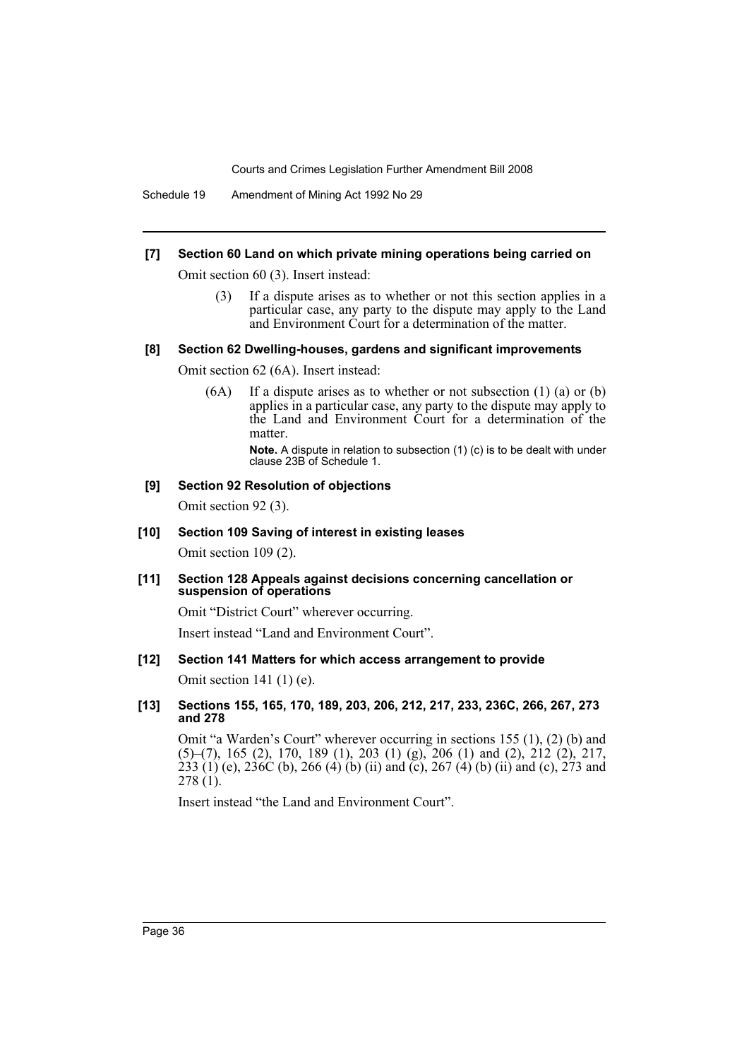**[7] Section 60 Land on which private mining operations being carried on**

Omit section 60 (3). Insert instead:

> (3) If a dispute arises as to whether or not this section applies in a particular case, any party to the dispute may apply to the Land and Environment Court for a determination of the matter.

**[8] Section 62 Dwelling-houses, gardens and significant improvements**

Omit section 62 (6A). Insert instead:

> (6A) If a dispute arises as to whether or not subsection (1) (a) or (b) applies in a particular case, any party to the dispute may apply to the Land and Environment Court for a determination of the matter.
>
> **Note.** A dispute in relation to subsection (1) (c) is to be dealt with under clause 23B of Schedule 1.

**[9] Section 92 Resolution of objections**

Omit section 92 (3).

**[10] Section 109 Saving of interest in existing leases**

Omit section 109 (2).

**[11] Section 128 Appeals against decisions concerning cancellation or suspension of operations**

Omit "District Court" wherever occurring.

Insert instead "Land and Environment Court".

**[12] Section 141 Matters for which access arrangement to provide**

Omit section 141 (1) (e).

**[13] Sections 155, 165, 170, 189, 203, 206, 212, 217, 233, 236C, 266, 267, 273 and 278**

Omit "a Warden's Court" wherever occurring in sections 155 (1), (2) (b) and (5)–(7), 165 (2), 170, 189 (1), 203 (1) (g), 206 (1) and (2), 212 (2), 217, 233 (1) (e), 236C (b), 266 (4) (b) (ii) and (c), 267 (4) (b) (ii) and (c), 273 and 278 (1).

Insert instead "the Land and Environment Court".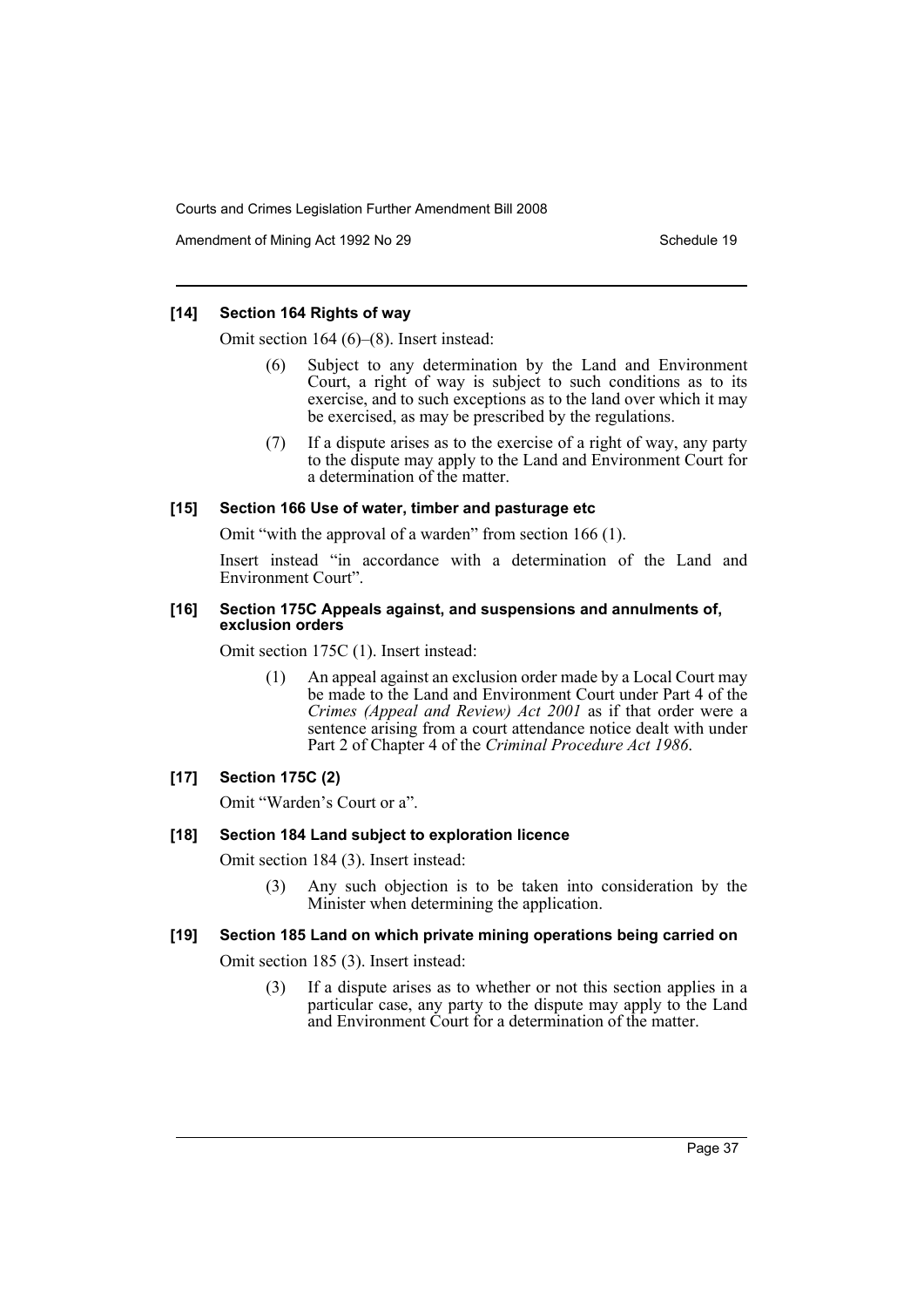#### [14] Section 164 Rights of way

Omit section 164 (6)–(8). Insert instead:

> (6) Subject to any determination by the Land and Environment Court, a right of way is subject to such conditions as to its exercise, and to such exceptions as to the land over which it may be exercised, as may be prescribed by the regulations.
>
> (7) If a dispute arises as to the exercise of a right of way, any party to the dispute may apply to the Land and Environment Court for a determination of the matter.

#### [15] Section 166 Use of water, timber and pasturage etc

Omit "with the approval of a warden" from section 166 (1).

Insert instead "in accordance with a determination of the Land and Environment Court".

#### [16] Section 175C Appeals against, and suspensions and annulments of, exclusion orders

Omit section 175C (1). Insert instead:

> (1) An appeal against an exclusion order made by a Local Court may be made to the Land and Environment Court under Part 4 of the *Crimes (Appeal and Review) Act 2001* as if that order were a sentence arising from a court attendance notice dealt with under Part 2 of Chapter 4 of the *Criminal Procedure Act 1986*.

#### [17] Section 175C (2)

Omit "Warden's Court or a".

#### [18] Section 184 Land subject to exploration licence

Omit section 184 (3). Insert instead:

> (3) Any such objection is to be taken into consideration by the Minister when determining the application.

#### [19] Section 185 Land on which private mining operations being carried on

Omit section 185 (3). Insert instead:

> (3) If a dispute arises as to whether or not this section applies in a particular case, any party to the dispute may apply to the Land and Environment Court for a determination of the matter.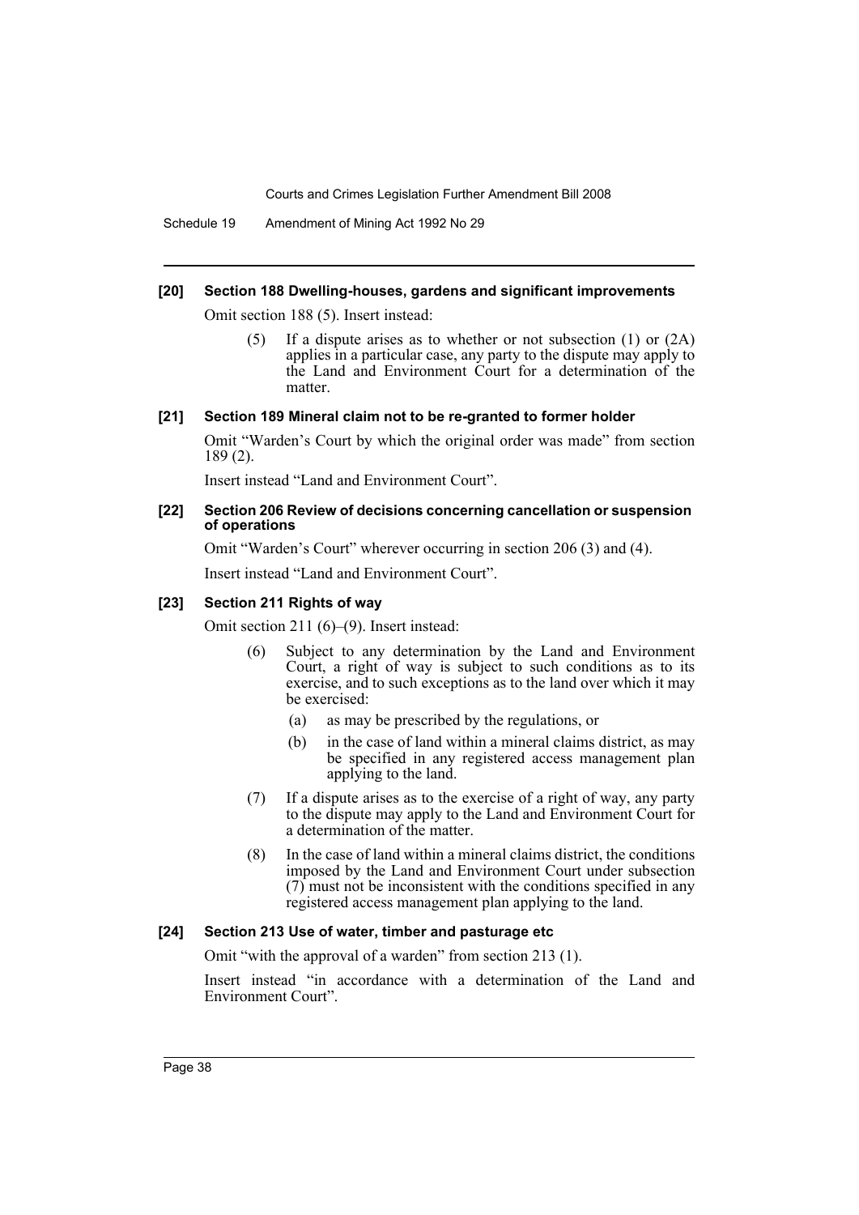#### [20] Section 188 Dwelling-houses, gardens and significant improvements

Omit section 188 (5). Insert instead:

> (5) If a dispute arises as to whether or not subsection (1) or (2A) applies in a particular case, any party to the dispute may apply to the Land and Environment Court for a determination of the matter.

#### [21] Section 189 Mineral claim not to be re-granted to former holder

Omit "Warden's Court by which the original order was made" from section 189 (2).

Insert instead "Land and Environment Court".

#### [22] Section 206 Review of decisions concerning cancellation or suspension of operations

Omit "Warden's Court" wherever occurring in section 206 (3) and (4).

Insert instead "Land and Environment Court".

#### [23] Section 211 Rights of way

Omit section 211 (6)–(9). Insert instead:

> (6) Subject to any determination by the Land and Environment Court, a right of way is subject to such conditions as to its exercise, and to such exceptions as to the land over which it may be exercised:
>
> (a) as may be prescribed by the regulations, or
>
> (b) in the case of land within a mineral claims district, as may be specified in any registered access management plan applying to the land.
>
> (7) If a dispute arises as to the exercise of a right of way, any party to the dispute may apply to the Land and Environment Court for a determination of the matter.
>
> (8) In the case of land within a mineral claims district, the conditions imposed by the Land and Environment Court under subsection (7) must not be inconsistent with the conditions specified in any registered access management plan applying to the land.

#### [24] Section 213 Use of water, timber and pasturage etc

Omit "with the approval of a warden" from section 213 (1).

Insert instead "in accordance with a determination of the Land and Environment Court".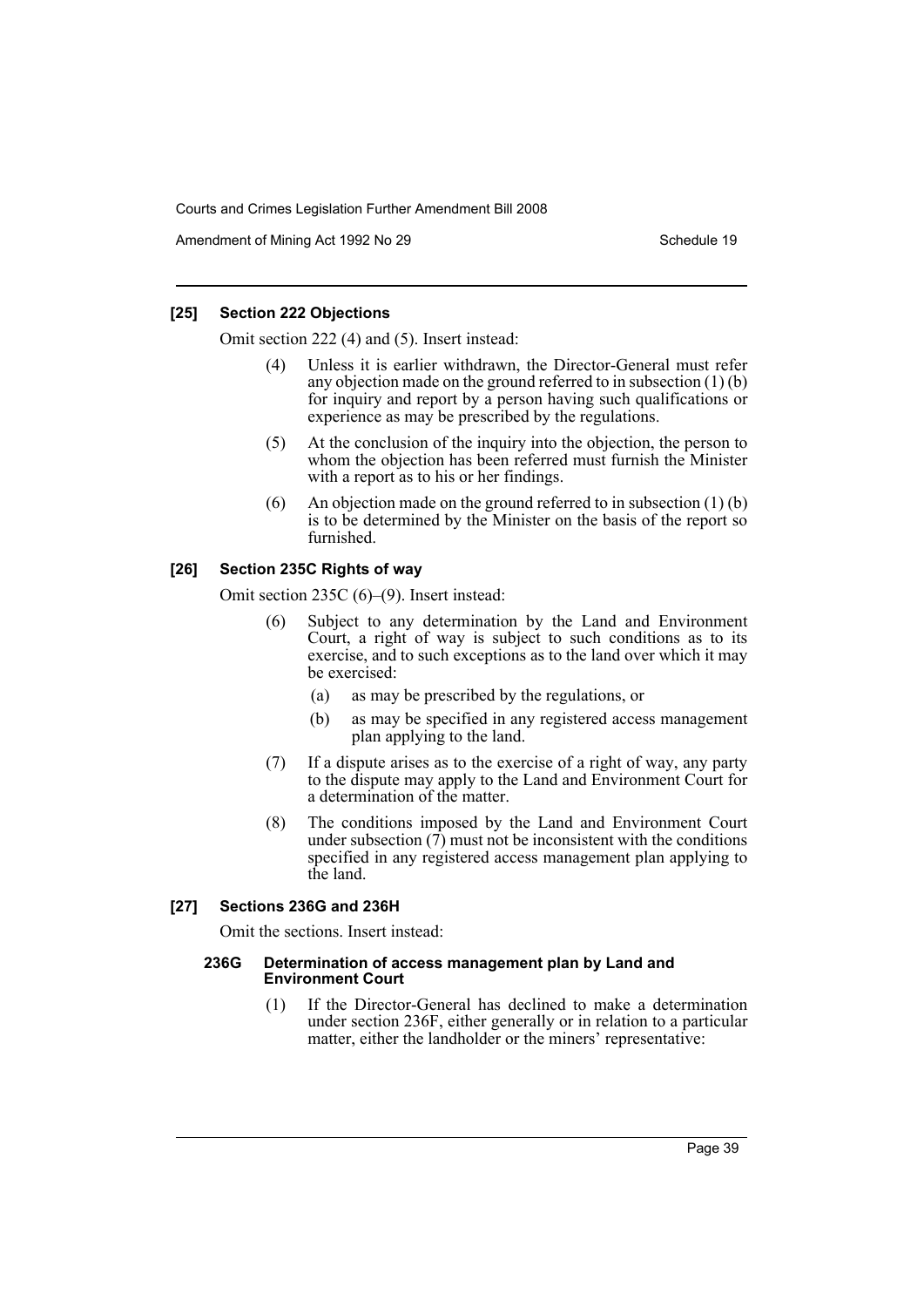#### [25] Section 222 Objections

Omit section 222 (4) and (5). Insert instead:

> (4) Unless it is earlier withdrawn, the Director-General must refer any objection made on the ground referred to in subsection (1) (b) for inquiry and report by a person having such qualifications or experience as may be prescribed by the regulations.
>
> (5) At the conclusion of the inquiry into the objection, the person to whom the objection has been referred must furnish the Minister with a report as to his or her findings.
>
> (6) An objection made on the ground referred to in subsection (1) (b) is to be determined by the Minister on the basis of the report so furnished.

#### [26] Section 235C Rights of way

Omit section 235C (6)–(9). Insert instead:

> (6) Subject to any determination by the Land and Environment Court, a right of way is subject to such conditions as to its exercise, and to such exceptions as to the land over which it may be exercised:
>
> (a) as may be prescribed by the regulations, or
>
> (b) as may be specified in any registered access management plan applying to the land.
>
> (7) If a dispute arises as to the exercise of a right of way, any party to the dispute may apply to the Land and Environment Court for a determination of the matter.
>
> (8) The conditions imposed by the Land and Environment Court under subsection (7) must not be inconsistent with the conditions specified in any registered access management plan applying to the land.

#### [27] Sections 236G and 236H

Omit the sections. Insert instead:

> **236G Determination of access management plan by Land and Environment Court**
>
> (1) If the Director-General has declined to make a determination under section 236F, either generally or in relation to a particular matter, either the landholder or the miners' representative: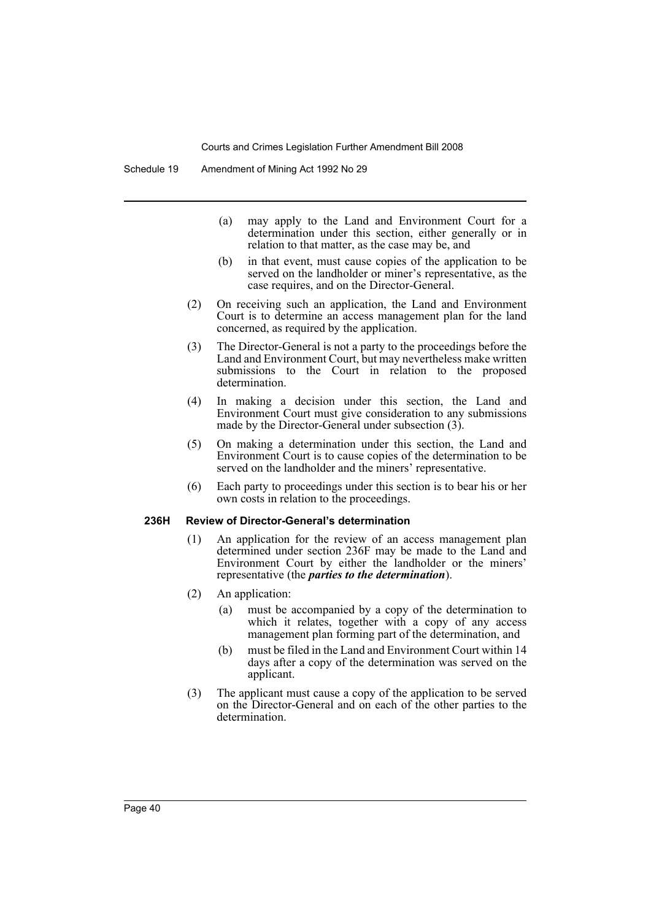(a) may apply to the Land and Environment Court for a determination under this section, either generally or in relation to that matter, as the case may be, and

(b) in that event, must cause copies of the application to be served on the landholder or miner's representative, as the case requires, and on the Director-General.

(2) On receiving such an application, the Land and Environment Court is to determine an access management plan for the land concerned, as required by the application.

(3) The Director-General is not a party to the proceedings before the Land and Environment Court, but may nevertheless make written submissions to the Court in relation to the proposed determination.

(4) In making a decision under this section, the Land and Environment Court must give consideration to any submissions made by the Director-General under subsection (3).

(5) On making a determination under this section, the Land and Environment Court is to cause copies of the determination to be served on the landholder and the miners' representative.

(6) Each party to proceedings under this section is to bear his or her own costs in relation to the proceedings.

#### 236H Review of Director-General's determination

(1) An application for the review of an access management plan determined under section 236F may be made to the Land and Environment Court by either the landholder or the miners' representative (the ***parties to the determination***).

(2) An application:

(a) must be accompanied by a copy of the determination to which it relates, together with a copy of any access management plan forming part of the determination, and

(b) must be filed in the Land and Environment Court within 14 days after a copy of the determination was served on the applicant.

(3) The applicant must cause a copy of the application to be served on the Director-General and on each of the other parties to the determination.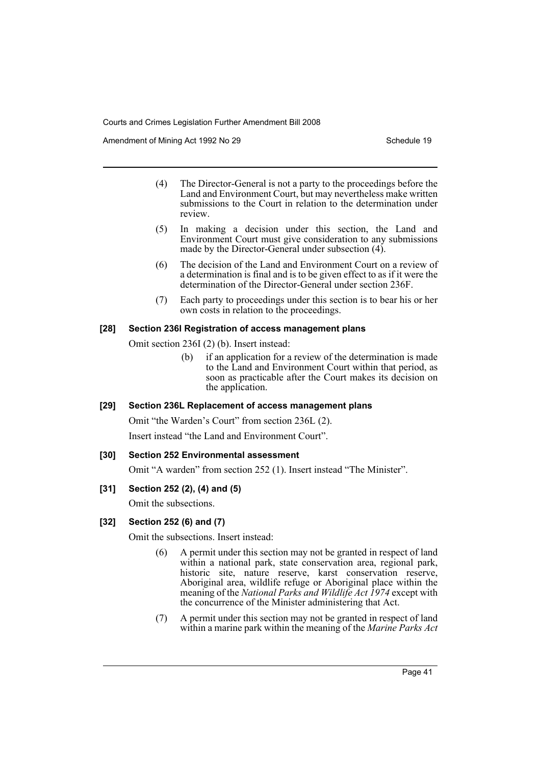(4) The Director-General is not a party to the proceedings before the Land and Environment Court, but may nevertheless make written submissions to the Court in relation to the determination under review.

(5) In making a decision under this section, the Land and Environment Court must give consideration to any submissions made by the Director-General under subsection (4).

(6) The decision of the Land and Environment Court on a review of a determination is final and is to be given effect to as if it were the determination of the Director-General under section 236F.

(7) Each party to proceedings under this section is to bear his or her own costs in relation to the proceedings.

#### [28] Section 236I Registration of access management plans

Omit section 236I (2) (b). Insert instead:

(b) if an application for a review of the determination is made to the Land and Environment Court within that period, as soon as practicable after the Court makes its decision on the application.

#### [29] Section 236L Replacement of access management plans

Omit "the Warden's Court" from section 236L (2).

Insert instead "the Land and Environment Court".

#### [30] Section 252 Environmental assessment

Omit "A warden" from section 252 (1). Insert instead "The Minister".

#### [31] Section 252 (2), (4) and (5)

Omit the subsections.

#### [32] Section 252 (6) and (7)

Omit the subsections. Insert instead:

(6) A permit under this section may not be granted in respect of land within a national park, state conservation area, regional park, historic site, nature reserve, karst conservation reserve, Aboriginal area, wildlife refuge or Aboriginal place within the meaning of the *National Parks and Wildlife Act 1974* except with the concurrence of the Minister administering that Act.

(7) A permit under this section may not be granted in respect of land within a marine park within the meaning of the *Marine Parks Act*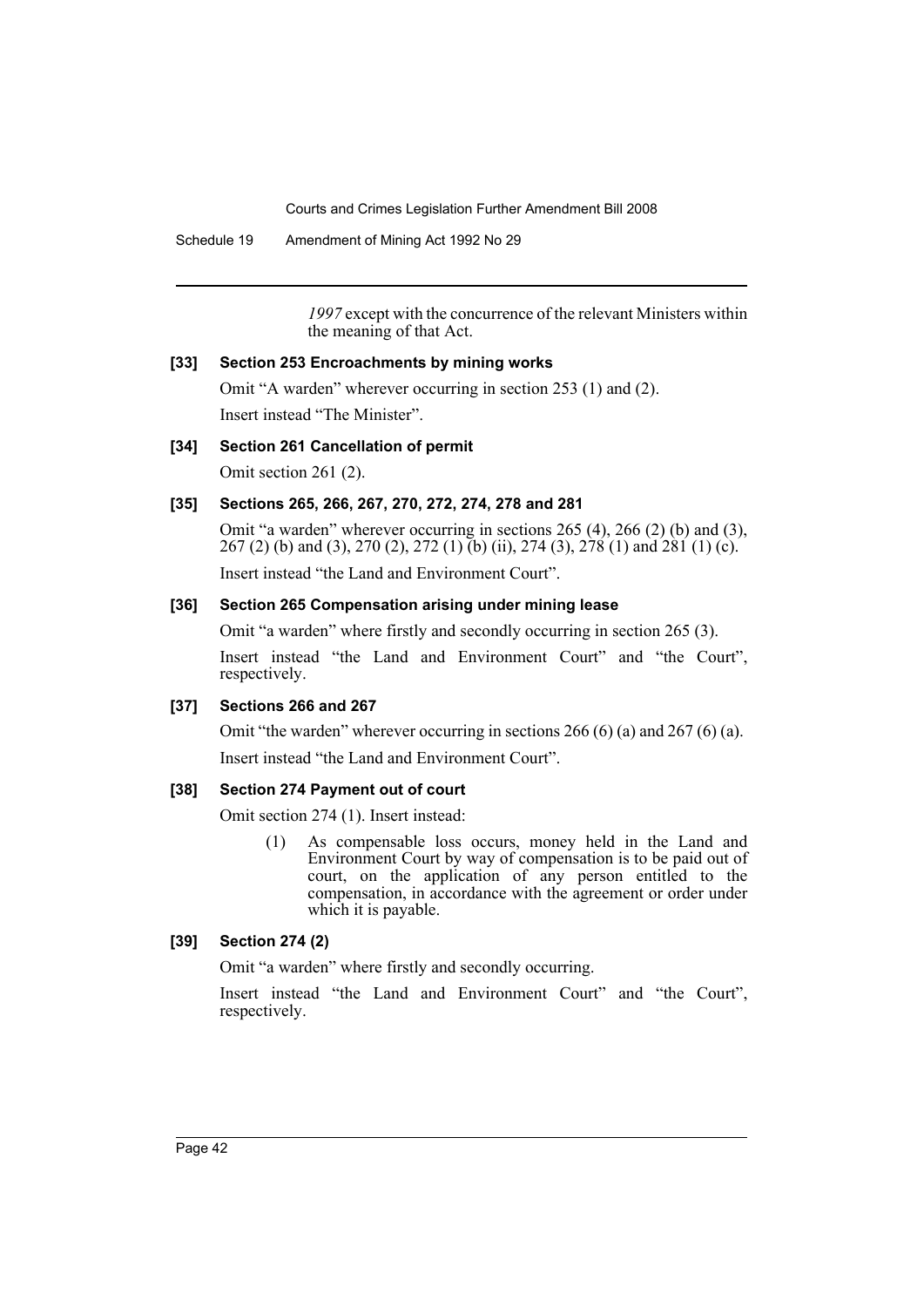*1997* except with the concurrence of the relevant Ministers within the meaning of that Act.

### [33] Section 253 Encroachments by mining works

Omit "A warden" wherever occurring in section 253 (1) and (2).

Insert instead "The Minister".

### [34] Section 261 Cancellation of permit

Omit section 261 (2).

### [35] Sections 265, 266, 267, 270, 272, 274, 278 and 281

Omit "a warden" wherever occurring in sections 265 (4), 266 (2) (b) and (3), 267 (2) (b) and (3), 270 (2), 272 (1) (b) (ii), 274 (3), 278 (1) and 281 (1) (c).

Insert instead "the Land and Environment Court".

### [36] Section 265 Compensation arising under mining lease

Omit "a warden" where firstly and secondly occurring in section 265 (3).

Insert instead "the Land and Environment Court" and "the Court", respectively.

### [37] Sections 266 and 267

Omit "the warden" wherever occurring in sections 266 (6) (a) and 267 (6) (a).

Insert instead "the Land and Environment Court".

### [38] Section 274 Payment out of court

Omit section 274 (1). Insert instead:

> (1) As compensable loss occurs, money held in the Land and Environment Court by way of compensation is to be paid out of court, on the application of any person entitled to the compensation, in accordance with the agreement or order under which it is payable.

### [39] Section 274 (2)

Omit "a warden" where firstly and secondly occurring.

Insert instead "the Land and Environment Court" and "the Court", respectively.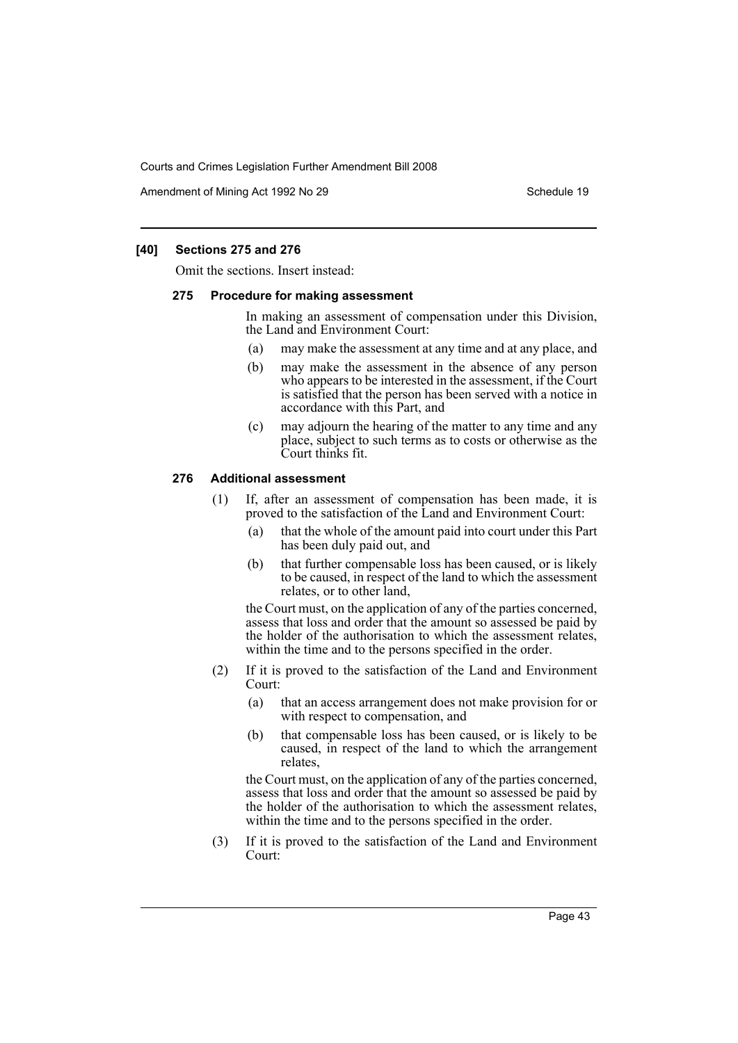### [40] Sections 275 and 276

Omit the sections. Insert instead:

#### 275 Procedure for making assessment

In making an assessment of compensation under this Division, the Land and Environment Court:

- (a) may make the assessment at any time and at any place, and
- (b) may make the assessment in the absence of any person who appears to be interested in the assessment, if the Court is satisfied that the person has been served with a notice in accordance with this Part, and
- (c) may adjourn the hearing of the matter to any time and any place, subject to such terms as to costs or otherwise as the Court thinks fit.

#### 276 Additional assessment

(1) If, after an assessment of compensation has been made, it is proved to the satisfaction of the Land and Environment Court:

- (a) that the whole of the amount paid into court under this Part has been duly paid out, and
- (b) that further compensable loss has been caused, or is likely to be caused, in respect of the land to which the assessment relates, or to other land,

the Court must, on the application of any of the parties concerned, assess that loss and order that the amount so assessed be paid by the holder of the authorisation to which the assessment relates, within the time and to the persons specified in the order.

(2) If it is proved to the satisfaction of the Land and Environment Court:

- (a) that an access arrangement does not make provision for or with respect to compensation, and
- (b) that compensable loss has been caused, or is likely to be caused, in respect of the land to which the arrangement relates,

the Court must, on the application of any of the parties concerned, assess that loss and order that the amount so assessed be paid by the holder of the authorisation to which the assessment relates, within the time and to the persons specified in the order.

(3) If it is proved to the satisfaction of the Land and Environment Court: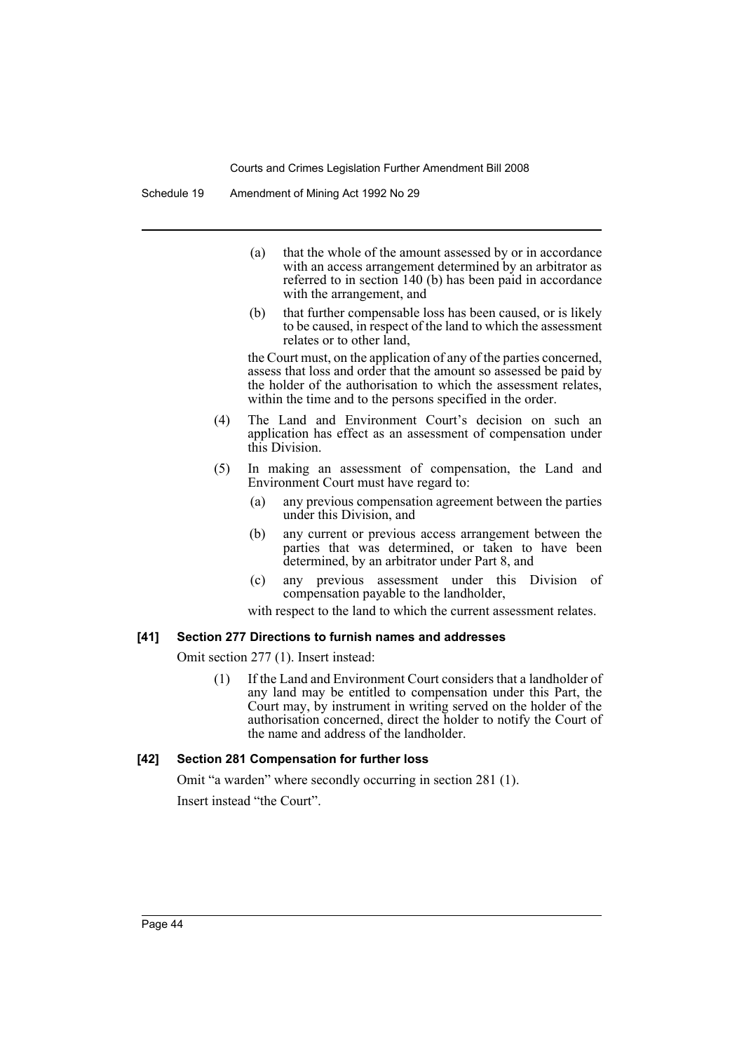(a) that the whole of the amount assessed by or in accordance with an access arrangement determined by an arbitrator as referred to in section 140 (b) has been paid in accordance with the arrangement, and

(b) that further compensable loss has been caused, or is likely to be caused, in respect of the land to which the assessment relates or to other land,

the Court must, on the application of any of the parties concerned, assess that loss and order that the amount so assessed be paid by the holder of the authorisation to which the assessment relates, within the time and to the persons specified in the order.

(4) The Land and Environment Court's decision on such an application has effect as an assessment of compensation under this Division.

(5) In making an assessment of compensation, the Land and Environment Court must have regard to:

(a) any previous compensation agreement between the parties under this Division, and

(b) any current or previous access arrangement between the parties that was determined, or taken to have been determined, by an arbitrator under Part 8, and

(c) any previous assessment under this Division of compensation payable to the landholder,

with respect to the land to which the current assessment relates.

#### [41] Section 277 Directions to furnish names and addresses

Omit section 277 (1). Insert instead:

(1) If the Land and Environment Court considers that a landholder of any land may be entitled to compensation under this Part, the Court may, by instrument in writing served on the holder of the authorisation concerned, direct the holder to notify the Court of the name and address of the landholder.

#### [42] Section 281 Compensation for further loss

Omit "a warden" where secondly occurring in section 281 (1).

Insert instead "the Court".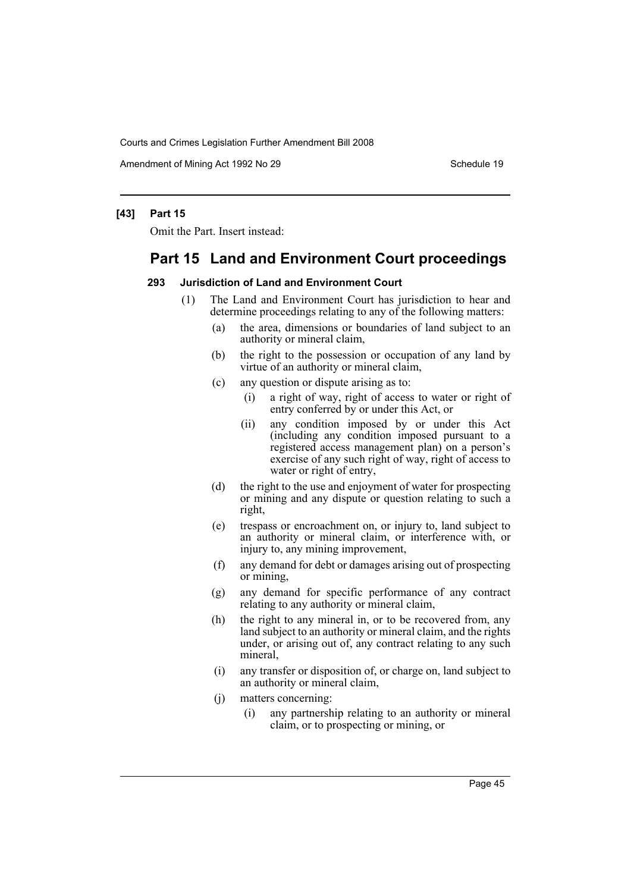**[43] Part 15**

Omit the Part. Insert instead:

## Part 15 Land and Environment Court proceedings

### 293 Jurisdiction of Land and Environment Court

(1) The Land and Environment Court has jurisdiction to hear and determine proceedings relating to any of the following matters:

- (a) the area, dimensions or boundaries of land subject to an authority or mineral claim,
- (b) the right to the possession or occupation of any land by virtue of an authority or mineral claim,
- (c) any question or dispute arising as to:
  - (i) a right of way, right of access to water or right of entry conferred by or under this Act, or
  - (ii) any condition imposed by or under this Act (including any condition imposed pursuant to a registered access management plan) on a person's exercise of any such right of way, right of access to water or right of entry,
- (d) the right to the use and enjoyment of water for prospecting or mining and any dispute or question relating to such a right,
- (e) trespass or encroachment on, or injury to, land subject to an authority or mineral claim, or interference with, or injury to, any mining improvement,
- (f) any demand for debt or damages arising out of prospecting or mining,
- (g) any demand for specific performance of any contract relating to any authority or mineral claim,
- (h) the right to any mineral in, or to be recovered from, any land subject to an authority or mineral claim, and the rights under, or arising out of, any contract relating to any such mineral,
- (i) any transfer or disposition of, or charge on, land subject to an authority or mineral claim,
- (j) matters concerning:
  - (i) any partnership relating to an authority or mineral claim, or to prospecting or mining, or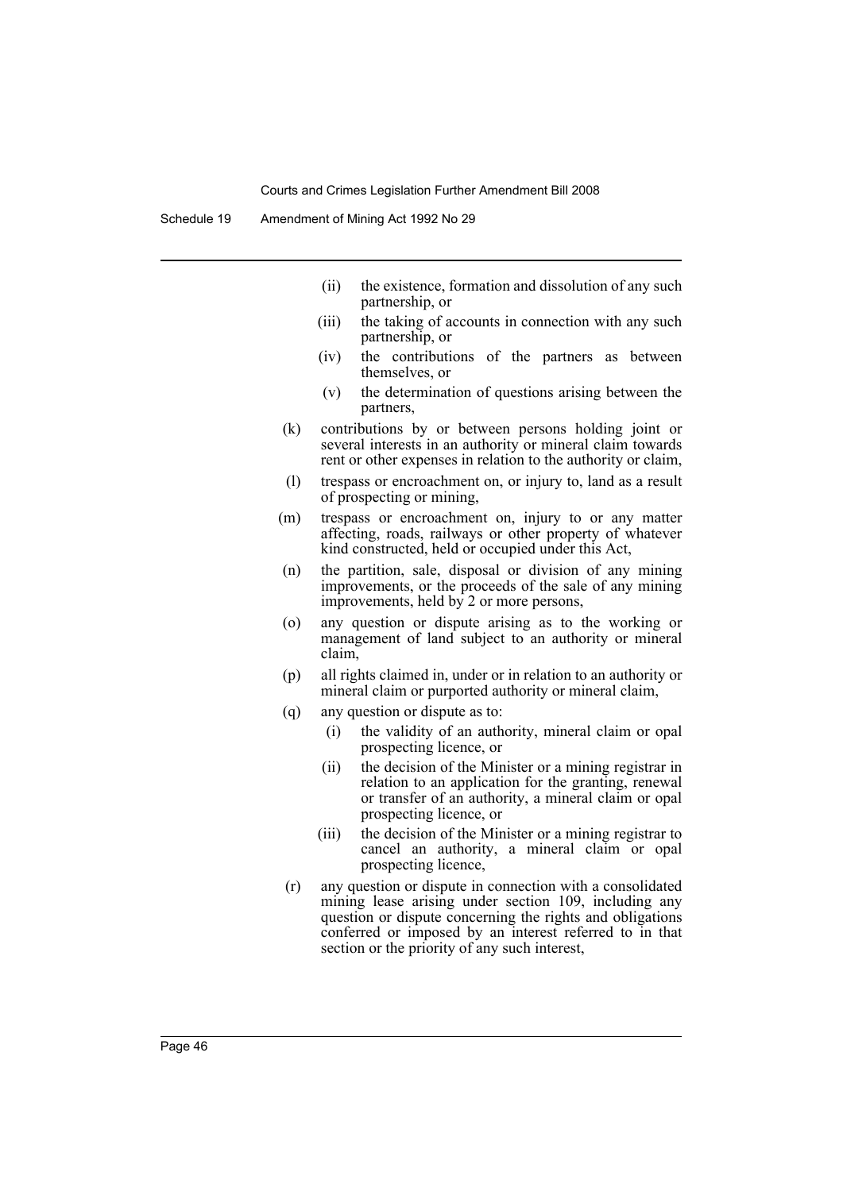- (ii) the existence, formation and dissolution of any such partnership, or
- (iii) the taking of accounts in connection with any such partnership, or
- (iv) the contributions of the partners as between themselves, or
- (v) the determination of questions arising between the partners,

(k) contributions by or between persons holding joint or several interests in an authority or mineral claim towards rent or other expenses in relation to the authority or claim,

(l) trespass or encroachment on, or injury to, land as a result of prospecting or mining,

(m) trespass or encroachment on, injury to or any matter affecting, roads, railways or other property of whatever kind constructed, held or occupied under this Act,

(n) the partition, sale, disposal or division of any mining improvements, or the proceeds of the sale of any mining improvements, held by 2 or more persons,

(o) any question or dispute arising as to the working or management of land subject to an authority or mineral claim,

(p) all rights claimed in, under or in relation to an authority or mineral claim or purported authority or mineral claim,

(q) any question or dispute as to:

- (i) the validity of an authority, mineral claim or opal prospecting licence, or
- (ii) the decision of the Minister or a mining registrar in relation to an application for the granting, renewal or transfer of an authority, a mineral claim or opal prospecting licence, or
- (iii) the decision of the Minister or a mining registrar to cancel an authority, a mineral claim or opal prospecting licence,

(r) any question or dispute in connection with a consolidated mining lease arising under section 109, including any question or dispute concerning the rights and obligations conferred or imposed by an interest referred to in that section or the priority of any such interest,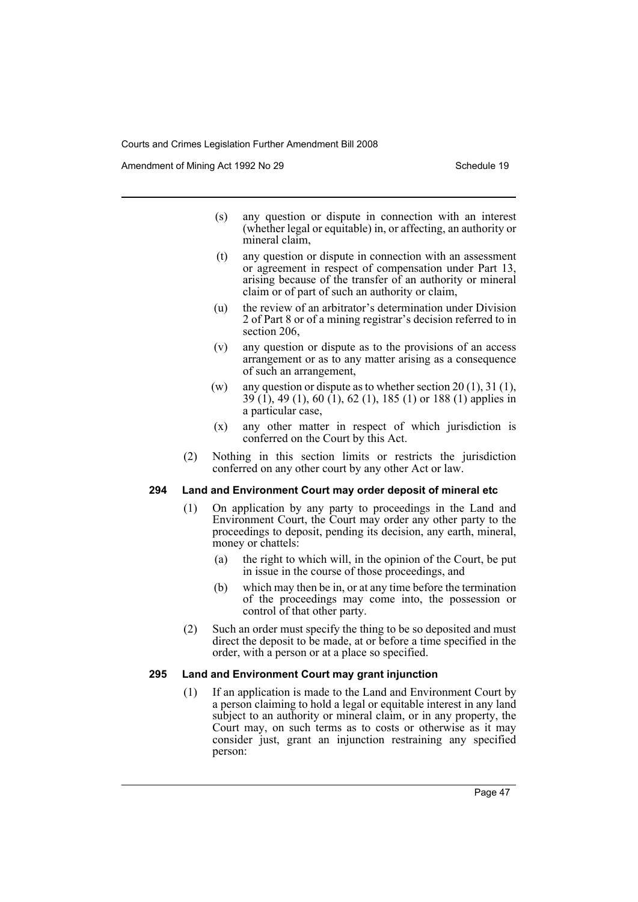(s) any question or dispute in connection with an interest (whether legal or equitable) in, or affecting, an authority or mineral claim,

(t) any question or dispute in connection with an assessment or agreement in respect of compensation under Part 13, arising because of the transfer of an authority or mineral claim or of part of such an authority or claim,

(u) the review of an arbitrator's determination under Division 2 of Part 8 or of a mining registrar's decision referred to in section 206,

(v) any question or dispute as to the provisions of an access arrangement or as to any matter arising as a consequence of such an arrangement,

(w) any question or dispute as to whether section 20 (1), 31 (1), 39 (1), 49 (1), 60 (1), 62 (1), 185 (1) or 188 (1) applies in a particular case,

(x) any other matter in respect of which jurisdiction is conferred on the Court by this Act.

(2) Nothing in this section limits or restricts the jurisdiction conferred on any other court by any other Act or law.

**294 Land and Environment Court may order deposit of mineral etc**

(1) On application by any party to proceedings in the Land and Environment Court, the Court may order any other party to the proceedings to deposit, pending its decision, any earth, mineral, money or chattels:

(a) the right to which will, in the opinion of the Court, be put in issue in the course of those proceedings, and

(b) which may then be in, or at any time before the termination of the proceedings may come into, the possession or control of that other party.

(2) Such an order must specify the thing to be so deposited and must direct the deposit to be made, at or before a time specified in the order, with a person or at a place so specified.

**295 Land and Environment Court may grant injunction**

(1) If an application is made to the Land and Environment Court by a person claiming to hold a legal or equitable interest in any land subject to an authority or mineral claim, or in any property, the Court may, on such terms as to costs or otherwise as it may consider just, grant an injunction restraining any specified person: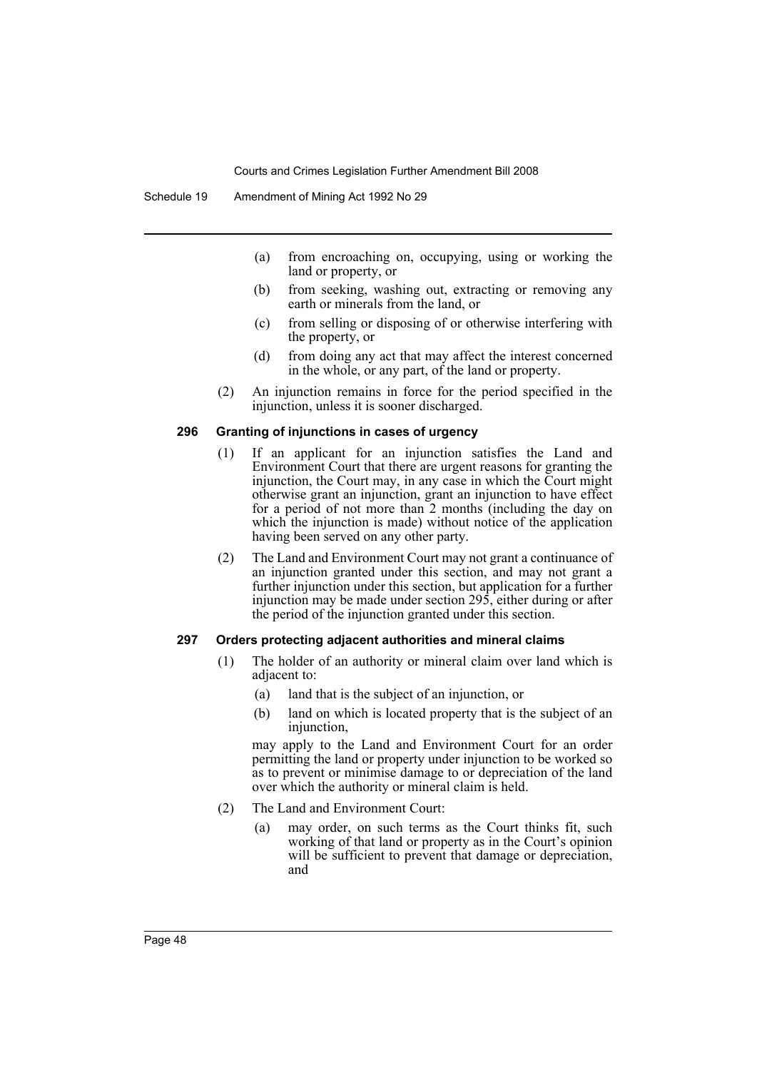(a) from encroaching on, occupying, using or working the land or property, or

(b) from seeking, washing out, extracting or removing any earth or minerals from the land, or

(c) from selling or disposing of or otherwise interfering with the property, or

(d) from doing any act that may affect the interest concerned in the whole, or any part, of the land or property.

(2) An injunction remains in force for the period specified in the injunction, unless it is sooner discharged.

**296 Granting of injunctions in cases of urgency**

(1) If an applicant for an injunction satisfies the Land and Environment Court that there are urgent reasons for granting the injunction, the Court may, in any case in which the Court might otherwise grant an injunction, grant an injunction to have effect for a period of not more than 2 months (including the day on which the injunction is made) without notice of the application having been served on any other party.

(2) The Land and Environment Court may not grant a continuance of an injunction granted under this section, and may not grant a further injunction under this section, but application for a further injunction may be made under section 295, either during or after the period of the injunction granted under this section.

**297 Orders protecting adjacent authorities and mineral claims**

(1) The holder of an authority or mineral claim over land which is adjacent to:

(a) land that is the subject of an injunction, or

(b) land on which is located property that is the subject of an injunction,

may apply to the Land and Environment Court for an order permitting the land or property under injunction to be worked so as to prevent or minimise damage to or depreciation of the land over which the authority or mineral claim is held.

(2) The Land and Environment Court:

(a) may order, on such terms as the Court thinks fit, such working of that land or property as in the Court's opinion will be sufficient to prevent that damage or depreciation, and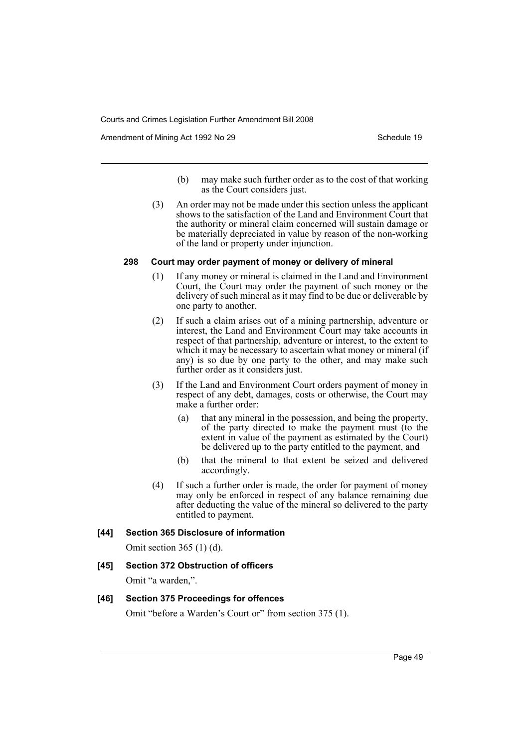(b) may make such further order as to the cost of that working as the Court considers just.

(3) An order may not be made under this section unless the applicant shows to the satisfaction of the Land and Environment Court that the authority or mineral claim concerned will sustain damage or be materially depreciated in value by reason of the non-working of the land or property under injunction.

#### 298 Court may order payment of money or delivery of mineral

(1) If any money or mineral is claimed in the Land and Environment Court, the Court may order the payment of such money or the delivery of such mineral as it may find to be due or deliverable by one party to another.

(2) If such a claim arises out of a mining partnership, adventure or interest, the Land and Environment Court may take accounts in respect of that partnership, adventure or interest, to the extent to which it may be necessary to ascertain what money or mineral (if any) is so due by one party to the other, and may make such further order as it considers just.

(3) If the Land and Environment Court orders payment of money in respect of any debt, damages, costs or otherwise, the Court may make a further order:

(a) that any mineral in the possession, and being the property, of the party directed to make the payment must (to the extent in value of the payment as estimated by the Court) be delivered up to the party entitled to the payment, and

(b) that the mineral to that extent be seized and delivered accordingly.

(4) If such a further order is made, the order for payment of money may only be enforced in respect of any balance remaining due after deducting the value of the mineral so delivered to the party entitled to payment.

### [44] Section 365 Disclosure of information

Omit section 365 (1) (d).

### [45] Section 372 Obstruction of officers

Omit "a warden,".

### [46] Section 375 Proceedings for offences

Omit "before a Warden's Court or" from section 375 (1).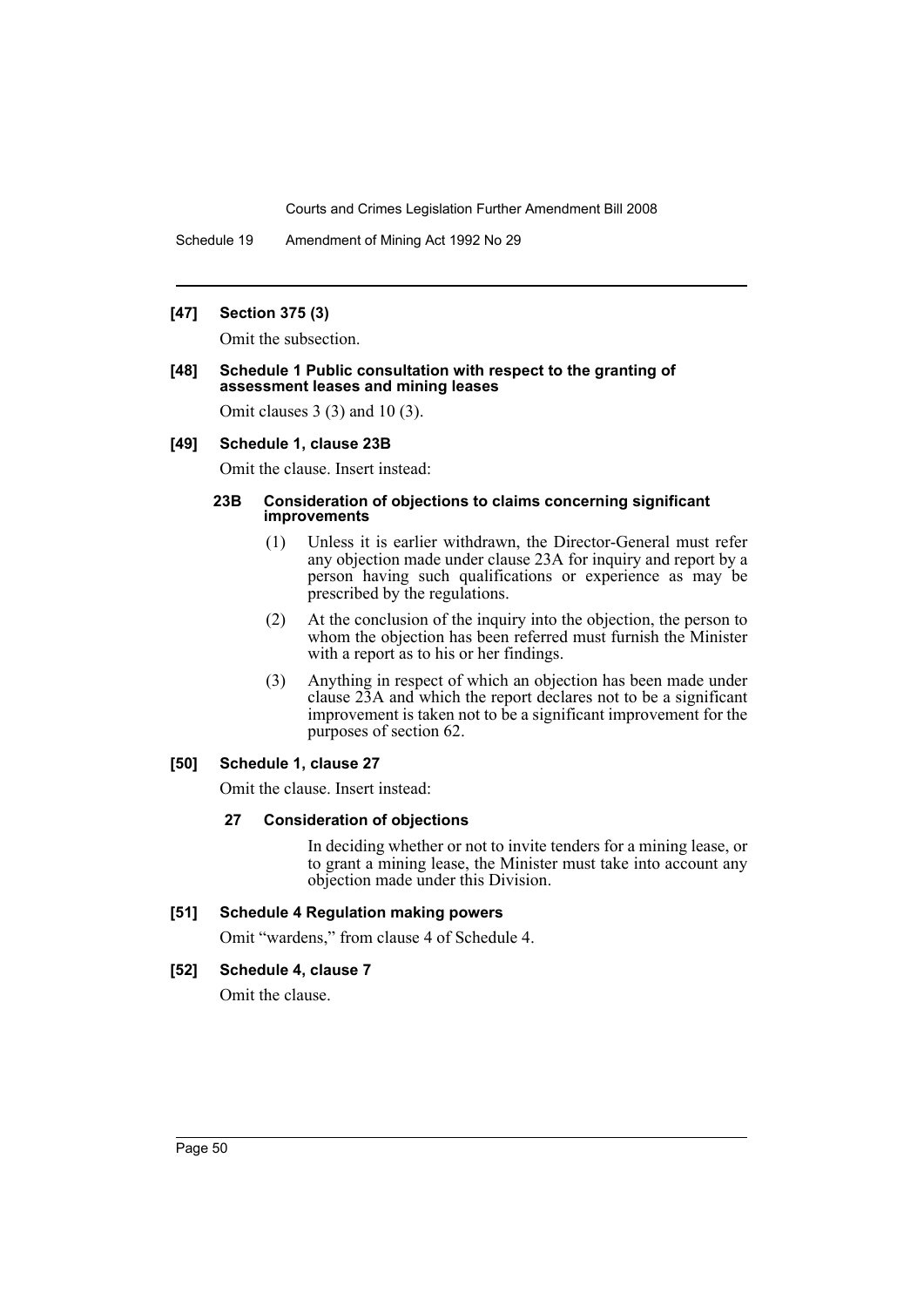#### [47] Section 375 (3)

Omit the subsection.

#### [48] Schedule 1 Public consultation with respect to the granting of assessment leases and mining leases

Omit clauses 3 (3) and 10 (3).

#### [49] Schedule 1, clause 23B

Omit the clause. Insert instead:

**23B Consideration of objections to claims concerning significant improvements**

(1) Unless it is earlier withdrawn, the Director-General must refer any objection made under clause 23A for inquiry and report by a person having such qualifications or experience as may be prescribed by the regulations.

(2) At the conclusion of the inquiry into the objection, the person to whom the objection has been referred must furnish the Minister with a report as to his or her findings.

(3) Anything in respect of which an objection has been made under clause 23A and which the report declares not to be a significant improvement is taken not to be a significant improvement for the purposes of section 62.

#### [50] Schedule 1, clause 27

Omit the clause. Insert instead:

**27 Consideration of objections**

In deciding whether or not to invite tenders for a mining lease, or to grant a mining lease, the Minister must take into account any objection made under this Division.

#### [51] Schedule 4 Regulation making powers

Omit "wardens," from clause 4 of Schedule 4.

#### [52] Schedule 4, clause 7

Omit the clause.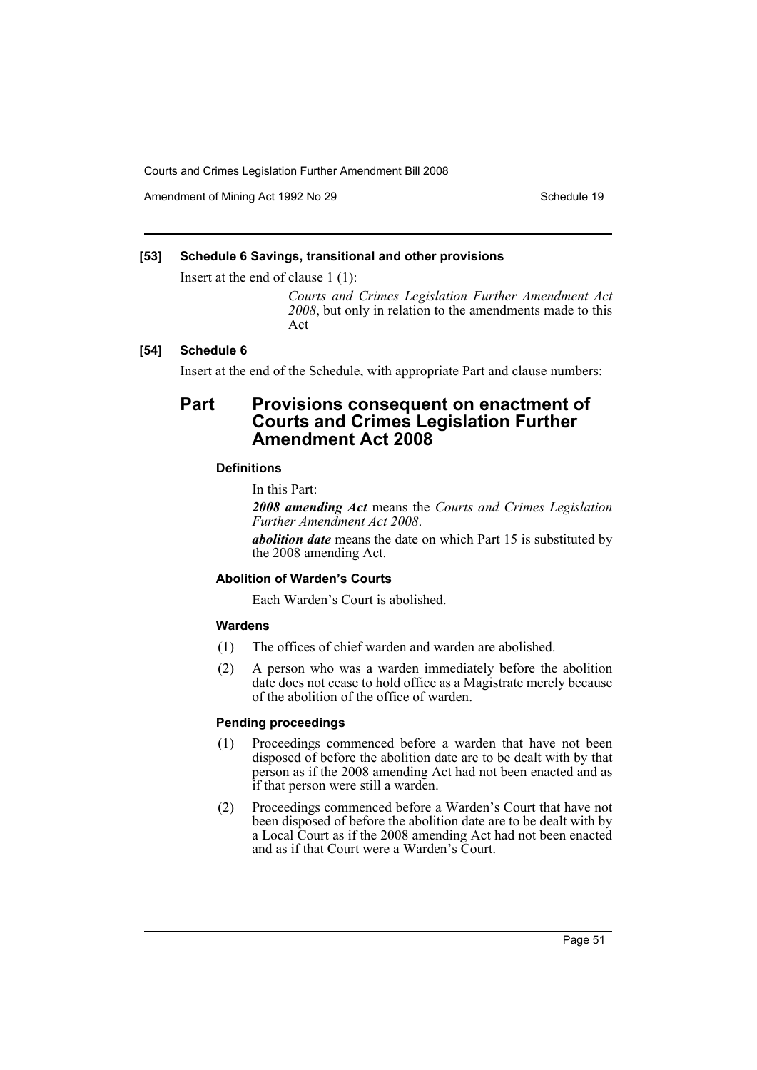**[53] Schedule 6 Savings, transitional and other provisions**

Insert at the end of clause 1 (1):

> *Courts and Crimes Legislation Further Amendment Act 2008*, but only in relation to the amendments made to this Act

**[54] Schedule 6**

Insert at the end of the Schedule, with appropriate Part and clause numbers:

## Part Provisions consequent on enactment of Courts and Crimes Legislation Further Amendment Act 2008

#### Definitions

In this Part:

***2008 amending Act*** means the *Courts and Crimes Legislation Further Amendment Act 2008*.

***abolition date*** means the date on which Part 15 is substituted by the 2008 amending Act.

#### Abolition of Warden's Courts

Each Warden's Court is abolished.

#### Wardens

(1) The offices of chief warden and warden are abolished.

(2) A person who was a warden immediately before the abolition date does not cease to hold office as a Magistrate merely because of the abolition of the office of warden.

#### Pending proceedings

(1) Proceedings commenced before a warden that have not been disposed of before the abolition date are to be dealt with by that person as if the 2008 amending Act had not been enacted and as if that person were still a warden.

(2) Proceedings commenced before a Warden's Court that have not been disposed of before the abolition date are to be dealt with by a Local Court as if the 2008 amending Act had not been enacted and as if that Court were a Warden's Court.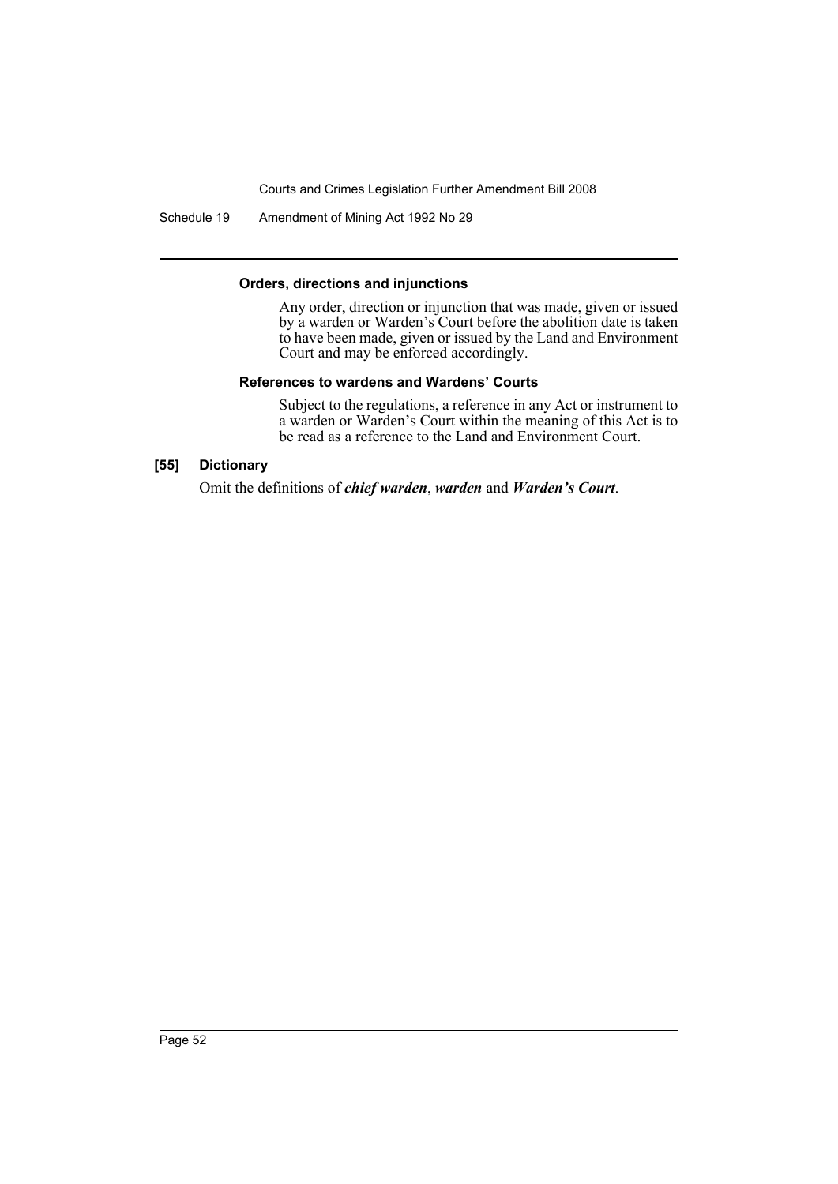#### Orders, directions and injunctions

Any order, direction or injunction that was made, given or issued by a warden or Warden's Court before the abolition date is taken to have been made, given or issued by the Land and Environment Court and may be enforced accordingly.

#### References to wardens and Wardens' Courts

Subject to the regulations, a reference in any Act or instrument to a warden or Warden's Court within the meaning of this Act is to be read as a reference to the Land and Environment Court.

### [55] Dictionary

Omit the definitions of ***chief warden***, ***warden*** and ***Warden's Court***.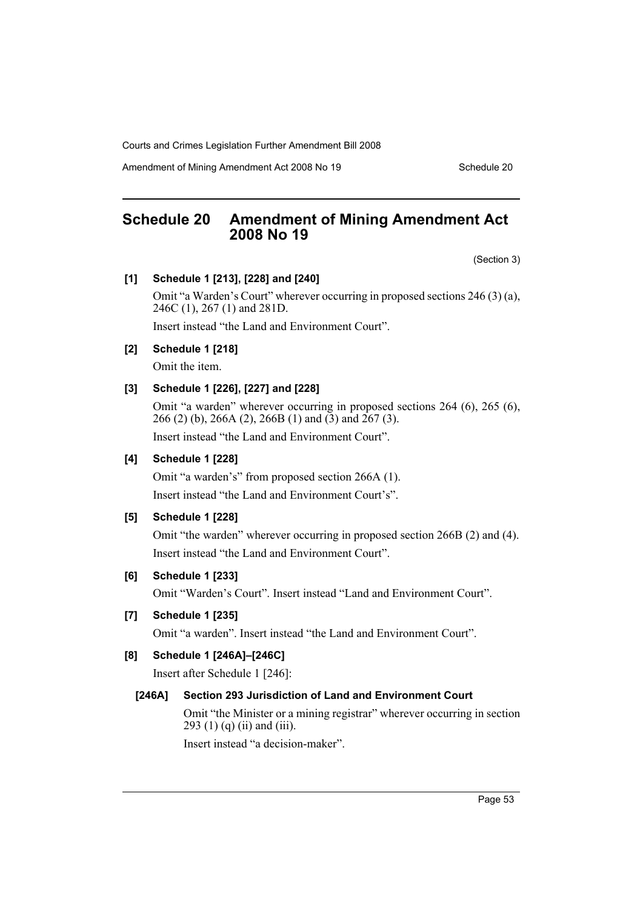# Schedule 20 Amendment of Mining Amendment Act 2008 No 19

(Section 3)

**[1] Schedule 1 [213], [228] and [240]**

Omit "a Warden's Court" wherever occurring in proposed sections 246 (3) (a), 246C (1), 267 (1) and 281D.

Insert instead "the Land and Environment Court".

**[2] Schedule 1 [218]**

Omit the item.

**[3] Schedule 1 [226], [227] and [228]**

Omit "a warden" wherever occurring in proposed sections 264 (6), 265 (6), 266 (2) (b), 266A (2), 266B (1) and (3) and 267 (3).

Insert instead "the Land and Environment Court".

**[4] Schedule 1 [228]**

Omit "a warden's" from proposed section 266A (1).

Insert instead "the Land and Environment Court's".

**[5] Schedule 1 [228]**

Omit "the warden" wherever occurring in proposed section 266B (2) and (4).

Insert instead "the Land and Environment Court".

**[6] Schedule 1 [233]**

Omit "Warden's Court". Insert instead "Land and Environment Court".

**[7] Schedule 1 [235]**

Omit "a warden". Insert instead "the Land and Environment Court".

**[8] Schedule 1 [246A]–[246C]**

Insert after Schedule 1 [246]:

**[246A] Section 293 Jurisdiction of Land and Environment Court**

Omit "the Minister or a mining registrar" wherever occurring in section 293 (1) (q) (ii) and (iii).

Insert instead "a decision-maker".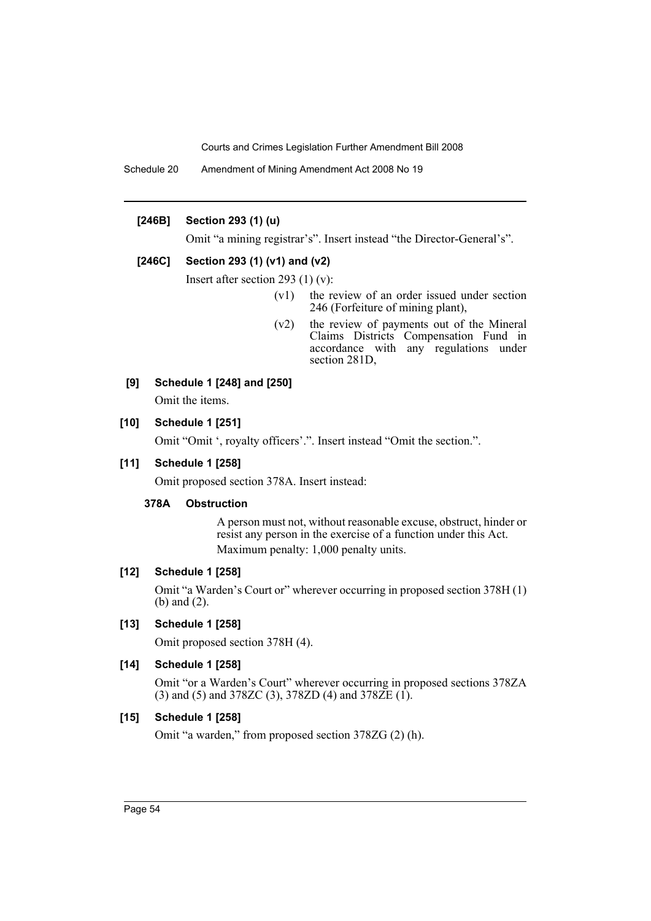**[246B] Section 293 (1) (u)**

Omit "a mining registrar's". Insert instead "the Director-General's".

**[246C] Section 293 (1) (v1) and (v2)**

Insert after section 293 (1) (v):

(v1) the review of an order issued under section 246 (Forfeiture of mining plant),

(v2) the review of payments out of the Mineral Claims Districts Compensation Fund in accordance with any regulations under section 281D,

**[9] Schedule 1 [248] and [250]**

Omit the items.

**[10] Schedule 1 [251]**

Omit "Omit ', royalty officers'.". Insert instead "Omit the section.".

**[11] Schedule 1 [258]**

Omit proposed section 378A. Insert instead:

**378A Obstruction**

A person must not, without reasonable excuse, obstruct, hinder or resist any person in the exercise of a function under this Act.

Maximum penalty: 1,000 penalty units.

**[12] Schedule 1 [258]**

Omit "a Warden's Court or" wherever occurring in proposed section 378H (1) (b) and (2).

**[13] Schedule 1 [258]**

Omit proposed section 378H (4).

**[14] Schedule 1 [258]**

Omit "or a Warden's Court" wherever occurring in proposed sections 378ZA (3) and (5) and 378ZC (3), 378ZD (4) and 378ZE (1).

**[15] Schedule 1 [258]**

Omit "a warden," from proposed section 378ZG (2) (h).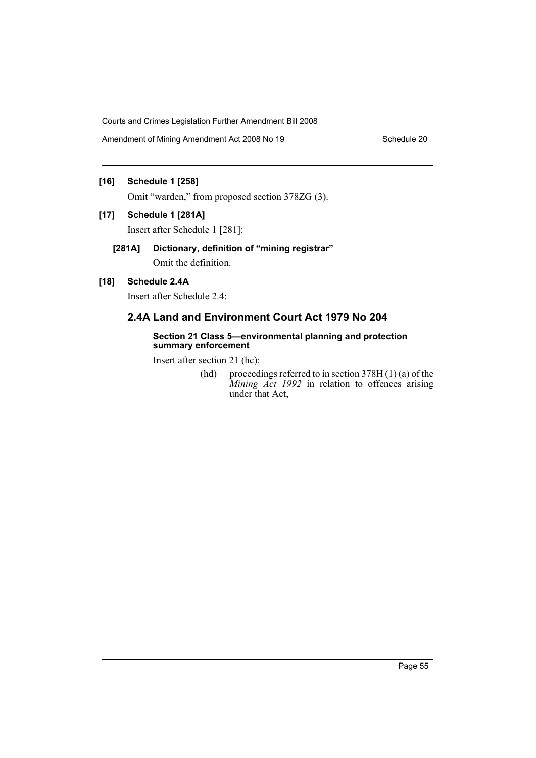**[16] Schedule 1 [258]**

Omit "warden," from proposed section 378ZG (3).

**[17] Schedule 1 [281A]**

Insert after Schedule 1 [281]:

**[281A] Dictionary, definition of "mining registrar"**

Omit the definition.

**[18] Schedule 2.4A**

Insert after Schedule 2.4:

## 2.4A Land and Environment Court Act 1979 No 204

**Section 21 Class 5—environmental planning and protection summary enforcement**

Insert after section 21 (hc):

(hd) proceedings referred to in section 378H (1) (a) of the *Mining Act 1992* in relation to offences arising under that Act,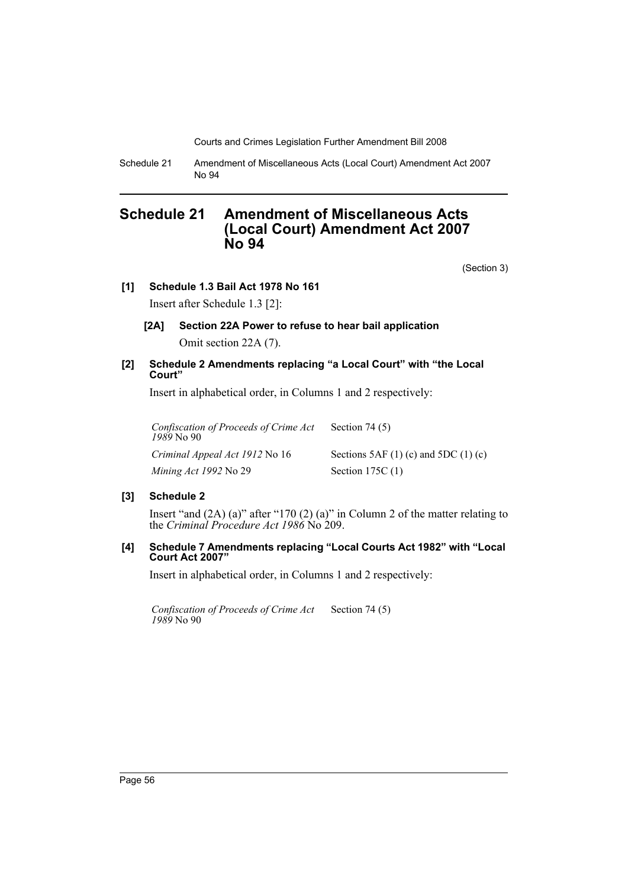# Schedule 21 Amendment of Miscellaneous Acts (Local Court) Amendment Act 2007 No 94

(Section 3)

### [1] Schedule 1.3 Bail Act 1978 No 161

Insert after Schedule 1.3 [2]:

#### [2A] Section 22A Power to refuse to hear bail application

Omit section 22A (7).

### [2] Schedule 2 Amendments replacing "a Local Court" with "the Local Court"

Insert in alphabetical order, in Columns 1 and 2 respectively:

| | |
|---|---|
| *Confiscation of Proceeds of Crime Act 1989* No 90 | Section 74 (5) |
| *Criminal Appeal Act 1912* No 16 | Sections 5AF (1) (c) and 5DC (1) (c) |
| *Mining Act 1992* No 29 | Section 175C (1) |

### [3] Schedule 2

Insert "and (2A) (a)" after "170 (2) (a)" in Column 2 of the matter relating to the *Criminal Procedure Act 1986* No 209.

### [4] Schedule 7 Amendments replacing "Local Courts Act 1982" with "Local Court Act 2007"

Insert in alphabetical order, in Columns 1 and 2 respectively:

| | |
|---|---|
| *Confiscation of Proceeds of Crime Act 1989* No 90 | Section 74 (5) |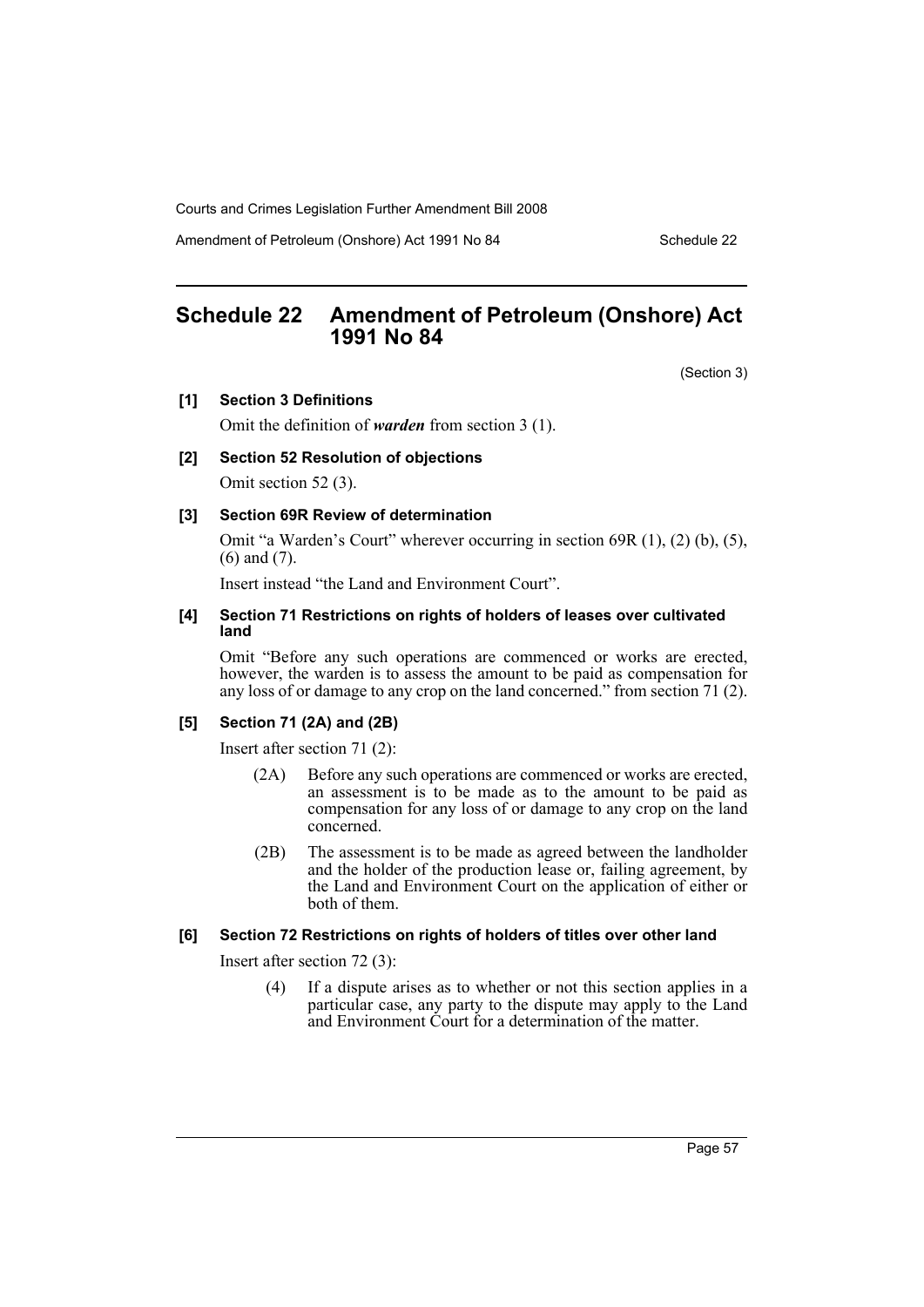# Schedule 22 Amendment of Petroleum (Onshore) Act 1991 No 84

(Section 3)

**[1] Section 3 Definitions**

Omit the definition of ***warden*** from section 3 (1).

**[2] Section 52 Resolution of objections**

Omit section 52 (3).

**[3] Section 69R Review of determination**

Omit "a Warden's Court" wherever occurring in section 69R (1), (2) (b), (5), (6) and (7).

Insert instead "the Land and Environment Court".

**[4] Section 71 Restrictions on rights of holders of leases over cultivated land**

Omit "Before any such operations are commenced or works are erected, however, the warden is to assess the amount to be paid as compensation for any loss of or damage to any crop on the land concerned." from section 71 (2).

**[5] Section 71 (2A) and (2B)**

Insert after section 71 (2):

> (2A) Before any such operations are commenced or works are erected, an assessment is to be made as to the amount to be paid as compensation for any loss of or damage to any crop on the land concerned.
>
> (2B) The assessment is to be made as agreed between the landholder and the holder of the production lease or, failing agreement, by the Land and Environment Court on the application of either or both of them.

**[6] Section 72 Restrictions on rights of holders of titles over other land**

Insert after section 72 (3):

> (4) If a dispute arises as to whether or not this section applies in a particular case, any party to the dispute may apply to the Land and Environment Court for a determination of the matter.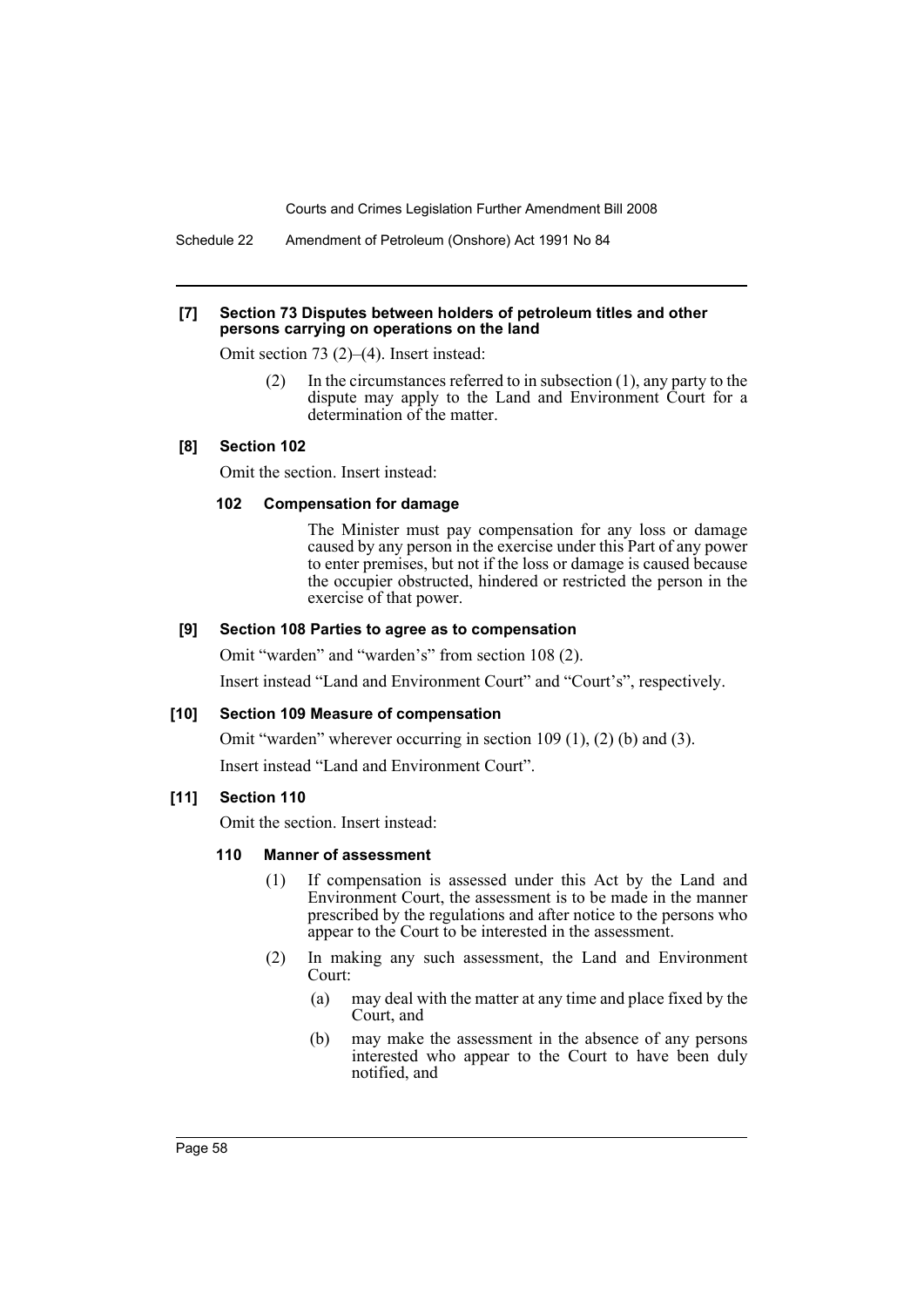#### [7] Section 73 Disputes between holders of petroleum titles and other persons carrying on operations on the land

Omit section 73 (2)–(4). Insert instead:

> (2) In the circumstances referred to in subsection (1), any party to the dispute may apply to the Land and Environment Court for a determination of the matter.

#### [8] Section 102

Omit the section. Insert instead:

> **102 Compensation for damage**
>
> The Minister must pay compensation for any loss or damage caused by any person in the exercise under this Part of any power to enter premises, but not if the loss or damage is caused because the occupier obstructed, hindered or restricted the person in the exercise of that power.

#### [9] Section 108 Parties to agree as to compensation

Omit "warden" and "warden's" from section 108 (2).

Insert instead "Land and Environment Court" and "Court's", respectively.

#### [10] Section 109 Measure of compensation

Omit "warden" wherever occurring in section 109 (1), (2) (b) and (3).

Insert instead "Land and Environment Court".

#### [11] Section 110

Omit the section. Insert instead:

> **110 Manner of assessment**
>
> (1) If compensation is assessed under this Act by the Land and Environment Court, the assessment is to be made in the manner prescribed by the regulations and after notice to the persons who appear to the Court to be interested in the assessment.
>
> (2) In making any such assessment, the Land and Environment Court:
>
> (a) may deal with the matter at any time and place fixed by the Court, and
>
> (b) may make the assessment in the absence of any persons interested who appear to the Court to have been duly notified, and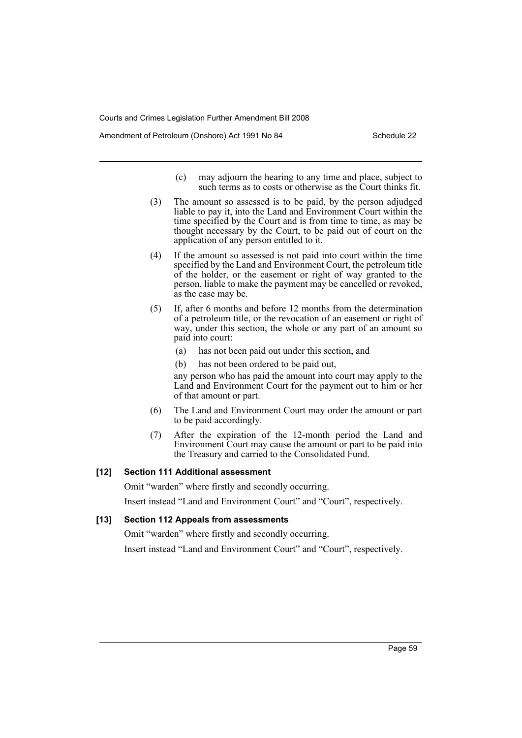(c) may adjourn the hearing to any time and place, subject to such terms as to costs or otherwise as the Court thinks fit.

(3) The amount so assessed is to be paid, by the person adjudged liable to pay it, into the Land and Environment Court within the time specified by the Court and is from time to time, as may be thought necessary by the Court, to be paid out of court on the application of any person entitled to it.

(4) If the amount so assessed is not paid into court within the time specified by the Land and Environment Court, the petroleum title of the holder, or the easement or right of way granted to the person, liable to make the payment may be cancelled or revoked, as the case may be.

(5) If, after 6 months and before 12 months from the determination of a petroleum title, or the revocation of an easement or right of way, under this section, the whole or any part of an amount so paid into court:

(a) has not been paid out under this section, and

(b) has not been ordered to be paid out,

any person who has paid the amount into court may apply to the Land and Environment Court for the payment out to him or her of that amount or part.

(6) The Land and Environment Court may order the amount or part to be paid accordingly.

(7) After the expiration of the 12-month period the Land and Environment Court may cause the amount or part to be paid into the Treasury and carried to the Consolidated Fund.

**[12] Section 111 Additional assessment**

Omit "warden" where firstly and secondly occurring.

Insert instead "Land and Environment Court" and "Court", respectively.

**[13] Section 112 Appeals from assessments**

Omit "warden" where firstly and secondly occurring.

Insert instead "Land and Environment Court" and "Court", respectively.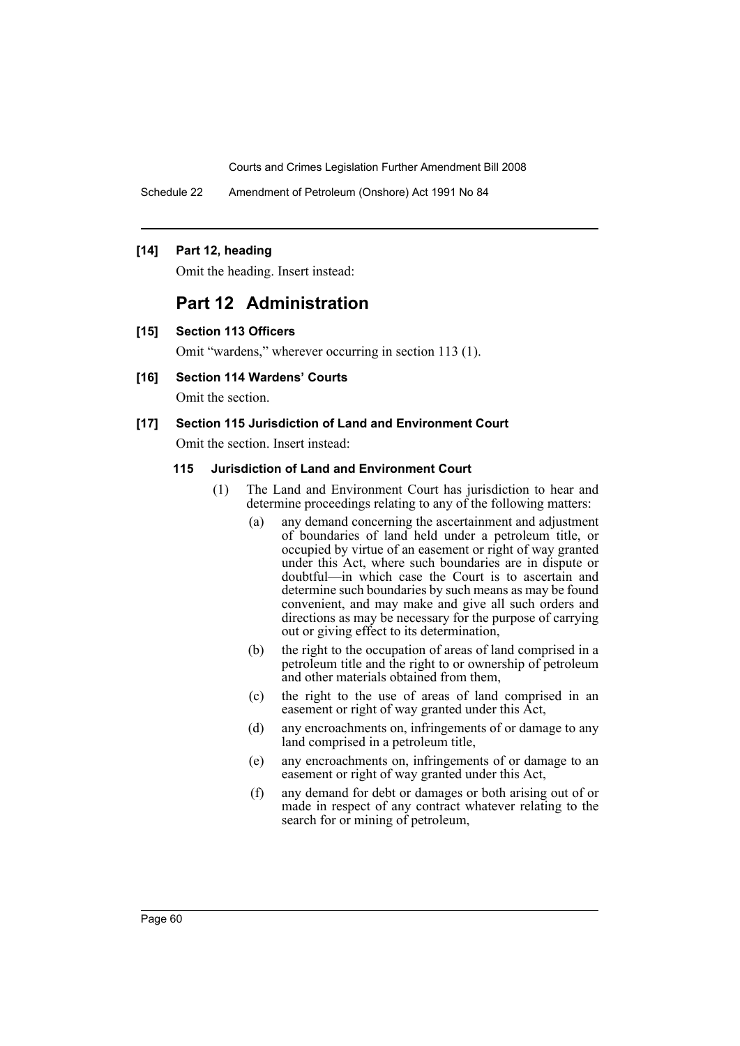**[14] Part 12, heading**

Omit the heading. Insert instead:

## Part 12 Administration

**[15] Section 113 Officers**

Omit "wardens," wherever occurring in section 113 (1).

**[16] Section 114 Wardens' Courts**

Omit the section.

**[17] Section 115 Jurisdiction of Land and Environment Court**

Omit the section. Insert instead:

**115 Jurisdiction of Land and Environment Court**

(1) The Land and Environment Court has jurisdiction to hear and determine proceedings relating to any of the following matters:

(a) any demand concerning the ascertainment and adjustment of boundaries of land held under a petroleum title, or occupied by virtue of an easement or right of way granted under this Act, where such boundaries are in dispute or doubtful—in which case the Court is to ascertain and determine such boundaries by such means as may be found convenient, and may make and give all such orders and directions as may be necessary for the purpose of carrying out or giving effect to its determination,

(b) the right to the occupation of areas of land comprised in a petroleum title and the right to or ownership of petroleum and other materials obtained from them,

(c) the right to the use of areas of land comprised in an easement or right of way granted under this Act,

(d) any encroachments on, infringements of or damage to any land comprised in a petroleum title,

(e) any encroachments on, infringements of or damage to an easement or right of way granted under this Act,

(f) any demand for debt or damages or both arising out of or made in respect of any contract whatever relating to the search for or mining of petroleum,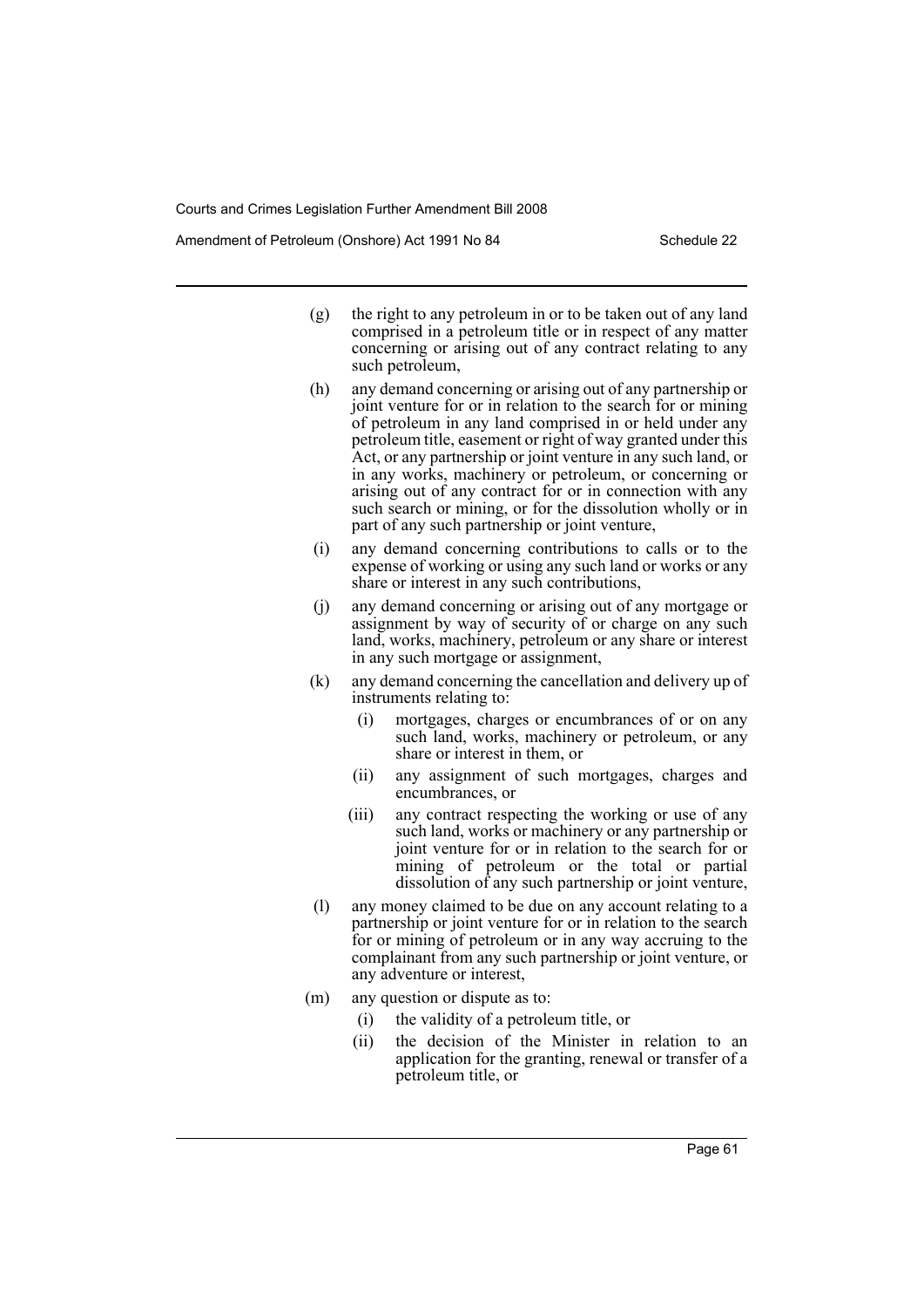(g) the right to any petroleum in or to be taken out of any land comprised in a petroleum title or in respect of any matter concerning or arising out of any contract relating to any such petroleum,

(h) any demand concerning or arising out of any partnership or joint venture for or in relation to the search for or mining of petroleum in any land comprised in or held under any petroleum title, easement or right of way granted under this Act, or any partnership or joint venture in any such land, or in any works, machinery or petroleum, or concerning or arising out of any contract for or in connection with any such search or mining, or for the dissolution wholly or in part of any such partnership or joint venture,

(i) any demand concerning contributions to calls or to the expense of working or using any such land or works or any share or interest in any such contributions,

(j) any demand concerning or arising out of any mortgage or assignment by way of security of or charge on any such land, works, machinery, petroleum or any share or interest in any such mortgage or assignment,

(k) any demand concerning the cancellation and delivery up of instruments relating to:

  (i) mortgages, charges or encumbrances of or on any such land, works, machinery or petroleum, or any share or interest in them, or

  (ii) any assignment of such mortgages, charges and encumbrances, or

  (iii) any contract respecting the working or use of any such land, works or machinery or any partnership or joint venture for or in relation to the search for or mining of petroleum or the total or partial dissolution of any such partnership or joint venture,

(l) any money claimed to be due on any account relating to a partnership or joint venture for or in relation to the search for or mining of petroleum or in any way accruing to the complainant from any such partnership or joint venture, or any adventure or interest,

(m) any question or dispute as to:

  (i) the validity of a petroleum title, or

  (ii) the decision of the Minister in relation to an application for the granting, renewal or transfer of a petroleum title, or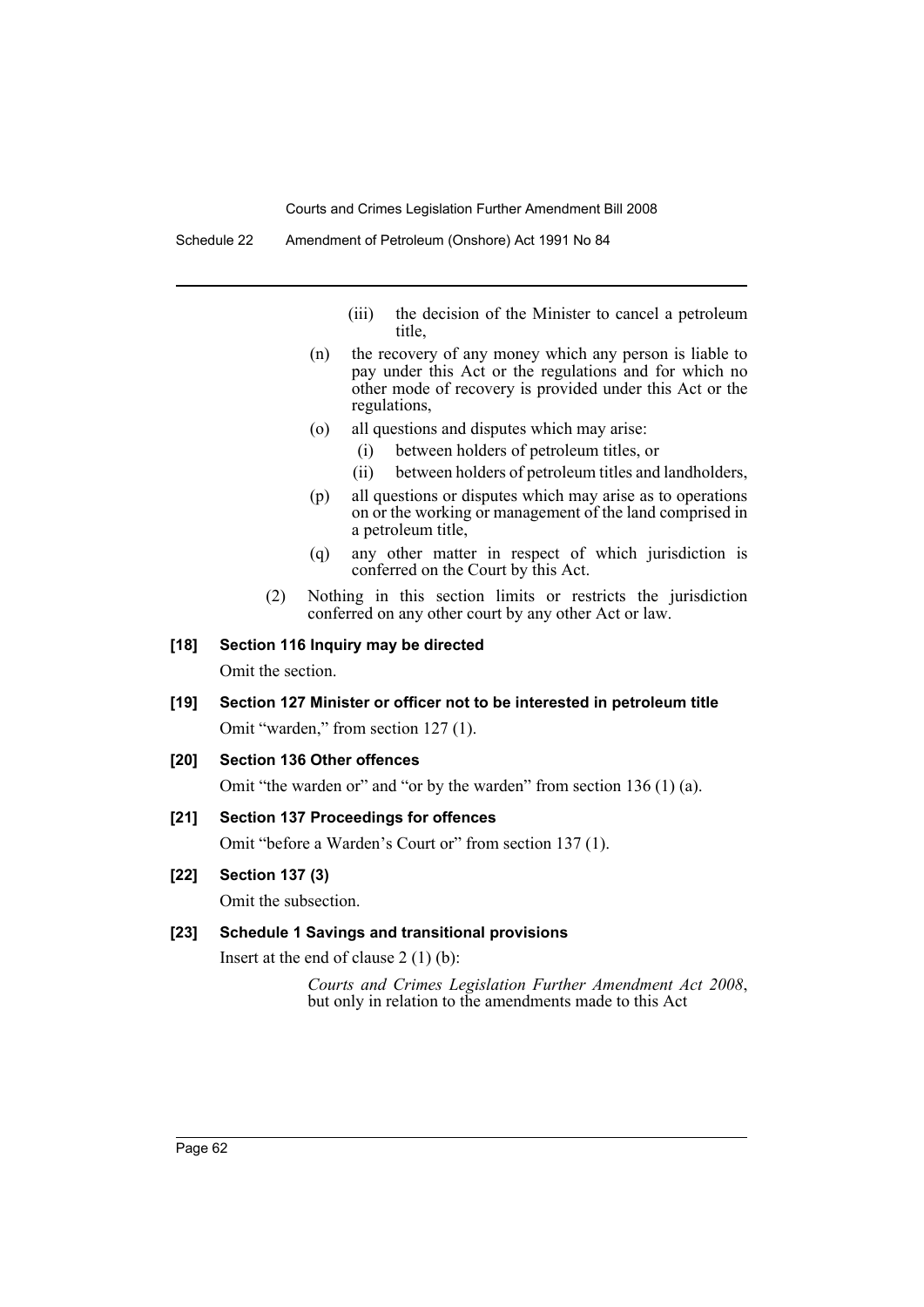(iii) the decision of the Minister to cancel a petroleum title,

(n) the recovery of any money which any person is liable to pay under this Act or the regulations and for which no other mode of recovery is provided under this Act or the regulations,

(o) all questions and disputes which may arise:

  (i) between holders of petroleum titles, or

  (ii) between holders of petroleum titles and landholders,

(p) all questions or disputes which may arise as to operations on or the working or management of the land comprised in a petroleum title,

(q) any other matter in respect of which jurisdiction is conferred on the Court by this Act.

(2) Nothing in this section limits or restricts the jurisdiction conferred on any other court by any other Act or law.

**[18] Section 116 Inquiry may be directed**

Omit the section.

**[19] Section 127 Minister or officer not to be interested in petroleum title**

Omit "warden," from section 127 (1).

**[20] Section 136 Other offences**

Omit "the warden or" and "or by the warden" from section 136 (1) (a).

**[21] Section 137 Proceedings for offences**

Omit "before a Warden's Court or" from section 137 (1).

**[22] Section 137 (3)**

Omit the subsection.

**[23] Schedule 1 Savings and transitional provisions**

Insert at the end of clause 2 (1) (b):

> *Courts and Crimes Legislation Further Amendment Act 2008*, but only in relation to the amendments made to this Act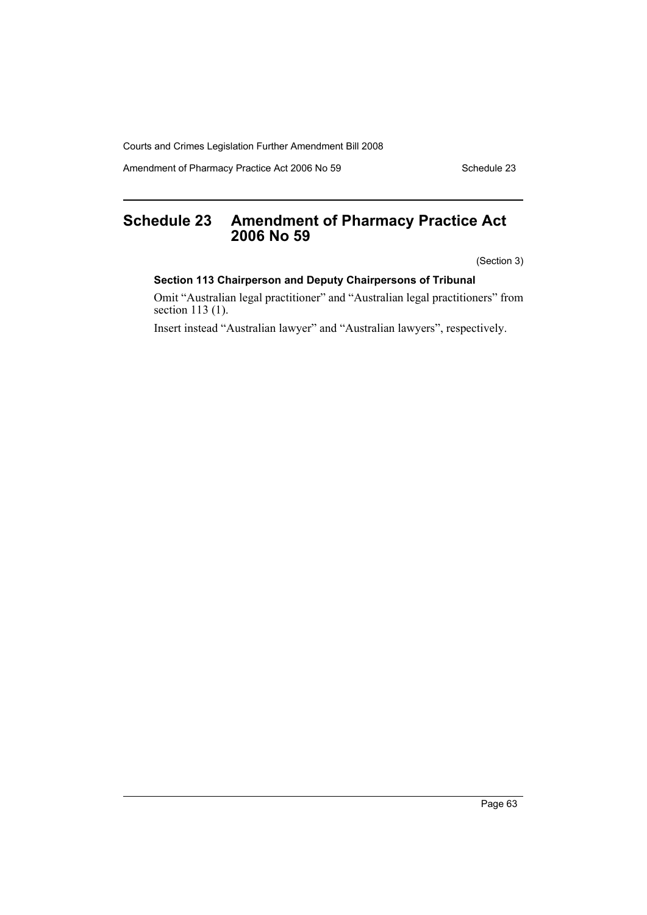# Schedule 23 Amendment of Pharmacy Practice Act 2006 No 59

(Section 3)

### Section 113 Chairperson and Deputy Chairpersons of Tribunal

Omit "Australian legal practitioner" and "Australian legal practitioners" from section 113 (1).

Insert instead "Australian lawyer" and "Australian lawyers", respectively.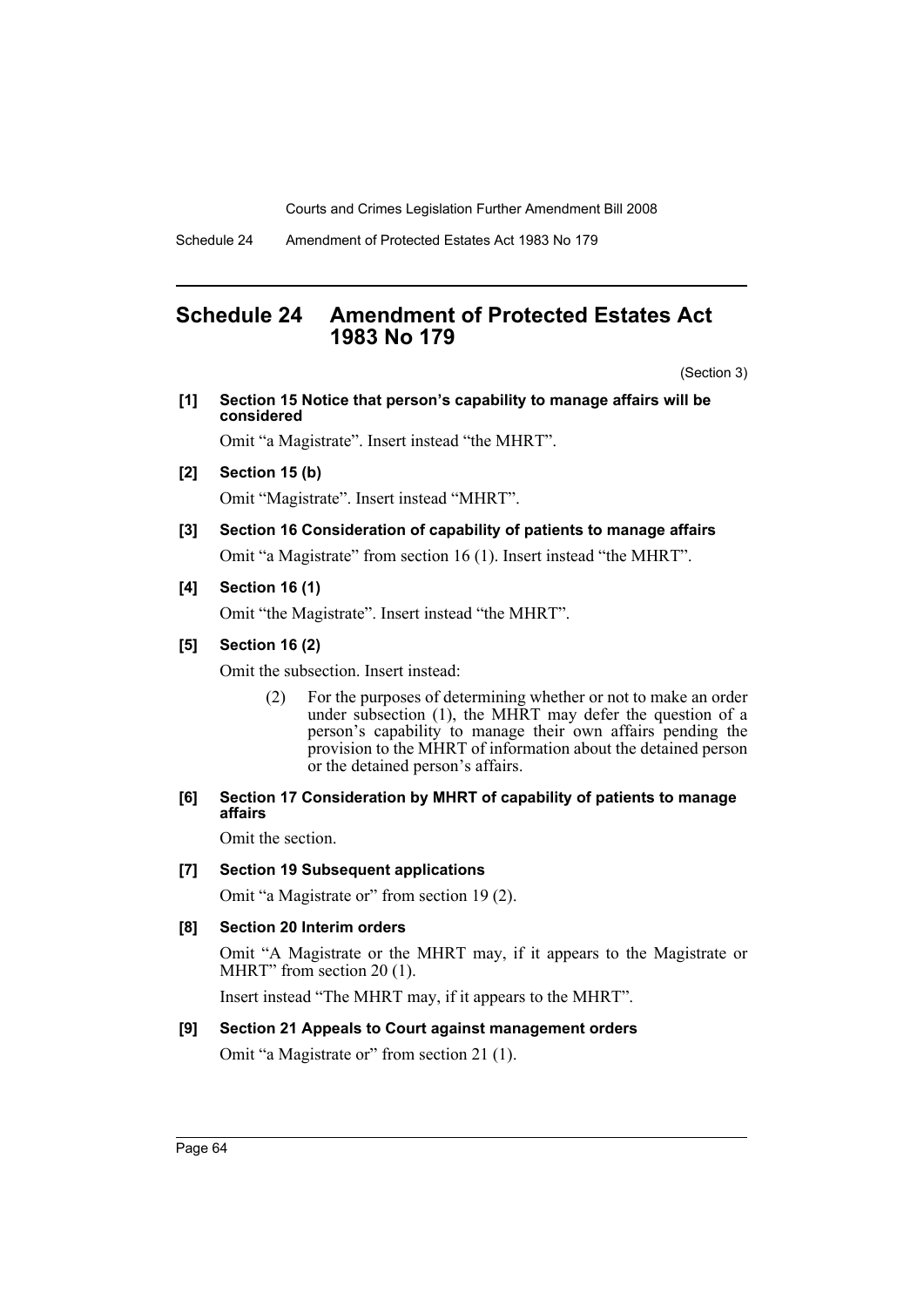# Schedule 24 Amendment of Protected Estates Act 1983 No 179

(Section 3)

**[1] Section 15 Notice that person's capability to manage affairs will be considered**

Omit "a Magistrate". Insert instead "the MHRT".

**[2] Section 15 (b)**

Omit "Magistrate". Insert instead "MHRT".

**[3] Section 16 Consideration of capability of patients to manage affairs**

Omit "a Magistrate" from section 16 (1). Insert instead "the MHRT".

**[4] Section 16 (1)**

Omit "the Magistrate". Insert instead "the MHRT".

**[5] Section 16 (2)**

Omit the subsection. Insert instead:

> (2) For the purposes of determining whether or not to make an order under subsection (1), the MHRT may defer the question of a person's capability to manage their own affairs pending the provision to the MHRT of information about the detained person or the detained person's affairs.

**[6] Section 17 Consideration by MHRT of capability of patients to manage affairs**

Omit the section.

**[7] Section 19 Subsequent applications**

Omit "a Magistrate or" from section 19 (2).

**[8] Section 20 Interim orders**

Omit "A Magistrate or the MHRT may, if it appears to the Magistrate or MHRT" from section 20 (1).

Insert instead "The MHRT may, if it appears to the MHRT".

**[9] Section 21 Appeals to Court against management orders**

Omit "a Magistrate or" from section 21 (1).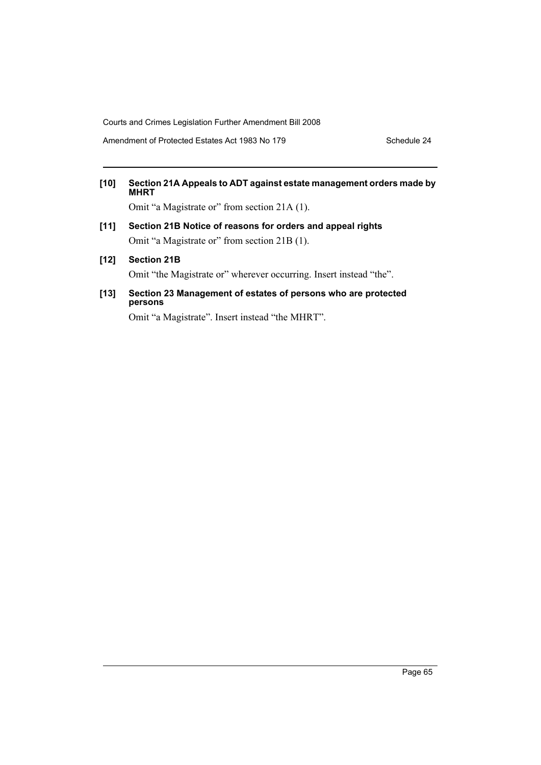**[10] Section 21A Appeals to ADT against estate management orders made by MHRT**

Omit "a Magistrate or" from section 21A (1).

**[11] Section 21B Notice of reasons for orders and appeal rights**

Omit "a Magistrate or" from section 21B (1).

**[12] Section 21B**

Omit "the Magistrate or" wherever occurring. Insert instead "the".

**[13] Section 23 Management of estates of persons who are protected persons**

Omit "a Magistrate". Insert instead "the MHRT".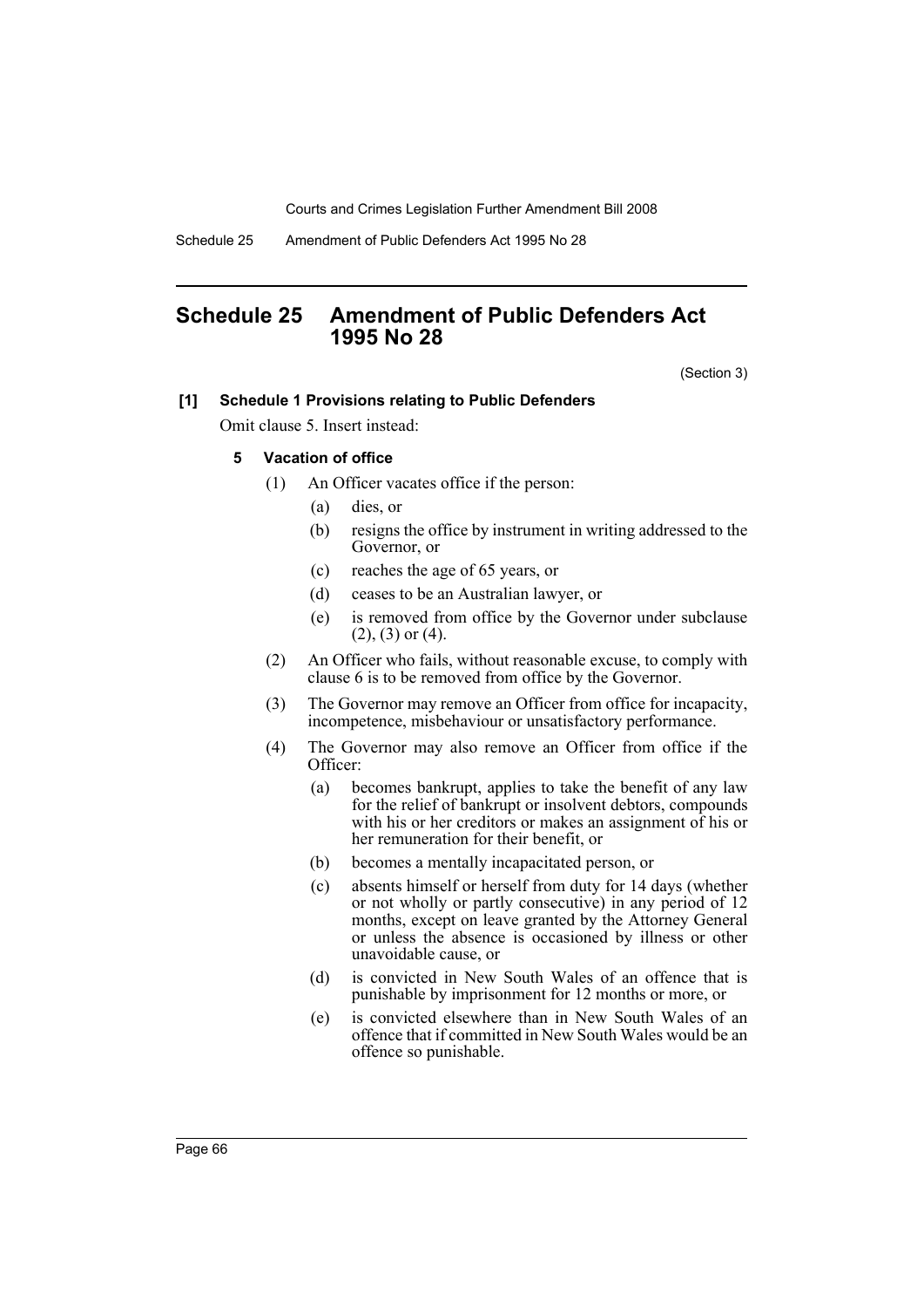## Schedule 25 Amendment of Public Defenders Act 1995 No 28

(Section 3)

**[1] Schedule 1 Provisions relating to Public Defenders**

Omit clause 5. Insert instead:

**5 Vacation of office**

(1) An Officer vacates office if the person:

- (a) dies, or
- (b) resigns the office by instrument in writing addressed to the Governor, or
- (c) reaches the age of 65 years, or
- (d) ceases to be an Australian lawyer, or
- (e) is removed from office by the Governor under subclause (2), (3) or (4).

(2) An Officer who fails, without reasonable excuse, to comply with clause 6 is to be removed from office by the Governor.

(3) The Governor may remove an Officer from office for incapacity, incompetence, misbehaviour or unsatisfactory performance.

(4) The Governor may also remove an Officer from office if the Officer:

- (a) becomes bankrupt, applies to take the benefit of any law for the relief of bankrupt or insolvent debtors, compounds with his or her creditors or makes an assignment of his or her remuneration for their benefit, or
- (b) becomes a mentally incapacitated person, or
- (c) absents himself or herself from duty for 14 days (whether or not wholly or partly consecutive) in any period of 12 months, except on leave granted by the Attorney General or unless the absence is occasioned by illness or other unavoidable cause, or
- (d) is convicted in New South Wales of an offence that is punishable by imprisonment for 12 months or more, or
- (e) is convicted elsewhere than in New South Wales of an offence that if committed in New South Wales would be an offence so punishable.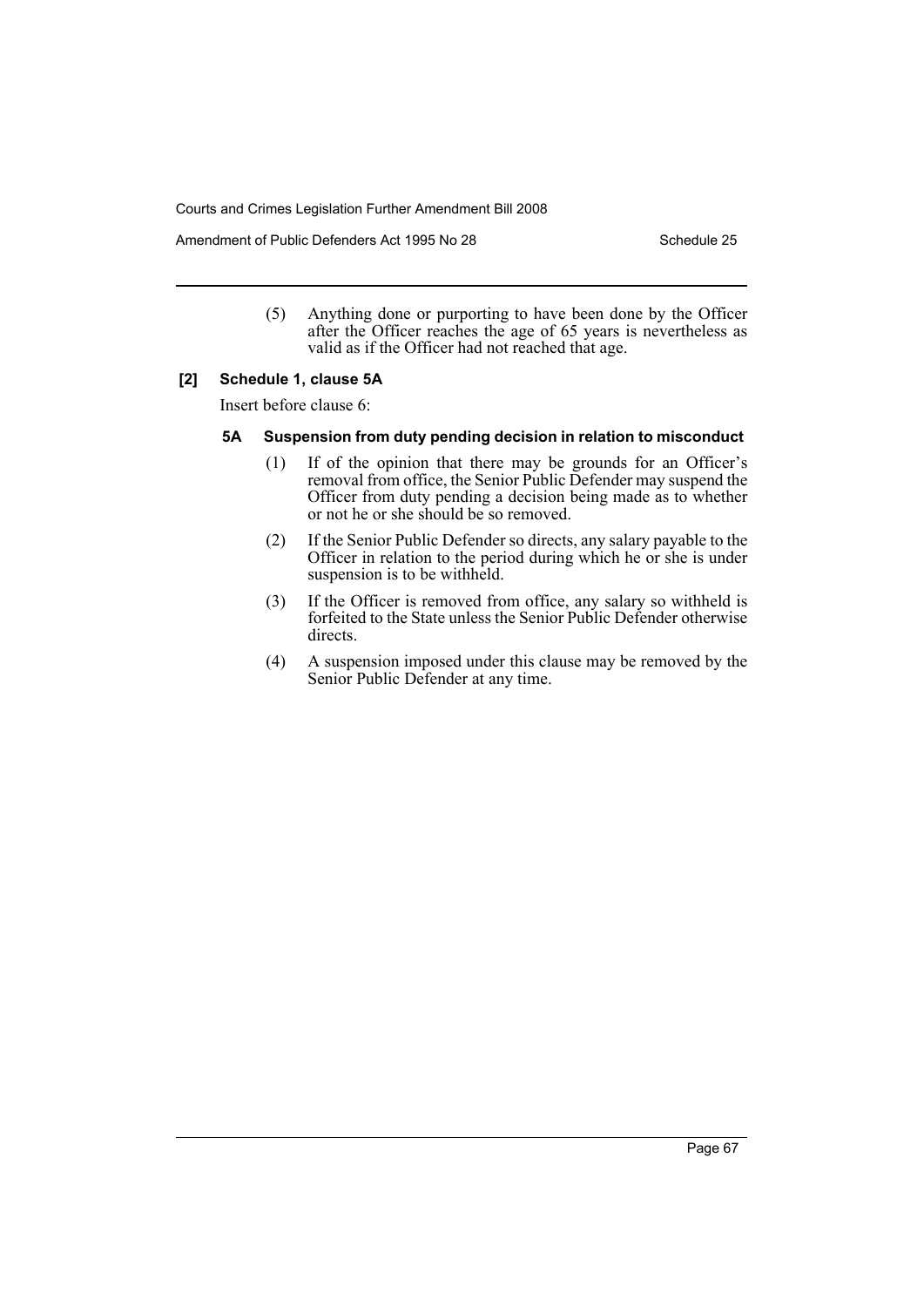(5) Anything done or purporting to have been done by the Officer after the Officer reaches the age of 65 years is nevertheless as valid as if the Officer had not reached that age.

### [2] Schedule 1, clause 5A

Insert before clause 6:

#### 5A Suspension from duty pending decision in relation to misconduct

(1) If of the opinion that there may be grounds for an Officer's removal from office, the Senior Public Defender may suspend the Officer from duty pending a decision being made as to whether or not he or she should be so removed.

(2) If the Senior Public Defender so directs, any salary payable to the Officer in relation to the period during which he or she is under suspension is to be withheld.

(3) If the Officer is removed from office, any salary so withheld is forfeited to the State unless the Senior Public Defender otherwise directs.

(4) A suspension imposed under this clause may be removed by the Senior Public Defender at any time.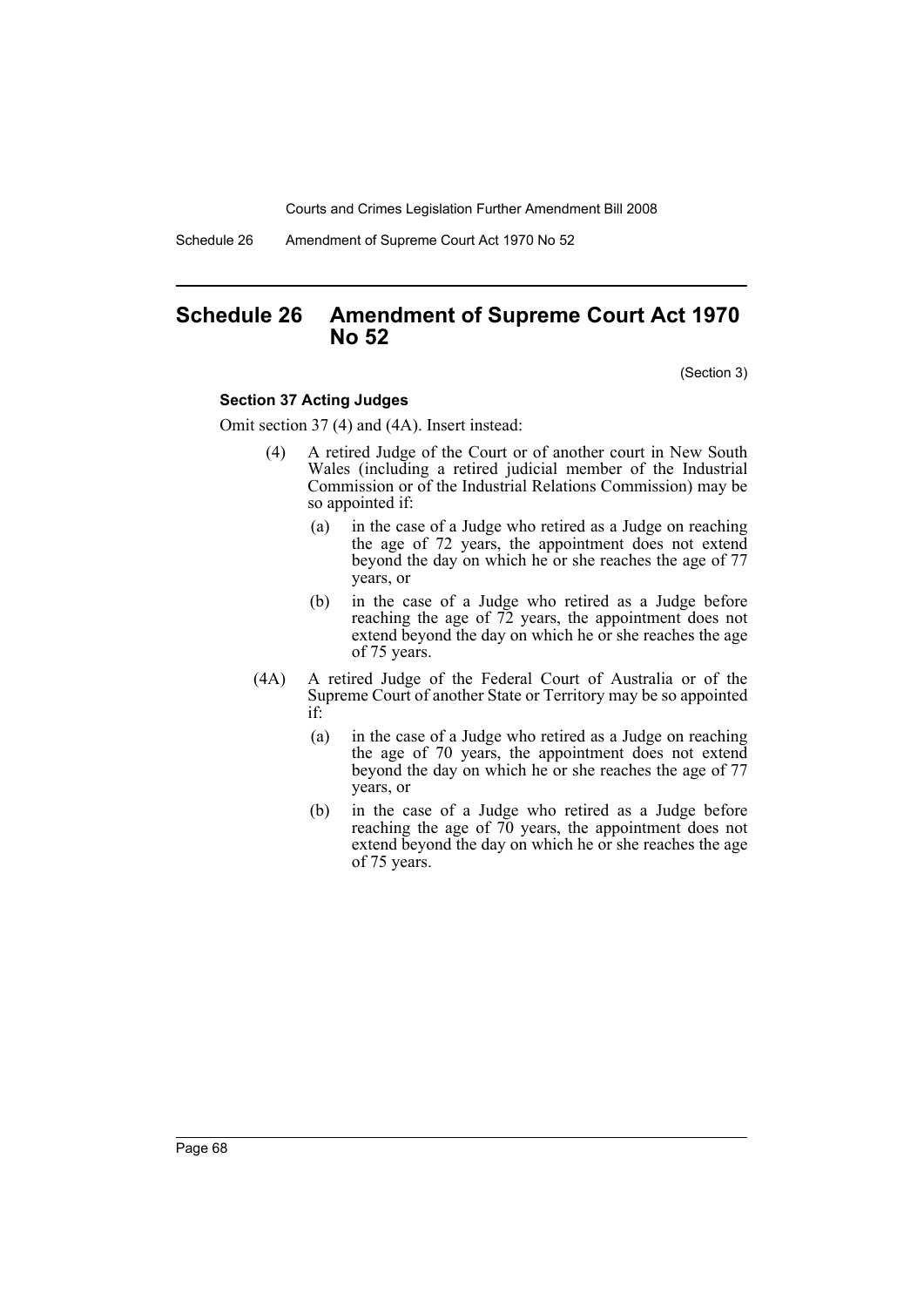## Schedule 26 Amendment of Supreme Court Act 1970 No 52

(Section 3)

**Section 37 Acting Judges**

Omit section 37 (4) and (4A). Insert instead:

(4) A retired Judge of the Court or of another court in New South Wales (including a retired judicial member of the Industrial Commission or of the Industrial Relations Commission) may be so appointed if:

- (a) in the case of a Judge who retired as a Judge on reaching the age of 72 years, the appointment does not extend beyond the day on which he or she reaches the age of 77 years, or
- (b) in the case of a Judge who retired as a Judge before reaching the age of 72 years, the appointment does not extend beyond the day on which he or she reaches the age of 75 years.

(4A) A retired Judge of the Federal Court of Australia or of the Supreme Court of another State or Territory may be so appointed if:

- (a) in the case of a Judge who retired as a Judge on reaching the age of 70 years, the appointment does not extend beyond the day on which he or she reaches the age of 77 years, or
- (b) in the case of a Judge who retired as a Judge before reaching the age of 70 years, the appointment does not extend beyond the day on which he or she reaches the age of 75 years.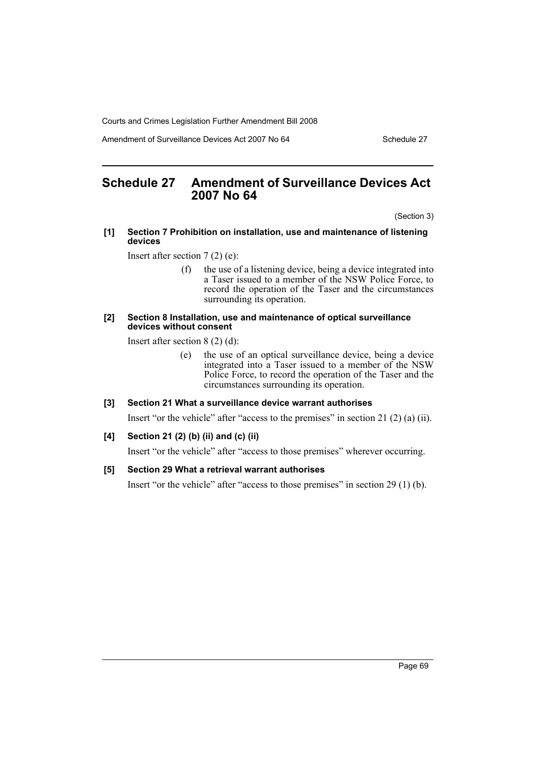# Schedule 27 Amendment of Surveillance Devices Act 2007 No 64

(Section 3)

**[1] Section 7 Prohibition on installation, use and maintenance of listening devices**

Insert after section 7 (2) (e):

> (f) the use of a listening device, being a device integrated into a Taser issued to a member of the NSW Police Force, to record the operation of the Taser and the circumstances surrounding its operation.

**[2] Section 8 Installation, use and maintenance of optical surveillance devices without consent**

Insert after section 8 (2) (d):

> (e) the use of an optical surveillance device, being a device integrated into a Taser issued to a member of the NSW Police Force, to record the operation of the Taser and the circumstances surrounding its operation.

**[3] Section 21 What a surveillance device warrant authorises**

Insert "or the vehicle" after "access to the premises" in section 21 (2) (a) (ii).

**[4] Section 21 (2) (b) (ii) and (c) (ii)**

Insert "or the vehicle" after "access to those premises" wherever occurring.

**[5] Section 29 What a retrieval warrant authorises**

Insert "or the vehicle" after "access to those premises" in section 29 (1) (b).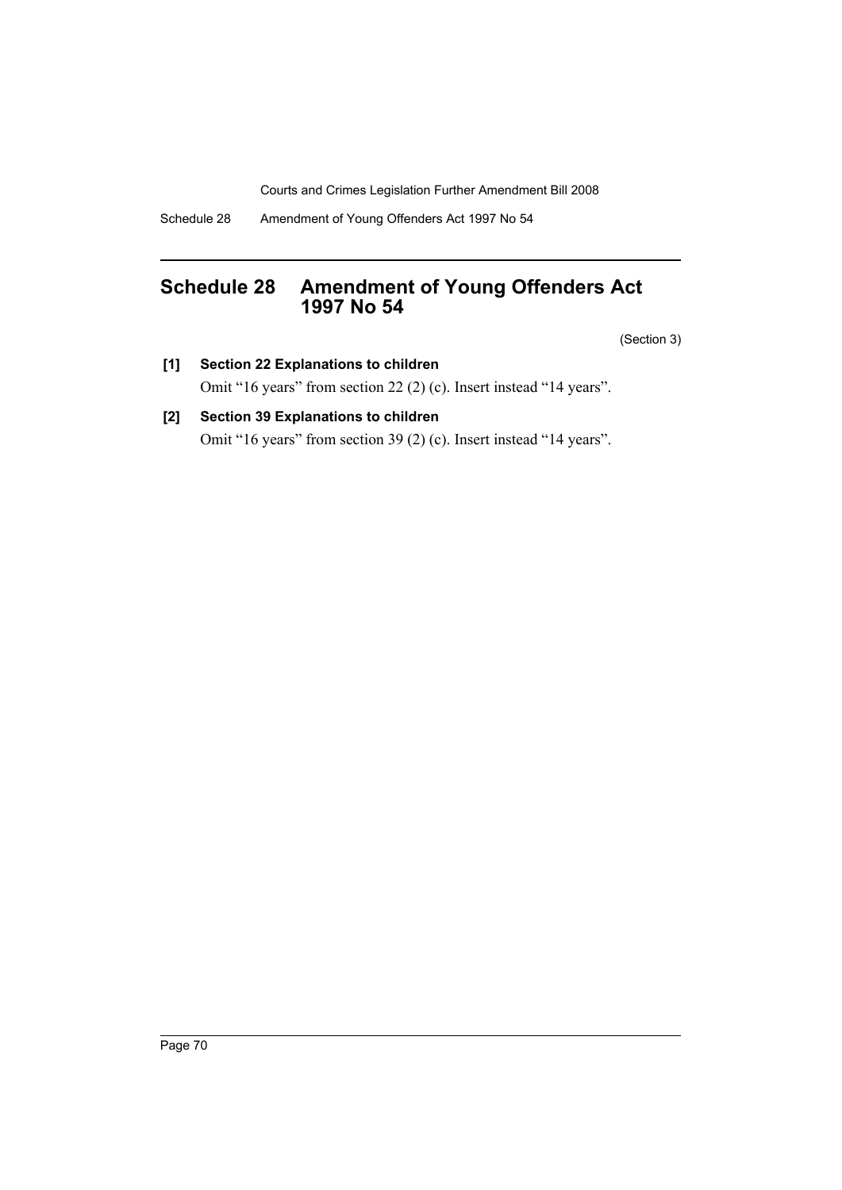# Schedule 28 Amendment of Young Offenders Act 1997 No 54

(Section 3)

**[1] Section 22 Explanations to children**

Omit "16 years" from section 22 (2) (c). Insert instead "14 years".

**[2] Section 39 Explanations to children**

Omit "16 years" from section 39 (2) (c). Insert instead "14 years".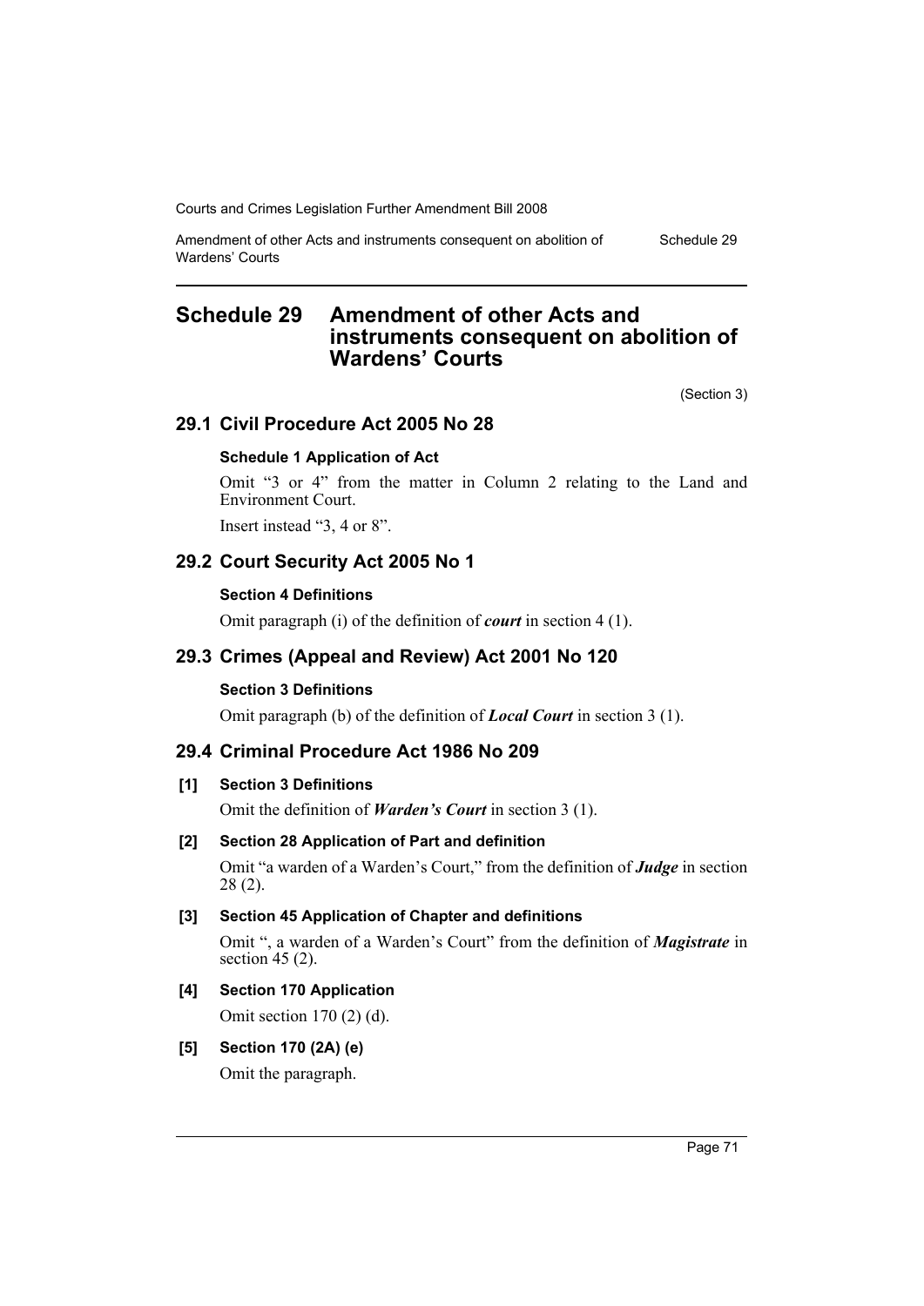# Schedule 29 Amendment of other Acts and instruments consequent on abolition of Wardens' Courts

(Section 3)

## 29.1 Civil Procedure Act 2005 No 28

### Schedule 1 Application of Act

Omit "3 or 4" from the matter in Column 2 relating to the Land and Environment Court.

Insert instead "3, 4 or 8".

## 29.2 Court Security Act 2005 No 1

### Section 4 Definitions

Omit paragraph (i) of the definition of ***court*** in section 4 (1).

## 29.3 Crimes (Appeal and Review) Act 2001 No 120

### Section 3 Definitions

Omit paragraph (b) of the definition of ***Local Court*** in section 3 (1).

## 29.4 Criminal Procedure Act 1986 No 209

### [1] Section 3 Definitions

Omit the definition of ***Warden's Court*** in section 3 (1).

### [2] Section 28 Application of Part and definition

Omit "a warden of a Warden's Court," from the definition of ***Judge*** in section 28 (2).

### [3] Section 45 Application of Chapter and definitions

Omit ", a warden of a Warden's Court" from the definition of ***Magistrate*** in section 45 (2).

### [4] Section 170 Application

Omit section 170 (2) (d).

### [5] Section 170 (2A) (e)

Omit the paragraph.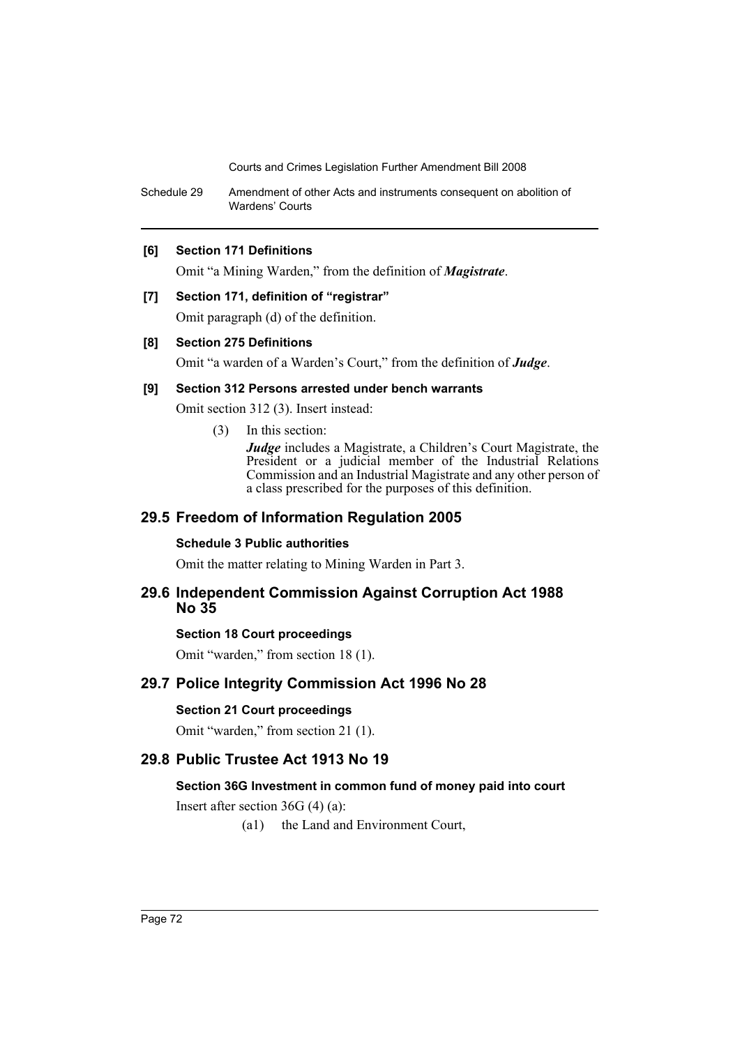**[6] Section 171 Definitions**

Omit "a Mining Warden," from the definition of ***Magistrate***.

**[7] Section 171, definition of "registrar"**

Omit paragraph (d) of the definition.

**[8] Section 275 Definitions**

Omit "a warden of a Warden's Court," from the definition of ***Judge***.

**[9] Section 312 Persons arrested under bench warrants**

Omit section 312 (3). Insert instead:

(3) In this section:

***Judge*** includes a Magistrate, a Children's Court Magistrate, the President or a judicial member of the Industrial Relations Commission and an Industrial Magistrate and any other person of a class prescribed for the purposes of this definition.

## 29.5 Freedom of Information Regulation 2005

**Schedule 3 Public authorities**

Omit the matter relating to Mining Warden in Part 3.

## 29.6 Independent Commission Against Corruption Act 1988 No 35

**Section 18 Court proceedings**

Omit "warden," from section 18 (1).

## 29.7 Police Integrity Commission Act 1996 No 28

**Section 21 Court proceedings**

Omit "warden," from section 21 (1).

## 29.8 Public Trustee Act 1913 No 19

**Section 36G Investment in common fund of money paid into court**

Insert after section 36G (4) (a):

(a1) the Land and Environment Court,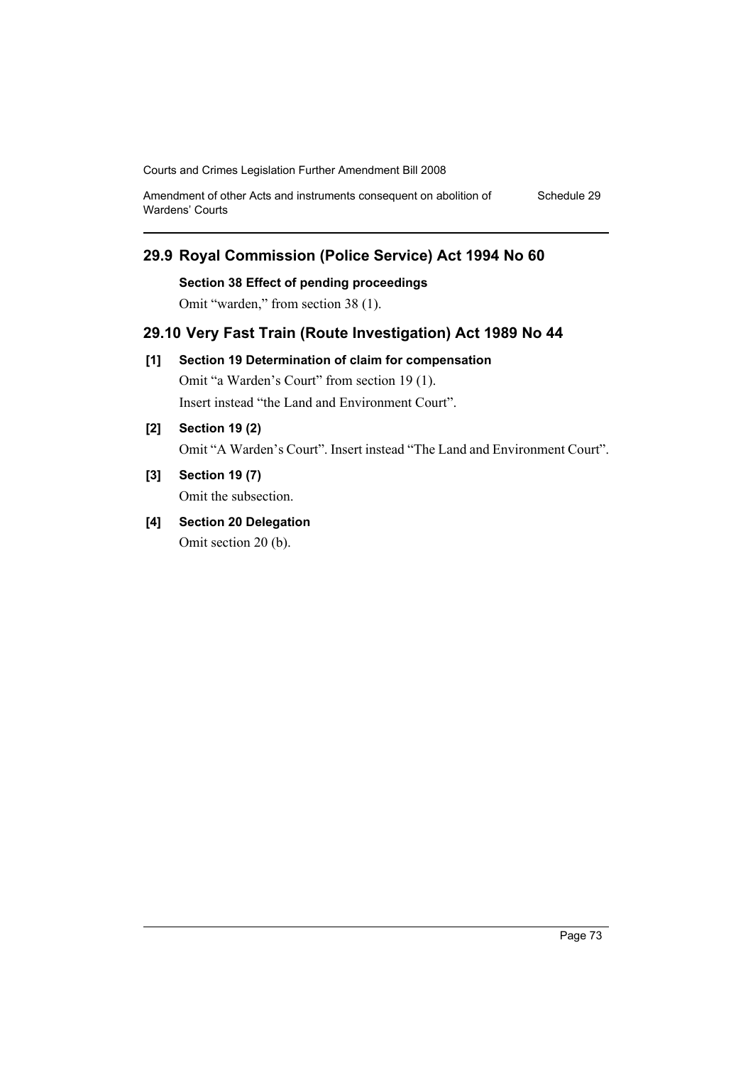## 29.9 Royal Commission (Police Service) Act 1994 No 60

**Section 38 Effect of pending proceedings**

Omit "warden," from section 38 (1).

## 29.10 Very Fast Train (Route Investigation) Act 1989 No 44

**[1] Section 19 Determination of claim for compensation**

Omit "a Warden's Court" from section 19 (1).

Insert instead "the Land and Environment Court".

**[2] Section 19 (2)**

Omit "A Warden's Court". Insert instead "The Land and Environment Court".

**[3] Section 19 (7)**

Omit the subsection.

**[4] Section 20 Delegation**

Omit section 20 (b).